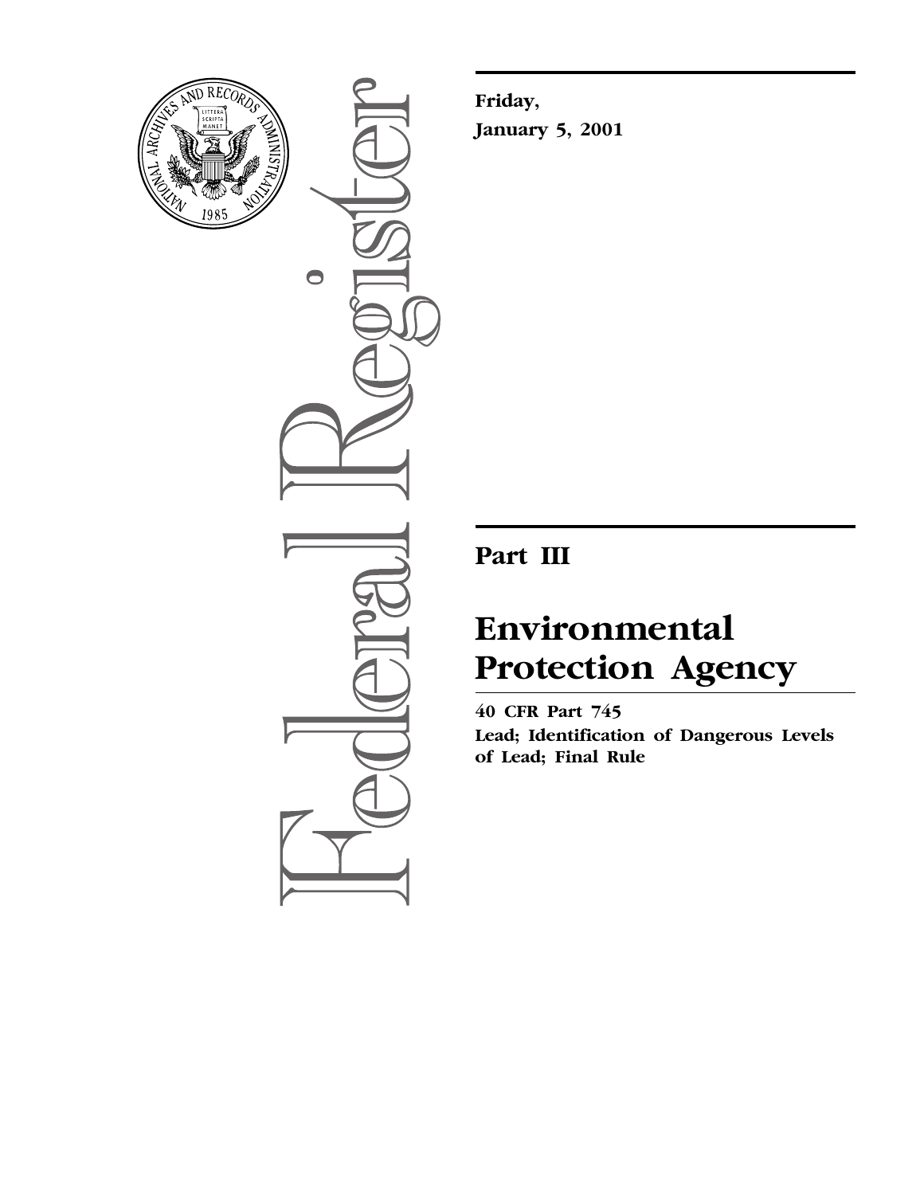**Friday,**

**January 5, 2001**

# Part III

# Environmental Protection Agency

**40 CFR Part 745**

**Lead; Identification of Dangerous Levels of Lead; Final Rule**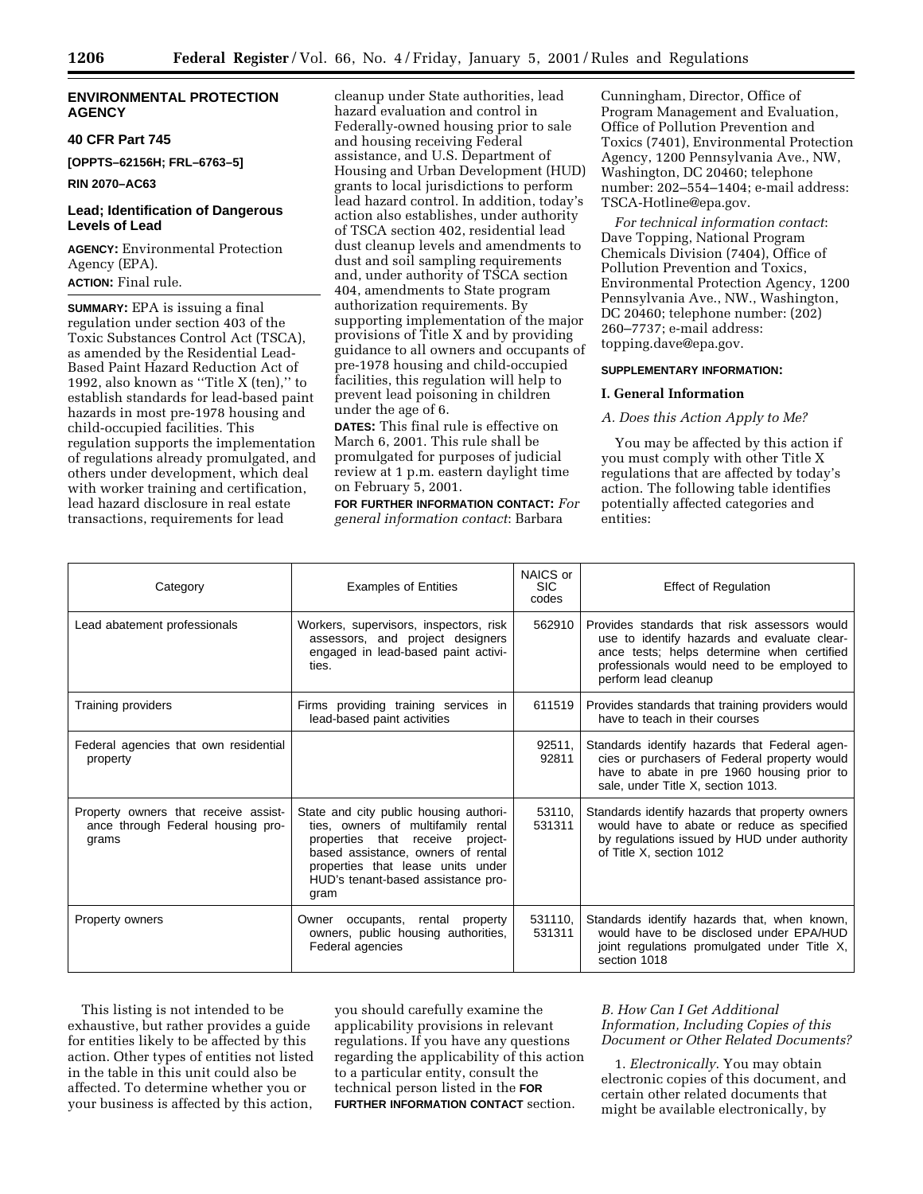## ENVIRONMENTAL PROTECTION AGENCY

### 40 CFR Part 745

**[OPPTS–62156H; FRL–6763–5]**

**RIN 2070–AC63**

### Lead; Identification of Dangerous Levels of Lead

**AGENCY:** Environmental Protection Agency (EPA).

**ACTION:** Final rule.

**SUMMARY:** EPA is issuing a final regulation under section 403 of the Toxic Substances Control Act (TSCA), as amended by the Residential Lead-Based Paint Hazard Reduction Act of 1992, also known as ''Title X (ten),'' to establish standards for lead-based paint hazards in most pre-1978 housing and child-occupied facilities. This regulation supports the implementation of regulations already promulgated, and others under development, which deal with worker training and certification, lead hazard disclosure in real estate transactions, requirements for lead cleanup under State authorities, lead hazard evaluation and control in Federally-owned housing prior to sale and housing receiving Federal assistance, and U.S. Department of Housing and Urban Development (HUD) grants to local jurisdictions to perform lead hazard control. In addition, today's action also establishes, under authority of TSCA section 402, residential lead dust cleanup levels and amendments to dust and soil sampling requirements and, under authority of TSCA section 404, amendments to State program authorization requirements. By supporting implementation of the major provisions of Title X and by providing guidance to all owners and occupants of pre-1978 housing and child-occupied facilities, this regulation will help to prevent lead poisoning in children under the age of 6.

**DATES:** This final rule is effective on March 6, 2001. This rule shall be promulgated for purposes of judicial review at 1 p.m. eastern daylight time on February 5, 2001.

**FOR FURTHER INFORMATION CONTACT:** *For general information contact*: Barbara Cunningham, Director, Office of Program Management and Evaluation, Office of Pollution Prevention and Toxics (7401), Environmental Protection Agency, 1200 Pennsylvania Ave., NW, Washington, DC 20460; telephone number: 202–554–1404; e-mail address: TSCA-Hotline@epa.gov.

*For technical information contact*: Dave Topping, National Program Chemicals Division (7404), Office of Pollution Prevention and Toxics, Environmental Protection Agency, 1200 Pennsylvania Ave., NW., Washington, DC 20460; telephone number: (202) 260–7737; e-mail address: topping.dave@epa.gov.

**SUPPLEMENTARY INFORMATION:**

### I. General Information

*A. Does this Action Apply to Me?*

You may be affected by this action if you must comply with other Title X regulations that are affected by today's action. The following table identifies potentially affected categories and entities:

| Category | Examples of Entities | NAICS or SIC codes | Effect of Regulation |
|---|---|---|---|
| Lead abatement professionals | Workers, supervisors, inspectors, risk assessors, and project designers engaged in lead-based paint activities. | 562910 | Provides standards that risk assessors would use to identify hazards and evaluate clearance tests; helps determine when certified professionals would need to be employed to perform lead cleanup |
| Training providers | Firms providing training services in lead-based paint activities | 611519 | Provides standards that training providers would have to teach in their courses |
| Federal agencies that own residential property | | 92511, 92811 | Standards identify hazards that Federal agencies or purchasers of Federal property would have to abate in pre 1960 housing prior to sale, under Title X, section 1013. |
| Property owners that receive assistance through Federal housing programs | State and city public housing authorities, owners of multifamily rental properties that receive project-based assistance, owners of rental properties that lease units under HUD's tenant-based assistance program | 53110, 531311 | Standards identify hazards that property owners would have to abate or reduce as specified by regulations issued by HUD under authority of Title X, section 1012 |
| Property owners | Owner occupants, rental property owners, public housing authorities, Federal agencies | 531110, 531311 | Standards identify hazards that, when known, would have to be disclosed under EPA/HUD joint regulations promulgated under Title X, section 1018 |

This listing is not intended to be exhaustive, but rather provides a guide for entities likely to be affected by this action. Other types of entities not listed in the table in this unit could also be affected. To determine whether you or your business is affected by this action, you should carefully examine the applicability provisions in relevant regulations. If you have any questions regarding the applicability of this action to a particular entity, consult the technical person listed in the **FOR FURTHER INFORMATION CONTACT** section.

*B. How Can I Get Additional Information, Including Copies of this Document or Other Related Documents?*

1. *Electronically*. You may obtain electronic copies of this document, and certain other related documents that might be available electronically, by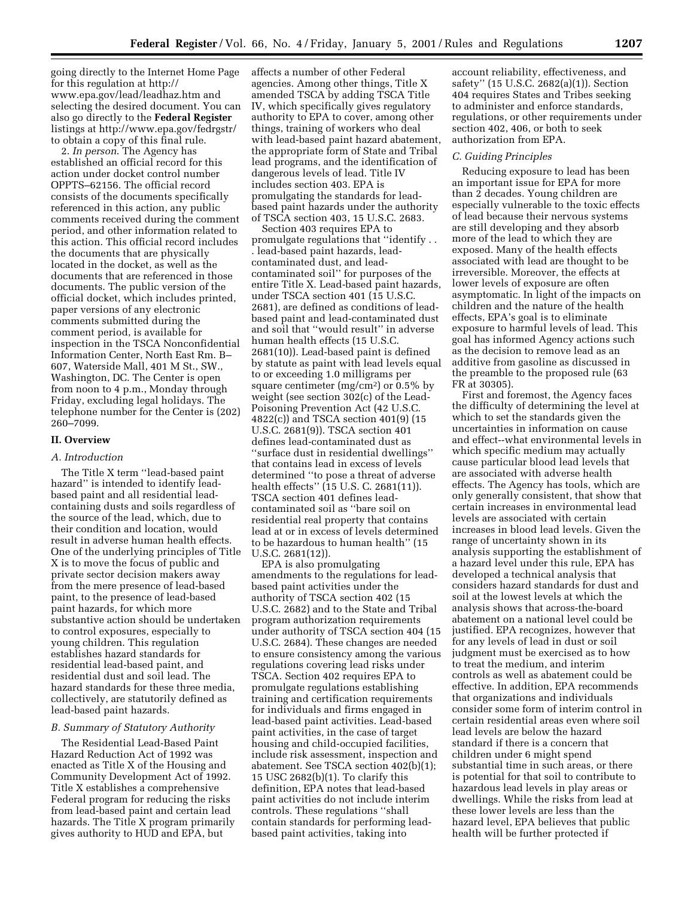going directly to the Internet Home Page for this regulation at http://www.epa.gov/lead/leadhaz.htm and selecting the desired document. You can also go directly to the **Federal Register** listings at http://www.epa.gov/fedrgstr/ to obtain a copy of this final rule.

2. *In person*. The Agency has established an official record for this action under docket control number OPPTS–62156. The official record consists of the documents specifically referenced in this action, any public comments received during the comment period, and other information related to this action. This official record includes the documents that are physically located in the docket, as well as the documents that are referenced in those documents. The public version of the official docket, which includes printed, paper versions of any electronic comments submitted during the comment period, is available for inspection in the TSCA Nonconfidential Information Center, North East Rm. B–607, Waterside Mall, 401 M St., SW., Washington, DC. The Center is open from noon to 4 p.m., Monday through Friday, excluding legal holidays. The telephone number for the Center is (202) 260–7099.

## II. Overview

### A. Introduction

The Title X term ''lead-based paint hazard'' is intended to identify lead-based paint and all residential lead-containing dusts and soils regardless of the source of the lead, which, due to their condition and location, would result in adverse human health effects. One of the underlying principles of Title X is to move the focus of public and private sector decision makers away from the mere presence of lead-based paint, to the presence of lead-based paint hazards, for which more substantive action should be undertaken to control exposures, especially to young children. This regulation establishes hazard standards for residential lead-based paint, and residential dust and soil lead. The hazard standards for these three media, collectively, are statutorily defined as lead-based paint hazards.

### B. Summary of Statutory Authority

The Residential Lead-Based Paint Hazard Reduction Act of 1992 was enacted as Title X of the Housing and Community Development Act of 1992. Title X establishes a comprehensive Federal program for reducing the risks from lead-based paint and certain lead hazards. The Title X program primarily gives authority to HUD and EPA, but affects a number of other Federal agencies. Among other things, Title X amended TSCA by adding TSCA Title IV, which specifically gives regulatory authority to EPA to cover, among other things, training of workers who deal with lead-based paint hazard abatement, the appropriate form of State and Tribal lead programs, and the identification of dangerous levels of lead. Title IV includes section 403. EPA is promulgating the standards for lead-based paint hazards under the authority of TSCA section 403, 15 U.S.C. 2683.

Section 403 requires EPA to promulgate regulations that ''identify . . . lead-based paint hazards, lead-contaminated dust, and lead-contaminated soil'' for purposes of the entire Title X. Lead-based paint hazards, under TSCA section 401 (15 U.S.C. 2681), are defined as conditions of lead-based paint and lead-contaminated dust and soil that ''would result'' in adverse human health effects (15 U.S.C. 2681(10)). Lead-based paint is defined by statute as paint with lead levels equal to or exceeding 1.0 milligrams per square centimeter (mg/cm$^2$) or 0.5% by weight (see section 302(c) of the Lead-Poisoning Prevention Act (42 U.S.C. 4822(c)) and TSCA section 401(9) (15 U.S.C. 2681(9)). TSCA section 401 defines lead-contaminated dust as ''surface dust in residential dwellings'' that contains lead in excess of levels determined ''to pose a threat of adverse health effects'' (15 U.S. C. 2681(11)). TSCA section 401 defines lead-contaminated soil as ''bare soil on residential real property that contains lead at or in excess of levels determined to be hazardous to human health'' (15 U.S.C. 2681(12)).

EPA is also promulgating amendments to the regulations for lead-based paint activities under the authority of TSCA section 402 (15 U.S.C. 2682) and to the State and Tribal program authorization requirements under authority of TSCA section 404 (15 U.S.C. 2684). These changes are needed to ensure consistency among the various regulations covering lead risks under TSCA. Section 402 requires EPA to promulgate regulations establishing training and certification requirements for individuals and firms engaged in lead-based paint activities. Lead-based paint activities, in the case of target housing and child-occupied facilities, include risk assessment, inspection and abatement. See TSCA section 402(b)(1); 15 USC 2682(b)(1). To clarify this definition, EPA notes that lead-based paint activities do not include interim controls. These regulations ''shall contain standards for performing lead-based paint activities, taking into account reliability, effectiveness, and safety'' (15 U.S.C. 2682(a)(1)). Section 404 requires States and Tribes seeking to administer and enforce standards, regulations, or other requirements under section 402, 406, or both to seek authorization from EPA.

### C. Guiding Principles

Reducing exposure to lead has been an important issue for EPA for more than 2 decades. Young children are especially vulnerable to the toxic effects of lead because their nervous systems are still developing and they absorb more of the lead to which they are exposed. Many of the health effects associated with lead are thought to be irreversible. Moreover, the effects at lower levels of exposure are often asymptomatic. In light of the impacts on children and the nature of the health effects, EPA's goal is to eliminate exposure to harmful levels of lead. This goal has informed Agency actions such as the decision to remove lead as an additive from gasoline as discussed in the preamble to the proposed rule (63 FR at 30305).

First and foremost, the Agency faces the difficulty of determining the level at which to set the standards given the uncertainties in information on cause and effect--what environmental levels in which specific medium may actually cause particular blood lead levels that are associated with adverse health effects. The Agency has tools, which are only generally consistent, that show that certain increases in environmental lead levels are associated with certain increases in blood lead levels. Given the range of uncertainty shown in its analysis supporting the establishment of a hazard level under this rule, EPA has developed a technical analysis that considers hazard standards for dust and soil at the lowest levels at which the analysis shows that across-the-board abatement on a national level could be justified. EPA recognizes, however that for any levels of lead in dust or soil judgment must be exercised as to how to treat the medium, and interim controls as well as abatement could be effective. In addition, EPA recommends that organizations and individuals consider some form of interim control in certain residential areas even where soil lead levels are below the hazard standard if there is a concern that children under 6 might spend substantial time in such areas, or there is potential for that soil to contribute to hazardous lead levels in play areas or dwellings. While the risks from lead at these lower levels are less than the hazard level, EPA believes that public health will be further protected if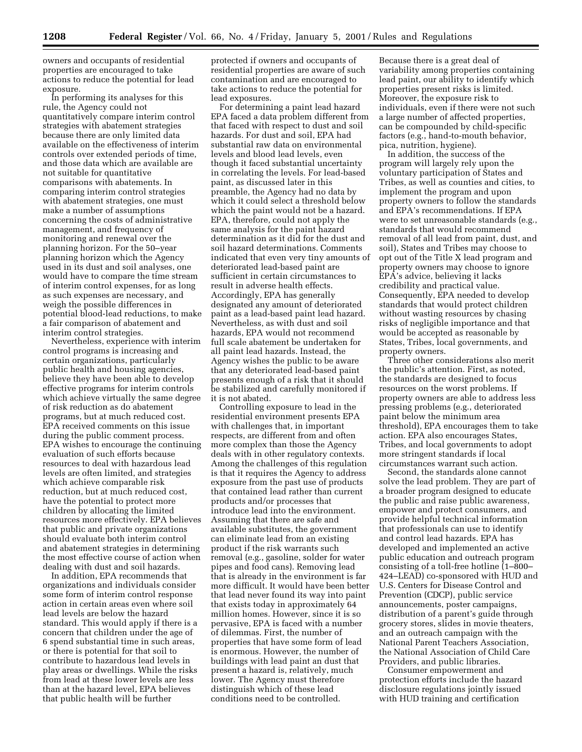owners and occupants of residential properties are encouraged to take actions to reduce the potential for lead exposure.

In performing its analyses for this rule, the Agency could not quantitatively compare interim control strategies with abatement strategies because there are only limited data available on the effectiveness of interim controls over extended periods of time, and those data which are available are not suitable for quantitative comparisons with abatements. In comparing interim control strategies with abatement strategies, one must make a number of assumptions concerning the costs of administrative management, and frequency of monitoring and renewal over the planning horizon. For the 50–year planning horizon which the Agency used in its dust and soil analyses, one would have to compare the time stream of interim control expenses, for as long as such expenses are necessary, and weigh the possible differences in potential blood-lead reductions, to make a fair comparison of abatement and interim control strategies.

Nevertheless, experience with interim control programs is increasing and certain organizations, particularly public health and housing agencies, believe they have been able to develop effective programs for interim controls which achieve virtually the same degree of risk reduction as do abatement programs, but at much reduced cost. EPA received comments on this issue during the public comment process. EPA wishes to encourage the continuing evaluation of such efforts because resources to deal with hazardous lead levels are often limited, and strategies which achieve comparable risk reduction, but at much reduced cost, have the potential to protect more children by allocating the limited resources more effectively. EPA believes that public and private organizations should evaluate both interim control and abatement strategies in determining the most effective course of action when dealing with dust and soil hazards.

In addition, EPA recommends that organizations and individuals consider some form of interim control response action in certain areas even where soil lead levels are below the hazard standard. This would apply if there is a concern that children under the age of 6 spend substantial time in such areas, or there is potential for that soil to contribute to hazardous lead levels in play areas or dwellings. While the risks from lead at these lower levels are less than at the hazard level, EPA believes that public health will be further protected if owners and occupants of residential properties are aware of such contamination and are encouraged to take actions to reduce the potential for lead exposures.

For determining a paint lead hazard EPA faced a data problem different from that faced with respect to dust and soil hazards. For dust and soil, EPA had substantial raw data on environmental levels and blood lead levels, even though it faced substantial uncertainty in correlating the levels. For lead-based paint, as discussed later in this preamble, the Agency had no data by which it could select a threshold below which the paint would not be a hazard. EPA, therefore, could not apply the same analysis for the paint hazard determination as it did for the dust and soil hazard determinations. Comments indicated that even very tiny amounts of deteriorated lead-based paint are sufficient in certain circumstances to result in adverse health effects. Accordingly, EPA has generally designated any amount of deteriorated paint as a lead-based paint lead hazard. Nevertheless, as with dust and soil hazards, EPA would not recommend full scale abatement be undertaken for all paint lead hazards. Instead, the Agency wishes the public to be aware that any deteriorated lead-based paint presents enough of a risk that it should be stabilized and carefully monitored if it is not abated.

Controlling exposure to lead in the residential environment presents EPA with challenges that, in important respects, are different from and often more complex than those the Agency deals with in other regulatory contexts. Among the challenges of this regulation is that it requires the Agency to address exposure from the past use of products that contained lead rather than current products and/or processes that introduce lead into the environment. Assuming that there are safe and available substitutes, the government can eliminate lead from an existing product if the risk warrants such removal (e.g., gasoline, solder for water pipes and food cans). Removing lead that is already in the environment is far more difficult. It would have been better that lead never found its way into paint that exists today in approximately 64 million homes. However, since it is so pervasive, EPA is faced with a number of dilemmas. First, the number of properties that have some form of lead is enormous. However, the number of buildings with lead paint an dust that present a hazard is, relatively, much lower. The Agency must therefore distinguish which of these lead conditions need to be controlled. Because there is a great deal of variability among properties containing lead paint, our ability to identify which properties present risks is limited. Moreover, the exposure risk to individuals, even if there were not such a large number of affected properties, can be compounded by child-specific factors (e.g., hand-to-mouth behavior, pica, nutrition, hygiene).

In addition, the success of the program will largely rely upon the voluntary participation of States and Tribes, as well as counties and cities, to implement the program and upon property owners to follow the standards and EPA's recommendations. If EPA were to set unreasonable standards (e.g., standards that would recommend removal of all lead from paint, dust, and soil), States and Tribes may choose to opt out of the Title X lead program and property owners may choose to ignore EPA's advice, believing it lacks credibility and practical value. Consequently, EPA needed to develop standards that would protect children without wasting resources by chasing risks of negligible importance and that would be accepted as reasonable by States, Tribes, local governments, and property owners.

Three other considerations also merit the public's attention. First, as noted, the standards are designed to focus resources on the worst problems. If property owners are able to address less pressing problems (e.g., deteriorated paint below the minimum area threshold), EPA encourages them to take action. EPA also encourages States, Tribes, and local governments to adopt more stringent standards if local circumstances warrant such action.

Second, the standards alone cannot solve the lead problem. They are part of a broader program designed to educate the public and raise public awareness, empower and protect consumers, and provide helpful technical information that professionals can use to identify and control lead hazards. EPA has developed and implemented an active public education and outreach program consisting of a toll-free hotline (1–800–424–LEAD) co-sponsored with HUD and U.S. Centers for Disease Control and Prevention (CDCP), public service announcements, poster campaigns, distribution of a parent's guide through grocery stores, slides in movie theaters, and an outreach campaign with the National Parent Teachers Association, the National Association of Child Care Providers, and public libraries.

Consumer empowerment and protection efforts include the hazard disclosure regulations jointly issued with HUD training and certification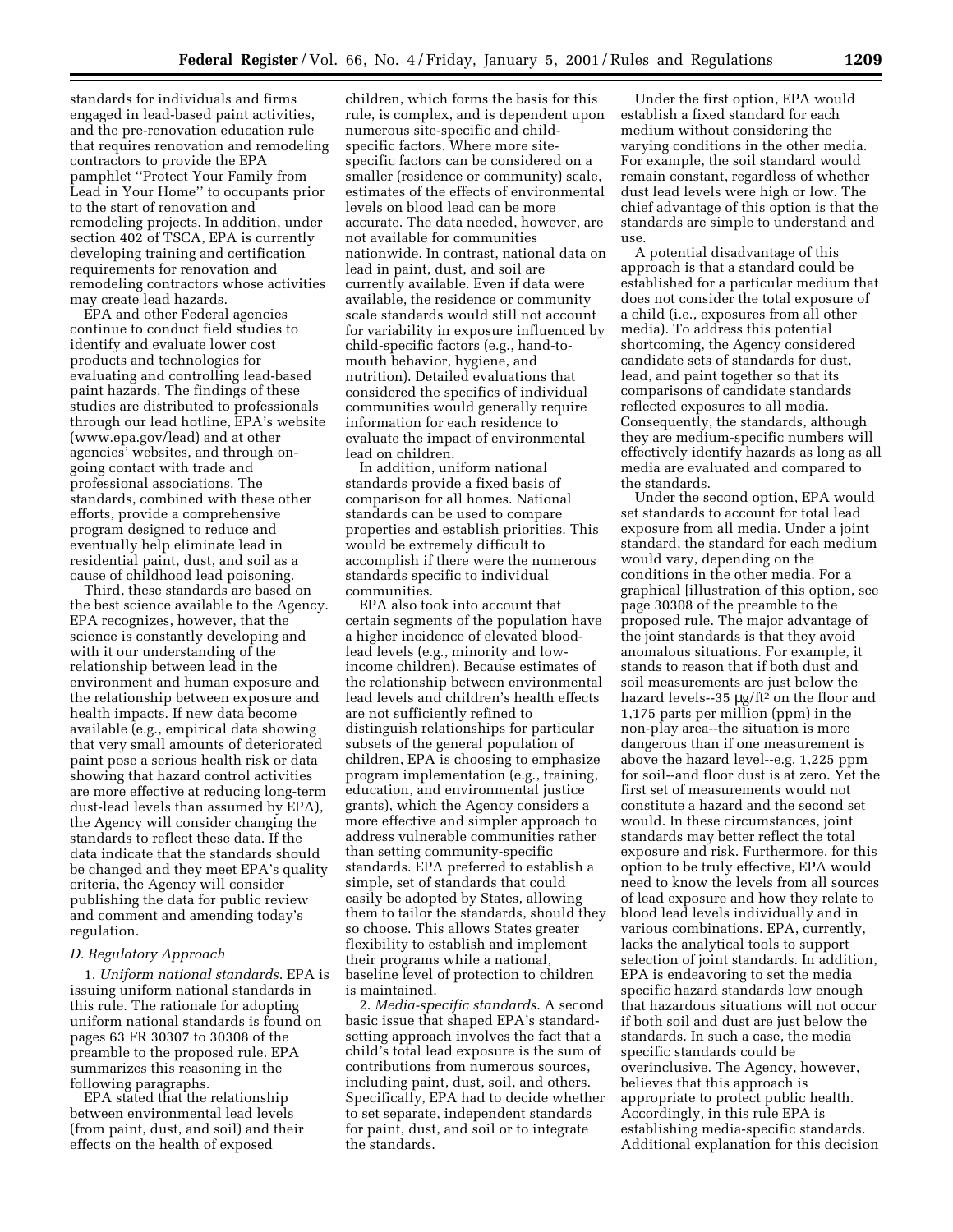standards for individuals and firms engaged in lead-based paint activities, and the pre-renovation education rule that requires renovation and remodeling contractors to provide the EPA pamphlet ''Protect Your Family from Lead in Your Home'' to occupants prior to the start of renovation and remodeling projects. In addition, under section 402 of TSCA, EPA is currently developing training and certification requirements for renovation and remodeling contractors whose activities may create lead hazards.

EPA and other Federal agencies continue to conduct field studies to identify and evaluate lower cost products and technologies for evaluating and controlling lead-based paint hazards. The findings of these studies are distributed to professionals through our lead hotline, EPA's website (www.epa.gov/lead) and at other agencies' websites, and through on-going contact with trade and professional associations. The standards, combined with these other efforts, provide a comprehensive program designed to reduce and eventually help eliminate lead in residential paint, dust, and soil as a cause of childhood lead poisoning.

Third, these standards are based on the best science available to the Agency. EPA recognizes, however, that the science is constantly developing and with it our understanding of the relationship between lead in the environment and human exposure and the relationship between exposure and health impacts. If new data become available (e.g., empirical data showing that very small amounts of deteriorated paint pose a serious health risk or data showing that hazard control activities are more effective at reducing long-term dust-lead levels than assumed by EPA), the Agency will consider changing the standards to reflect these data. If the data indicate that the standards should be changed and they meet EPA's quality criteria, the Agency will consider publishing the data for public review and comment and amending today's regulation.

### *D. Regulatory Approach*

1. *Uniform national standards.* EPA is issuing uniform national standards in this rule. The rationale for adopting uniform national standards is found on pages 63 FR 30307 to 30308 of the preamble to the proposed rule. EPA summarizes this reasoning in the following paragraphs.

EPA stated that the relationship between environmental lead levels (from paint, dust, and soil) and their effects on the health of exposed children, which forms the basis for this rule, is complex, and is dependent upon numerous site-specific and child-specific factors. Where more site-specific factors can be considered on a smaller (residence or community) scale, estimates of the effects of environmental levels on blood lead can be more accurate. The data needed, however, are not available for communities nationwide. In contrast, national data on lead in paint, dust, and soil are currently available. Even if data were available, the residence or community scale standards would still not account for variability in exposure influenced by child-specific factors (e.g., hand-to-mouth behavior, hygiene, and nutrition). Detailed evaluations that considered the specifics of individual communities would generally require information for each residence to evaluate the impact of environmental lead on children.

In addition, uniform national standards provide a fixed basis of comparison for all homes. National standards can be used to compare properties and establish priorities. This would be extremely difficult to accomplish if there were the numerous standards specific to individual communities.

EPA also took into account that certain segments of the population have a higher incidence of elevated blood-lead levels (e.g., minority and low-income children). Because estimates of the relationship between environmental lead levels and children's health effects are not sufficiently refined to distinguish relationships for particular subsets of the general population of children, EPA is choosing to emphasize program implementation (e.g., training, education, and environmental justice grants), which the Agency considers a more effective and simpler approach to address vulnerable communities rather than setting community-specific standards. EPA preferred to establish a simple, set of standards that could easily be adopted by States, allowing them to tailor the standards, should they so choose. This allows States greater flexibility to establish and implement their programs while a national, baseline level of protection to children is maintained.

2. *Media-specific standards.* A second basic issue that shaped EPA's standard-setting approach involves the fact that a child's total lead exposure is the sum of contributions from numerous sources, including paint, dust, soil, and others. Specifically, EPA had to decide whether to set separate, independent standards for paint, dust, and soil or to integrate the standards.

Under the first option, EPA would establish a fixed standard for each medium without considering the varying conditions in the other media. For example, the soil standard would remain constant, regardless of whether dust lead levels were high or low. The chief advantage of this option is that the standards are simple to understand and use.

A potential disadvantage of this approach is that a standard could be established for a particular medium that does not consider the total exposure of a child (i.e., exposures from all other media). To address this potential shortcoming, the Agency considered candidate sets of standards for dust, lead, and paint together so that its comparisons of candidate standards reflected exposures to all media. Consequently, the standards, although they are medium-specific numbers will effectively identify hazards as long as all media are evaluated and compared to the standards.

Under the second option, EPA would set standards to account for total lead exposure from all media. Under a joint standard, the standard for each medium would vary, depending on the conditions in the other media. For a graphical [illustration of this option, see page 30308 of the preamble to the proposed rule. The major advantage of the joint standards is that they avoid anomalous situations. For example, it stands to reason that if both dust and soil measurements are just below the hazard levels--35 µg/ft$^2$ on the floor and 1,175 parts per million (ppm) in the non-play area--the situation is more dangerous than if one measurement is above the hazard level--e.g. 1,225 ppm for soil--and floor dust is at zero. Yet the first set of measurements would not constitute a hazard and the second set would. In these circumstances, joint standards may better reflect the total exposure and risk. Furthermore, for this option to be truly effective, EPA would need to know the levels from all sources of lead exposure and how they relate to blood lead levels individually and in various combinations. EPA, currently, lacks the analytical tools to support selection of joint standards. In addition, EPA is endeavoring to set the media specific hazard standards low enough that hazardous situations will not occur if both soil and dust are just below the standards. In such a case, the media specific standards could be overinclusive. The Agency, however, believes that this approach is appropriate to protect public health. Accordingly, in this rule EPA is establishing media-specific standards. Additional explanation for this decision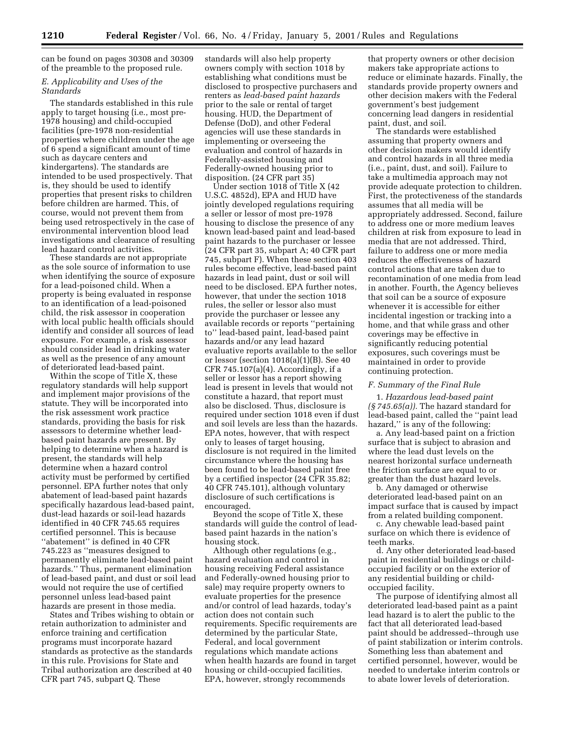can be found on pages 30308 and 30309 of the preamble to the proposed rule.

### *E. Applicability and Uses of the Standards*

The standards established in this rule apply to target housing (i.e., most pre-1978 housing) and child-occupied facilities (pre-1978 non-residential properties where children under the age of 6 spend a significant amount of time such as daycare centers and kindergartens). The standards are intended to be used prospectively. That is, they should be used to identify properties that present risks to children before children are harmed. This, of course, would not prevent them from being used retrospectively in the case of environmental intervention blood lead investigations and clearance of resulting lead hazard control activities.

These standards are not appropriate as the sole source of information to use when identifying the source of exposure for a lead-poisoned child. When a property is being evaluated in response to an identification of a lead-poisoned child, the risk assessor in cooperation with local public health officials should identify and consider all sources of lead exposure. For example, a risk assessor should consider lead in drinking water as well as the presence of any amount of deteriorated lead-based paint.

Within the scope of Title X, these regulatory standards will help support and implement major provisions of the statute. They will be incorporated into the risk assessment work practice standards, providing the basis for risk assessors to determine whether lead-based paint hazards are present. By helping to determine when a hazard is present, the standards will help determine when a hazard control activity must be performed by certified personnel. EPA further notes that only abatement of lead-based paint hazards specifically hazardous lead-based paint, dust-lead hazards or soil-lead hazards identified in 40 CFR 745.65 requires certified personnel. This is because ''abatement'' is defined in 40 CFR 745.223 as ''measures designed to permanently eliminate lead-based paint hazards.'' Thus, permanent elimination of lead-based paint, and dust or soil lead would not require the use of certified personnel unless lead-based paint hazards are present in those media.

States and Tribes wishing to obtain or retain authorization to administer and enforce training and certification programs must incorporate hazard standards as protective as the standards in this rule. Provisions for State and Tribal authorization are described at 40 CFR part 745, subpart Q. These standards will also help property owners comply with section 1018 by establishing what conditions must be disclosed to prospective purchasers and renters as *lead-based paint hazards* prior to the sale or rental of target housing. HUD, the Department of Defense (DoD), and other Federal agencies will use these standards in implementing or overseeing the evaluation and control of hazards in Federally-assisted housing and Federally-owned housing prior to disposition. (24 CFR part 35)

Under section 1018 of Title X (42 U.S.C. 4852d), EPA and HUD have jointly developed regulations requiring a seller or lessor of most pre-1978 housing to disclose the presence of any known lead-based paint and lead-based paint hazards to the purchaser or lessee (24 CFR part 35, subpart A; 40 CFR part 745, subpart F). When these section 403 rules become effective, lead-based paint hazards in lead paint, dust or soil will need to be disclosed. EPA further notes, however, that under the section 1018 rules, the seller or lessor also must provide the purchaser or lessee any available records or reports ''pertaining to'' lead-based paint, lead-based paint hazards and/or any lead hazard evaluative reports available to the sellor or lessor (section 1018(a)(1)(B). See 40 CFR 745.107(a)(4). Accordingly, if a seller or lessor has a report showing lead is present in levels that would not constitute a hazard, that report must also be disclosed. Thus, disclosure is required under section 1018 even if dust and soil levels are less than the hazards. EPA notes, however, that with respect only to leases of target housing, disclosure is not required in the limited circumstance where the housing has been found to be lead-based paint free by a certified inspector (24 CFR 35.82; 40 CFR 745.101), although voluntary disclosure of such certifications is encouraged.

Beyond the scope of Title X, these standards will guide the control of lead-based paint hazards in the nation's housing stock.

Although other regulations (e.g., hazard evaluation and control in housing receiving Federal assistance and Federally-owned housing prior to sale) may require property owners to evaluate properties for the presence and/or control of lead hazards, today's action does not contain such requirements. Specific requirements are determined by the particular State, Federal, and local government regulations which mandate actions when health hazards are found in target housing or child-occupied facilities. EPA, however, strongly recommends that property owners or other decision makers take appropriate actions to reduce or eliminate hazards. Finally, the standards provide property owners and other decision makers with the Federal government's best judgement concerning lead dangers in residential paint, dust, and soil.

The standards were established assuming that property owners and other decision makers would identify and control hazards in all three media (i.e., paint, dust, and soil). Failure to take a multimedia approach may not provide adequate protection to children. First, the protectiveness of the standards assumes that all media will be appropriately addressed. Second, failure to address one or more medium leaves children at risk from exposure to lead in media that are not addressed. Third, failure to address one or more media reduces the effectiveness of hazard control actions that are taken due to recontamination of one media from lead in another. Fourth, the Agency believes that soil can be a source of exposure whenever it is accessible for either incidental ingestion or tracking into a home, and that while grass and other coverings may be effective in significantly reducing potential exposures, such coverings must be maintained in order to provide continuing protection.

### *F. Summary of the Final Rule*

1. *Hazardous lead-based paint (§ 745.65(a)).* The hazard standard for lead-based paint, called the ''paint lead hazard,'' is any of the following:

a. Any lead-based paint on a friction surface that is subject to abrasion and where the lead dust levels on the nearest horizontal surface underneath the friction surface are equal to or greater than the dust hazard levels.

b. Any damaged or otherwise deteriorated lead-based paint on an impact surface that is caused by impact from a related building component.

c. Any chewable lead-based paint surface on which there is evidence of teeth marks.

d. Any other deteriorated lead-based paint in residential buildings or child-occupied facility or on the exterior of any residential building or child-occupied facility.

The purpose of identifying almost all deteriorated lead-based paint as a paint lead hazard is to alert the public to the fact that all deteriorated lead-based paint should be addressed--through use of paint stabilization or interim controls. Something less than abatement and certified personnel, however, would be needed to undertake interim controls or to abate lower levels of deterioration.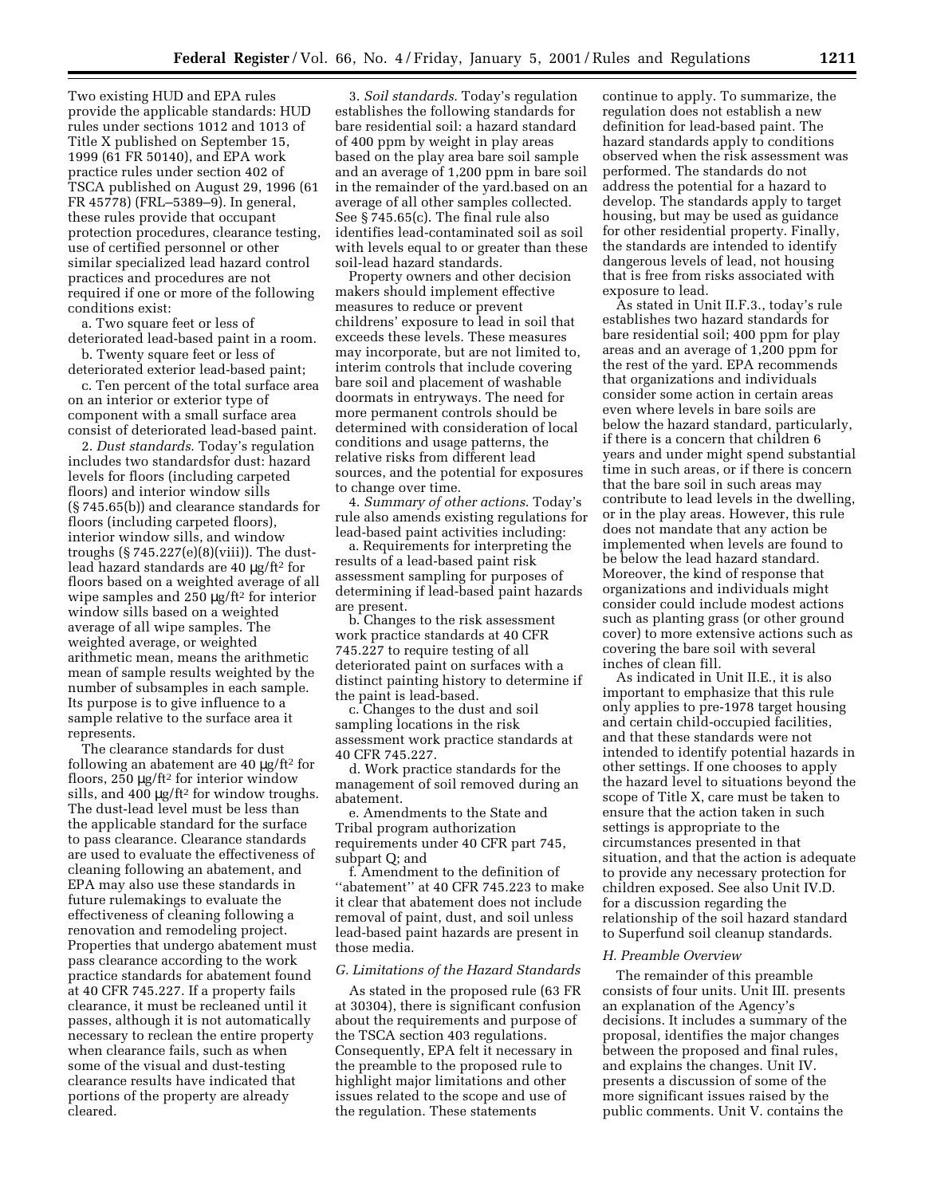Two existing HUD and EPA rules provide the applicable standards: HUD rules under sections 1012 and 1013 of Title X published on September 15, 1999 (61 FR 50140), and EPA work practice rules under section 402 of TSCA published on August 29, 1996 (61 FR 45778) (FRL–5389–9). In general, these rules provide that occupant protection procedures, clearance testing, use of certified personnel or other similar specialized lead hazard control practices and procedures are not required if one or more of the following conditions exist:

a. Two square feet or less of deteriorated lead-based paint in a room.

b. Twenty square feet or less of deteriorated exterior lead-based paint;

c. Ten percent of the total surface area on an interior or exterior type of component with a small surface area consist of deteriorated lead-based paint.

2. *Dust standards*. Today's regulation includes two standardsfor dust: hazard levels for floors (including carpeted floors) and interior window sills (§ 745.65(b)) and clearance standards for floors (including carpeted floors), interior window sills, and window troughs (§ 745.227(e)(8)(viii)). The dust-lead hazard standards are 40 µg/ft² for floors based on a weighted average of all wipe samples and 250 µg/ft² for interior window sills based on a weighted average of all wipe samples. The weighted average, or weighted arithmetic mean, means the arithmetic mean of sample results weighted by the number of subsamples in each sample. Its purpose is to give influence to a sample relative to the surface area it represents.

The clearance standards for dust following an abatement are 40 µg/ft² for floors, 250 µg/ft² for interior window sills, and 400 µg/ft² for window troughs. The dust-lead level must be less than the applicable standard for the surface to pass clearance. Clearance standards are used to evaluate the effectiveness of cleaning following an abatement, and EPA may also use these standards in future rulemakings to evaluate the effectiveness of cleaning following a renovation and remodeling project. Properties that undergo abatement must pass clearance according to the work practice standards for abatement found at 40 CFR 745.227. If a property fails clearance, it must be recleaned until it passes, although it is not automatically necessary to reclean the entire property when clearance fails, such as when some of the visual and dust-testing clearance results have indicated that portions of the property are already cleared.

3. *Soil standards*. Today's regulation establishes the following standards for bare residential soil: a hazard standard of 400 ppm by weight in play areas based on the play area bare soil sample and an average of 1,200 ppm in bare soil in the remainder of the yard.based on an average of all other samples collected. See § 745.65(c). The final rule also identifies lead-contaminated soil as soil with levels equal to or greater than these soil-lead hazard standards.

Property owners and other decision makers should implement effective measures to reduce or prevent childrens' exposure to lead in soil that exceeds these levels. These measures may incorporate, but are not limited to, interim controls that include covering bare soil and placement of washable doormats in entryways. The need for more permanent controls should be determined with consideration of local conditions and usage patterns, the relative risks from different lead sources, and the potential for exposures to change over time.

4. *Summary of other actions*. Today's rule also amends existing regulations for lead-based paint activities including:

a. Requirements for interpreting the results of a lead-based paint risk assessment sampling for purposes of determining if lead-based paint hazards are present.

b. Changes to the risk assessment work practice standards at 40 CFR 745.227 to require testing of all deteriorated paint on surfaces with a distinct painting history to determine if the paint is lead-based.

c. Changes to the dust and soil sampling locations in the risk assessment work practice standards at 40 CFR 745.227.

d. Work practice standards for the management of soil removed during an abatement.

e. Amendments to the State and Tribal program authorization requirements under 40 CFR part 745, subpart Q; and

f. Amendment to the definition of ''abatement'' at 40 CFR 745.223 to make it clear that abatement does not include removal of paint, dust, and soil unless lead-based paint hazards are present in those media.

### *G. Limitations of the Hazard Standards*

As stated in the proposed rule (63 FR at 30304), there is significant confusion about the requirements and purpose of the TSCA section 403 regulations. Consequently, EPA felt it necessary in the preamble to the proposed rule to highlight major limitations and other issues related to the scope and use of the regulation. These statements continue to apply. To summarize, the regulation does not establish a new definition for lead-based paint. The hazard standards apply to conditions observed when the risk assessment was performed. The standards do not address the potential for a hazard to develop. The standards apply to target housing, but may be used as guidance for other residential property. Finally, the standards are intended to identify dangerous levels of lead, not housing that is free from risks associated with exposure to lead.

As stated in Unit II.F.3., today's rule establishes two hazard standards for bare residential soil; 400 ppm for play areas and an average of 1,200 ppm for the rest of the yard. EPA recommends that organizations and individuals consider some action in certain areas even where levels in bare soils are below the hazard standard, particularly, if there is a concern that children 6 years and under might spend substantial time in such areas, or if there is concern that the bare soil in such areas may contribute to lead levels in the dwelling, or in the play areas. However, this rule does not mandate that any action be implemented when levels are found to be below the lead hazard standard. Moreover, the kind of response that organizations and individuals might consider could include modest actions such as planting grass (or other ground cover) to more extensive actions such as covering the bare soil with several inches of clean fill.

As indicated in Unit II.E., it is also important to emphasize that this rule only applies to pre-1978 target housing and certain child-occupied facilities, and that these standards were not intended to identify potential hazards in other settings. If one chooses to apply the hazard level to situations beyond the scope of Title X, care must be taken to ensure that the action taken in such settings is appropriate to the circumstances presented in that situation, and that the action is adequate to provide any necessary protection for children exposed. See also Unit IV.D. for a discussion regarding the relationship of the soil hazard standard to Superfund soil cleanup standards.

### *H. Preamble Overview*

The remainder of this preamble consists of four units. Unit III. presents an explanation of the Agency's decisions. It includes a summary of the proposal, identifies the major changes between the proposed and final rules, and explains the changes. Unit IV. presents a discussion of some of the more significant issues raised by the public comments. Unit V. contains the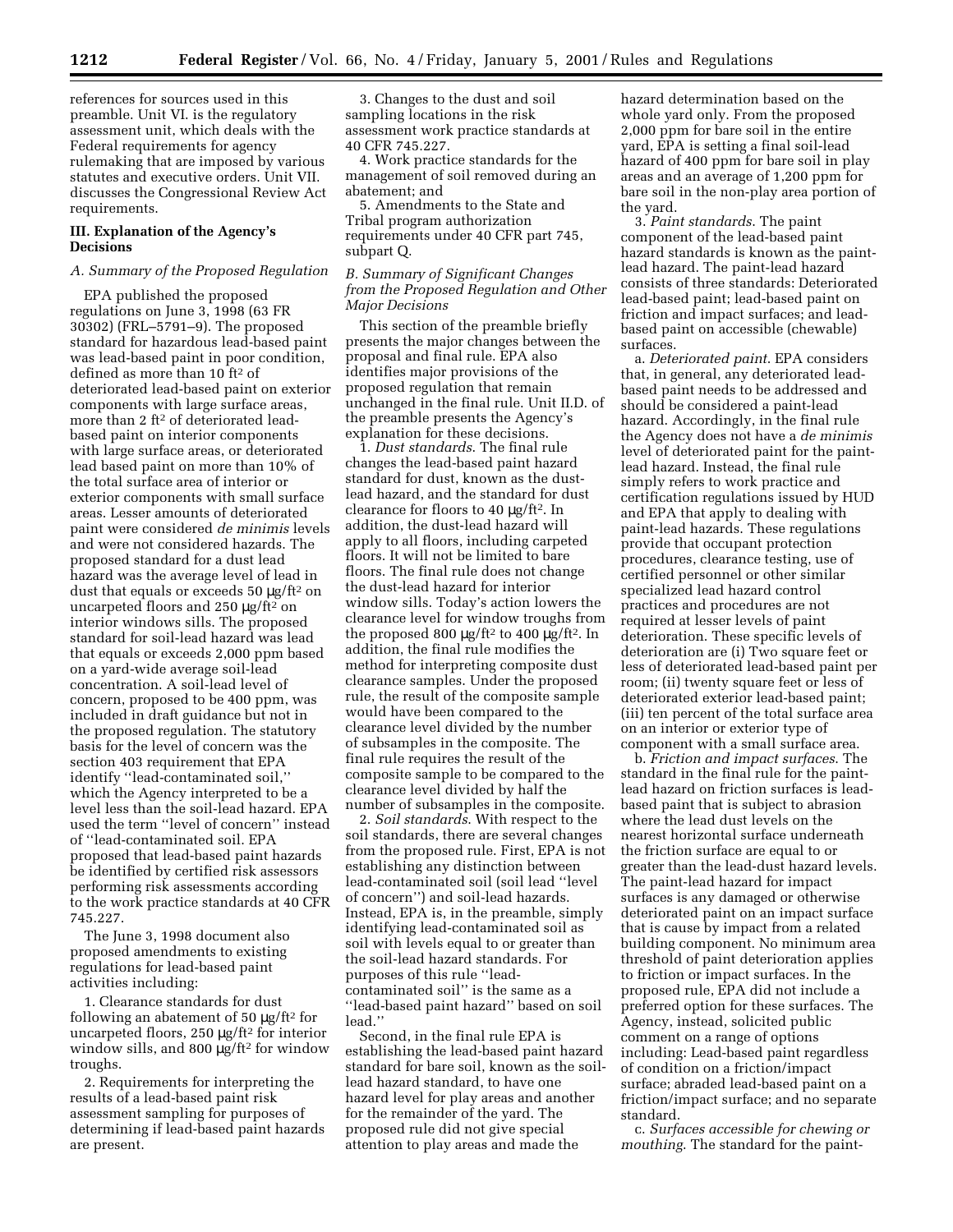references for sources used in this preamble. Unit VI. is the regulatory assessment unit, which deals with the Federal requirements for agency rulemaking that are imposed by various statutes and executive orders. Unit VII. discusses the Congressional Review Act requirements.

## III. Explanation of the Agency's Decisions

### *A. Summary of the Proposed Regulation*

EPA published the proposed regulations on June 3, 1998 (63 FR 30302) (FRL–5791–9). The proposed standard for hazardous lead-based paint was lead-based paint in poor condition, defined as more than 10 ft$^2$ of deteriorated lead-based paint on exterior components with large surface areas, more than 2 ft$^2$ of deteriorated lead-based paint on interior components with large surface areas, or deteriorated lead based paint on more than 10% of the total surface area of interior or exterior components with small surface areas. Lesser amounts of deteriorated paint were considered *de minimis* levels and were not considered hazards. The proposed standard for a dust lead hazard was the average level of lead in dust that equals or exceeds 50 µg/ft$^2$ on uncarpeted floors and 250 µg/ft$^2$ on interior windows sills. The proposed standard for soil-lead hazard was lead that equals or exceeds 2,000 ppm based on a yard-wide average soil-lead concentration. A soil-lead level of concern, proposed to be 400 ppm, was included in draft guidance but not in the proposed regulation. The statutory basis for the level of concern was the section 403 requirement that EPA identify ''lead-contaminated soil,'' which the Agency interpreted to be a level less than the soil-lead hazard. EPA used the term ''level of concern'' instead of ''lead-contaminated soil. EPA proposed that lead-based paint hazards be identified by certified risk assessors performing risk assessments according to the work practice standards at 40 CFR 745.227.

The June 3, 1998 document also proposed amendments to existing regulations for lead-based paint activities including:

1. Clearance standards for dust following an abatement of 50 µg/ft$^2$ for uncarpeted floors, 250 µg/ft$^2$ for interior window sills, and 800 µg/ft$^2$ for window troughs.

2. Requirements for interpreting the results of a lead-based paint risk assessment sampling for purposes of determining if lead-based paint hazards are present.

3. Changes to the dust and soil sampling locations in the risk assessment work practice standards at 40 CFR 745.227.

4. Work practice standards for the management of soil removed during an abatement; and

5. Amendments to the State and Tribal program authorization requirements under 40 CFR part 745, subpart Q.

### *B. Summary of Significant Changes from the Proposed Regulation and Other Major Decisions*

This section of the preamble briefly presents the major changes between the proposal and final rule. EPA also identifies major provisions of the proposed regulation that remain unchanged in the final rule. Unit II.D. of the preamble presents the Agency's explanation for these decisions.

1. *Dust standards*. The final rule changes the lead-based paint hazard standard for dust, known as the dust-lead hazard, and the standard for dust clearance for floors to 40 µg/ft$^2$. In addition, the dust-lead hazard will apply to all floors, including carpeted floors. It will not be limited to bare floors. The final rule does not change the dust-lead hazard for interior window sills. Today's action lowers the clearance level for window troughs from the proposed 800 µg/ft$^2$ to 400 µg/ft$^2$. In addition, the final rule modifies the method for interpreting composite dust clearance samples. Under the proposed rule, the result of the composite sample would have been compared to the clearance level divided by the number of subsamples in the composite. The final rule requires the result of the composite sample to be compared to the clearance level divided by half the number of subsamples in the composite.

2. *Soil standards*. With respect to the soil standards, there are several changes from the proposed rule. First, EPA is not establishing any distinction between lead-contaminated soil (soil lead ''level of concern'') and soil-lead hazards. Instead, EPA is, in the preamble, simply identifying lead-contaminated soil as soil with levels equal to or greater than the soil-lead hazard standards. For purposes of this rule ''lead-contaminated soil'' is the same as a ''lead-based paint hazard'' based on soil lead.''

Second, in the final rule EPA is establishing the lead-based paint hazard standard for bare soil, known as the soil-lead hazard standard, to have one hazard level for play areas and another for the remainder of the yard. The proposed rule did not give special attention to play areas and made the hazard determination based on the whole yard only. From the proposed 2,000 ppm for bare soil in the entire yard, EPA is setting a final soil-lead hazard of 400 ppm for bare soil in play areas and an average of 1,200 ppm for bare soil in the non-play area portion of the yard.

3. *Paint standards*. The paint component of the lead-based paint hazard standards is known as the paint-lead hazard. The paint-lead hazard consists of three standards: Deteriorated lead-based paint; lead-based paint on friction and impact surfaces; and lead-based paint on accessible (chewable) surfaces.

a. *Deteriorated paint*. EPA considers that, in general, any deteriorated lead-based paint needs to be addressed and should be considered a paint-lead hazard. Accordingly, in the final rule the Agency does not have a *de minimis* level of deteriorated paint for the paint-lead hazard. Instead, the final rule simply refers to work practice and certification regulations issued by HUD and EPA that apply to dealing with paint-lead hazards. These regulations provide that occupant protection procedures, clearance testing, use of certified personnel or other similar specialized lead hazard control practices and procedures are not required at lesser levels of paint deterioration. These specific levels of deterioration are (i) Two square feet or less of deteriorated lead-based paint per room; (ii) twenty square feet or less of deteriorated exterior lead-based paint; (iii) ten percent of the total surface area on an interior or exterior type of component with a small surface area.

b. *Friction and impact surfaces*. The standard in the final rule for the paint-lead hazard on friction surfaces is lead-based paint that is subject to abrasion where the lead dust levels on the nearest horizontal surface underneath the friction surface are equal to or greater than the lead-dust hazard levels. The paint-lead hazard for impact surfaces is any damaged or otherwise deteriorated paint on an impact surface that is cause by impact from a related building component. No minimum area threshold of paint deterioration applies to friction or impact surfaces. In the proposed rule, EPA did not include a preferred option for these surfaces. The Agency, instead, solicited public comment on a range of options including: Lead-based paint regardless of condition on a friction/impact surface; abraded lead-based paint on a friction/impact surface; and no separate standard.

c. *Surfaces accessible for chewing or mouthing*. The standard for the paint-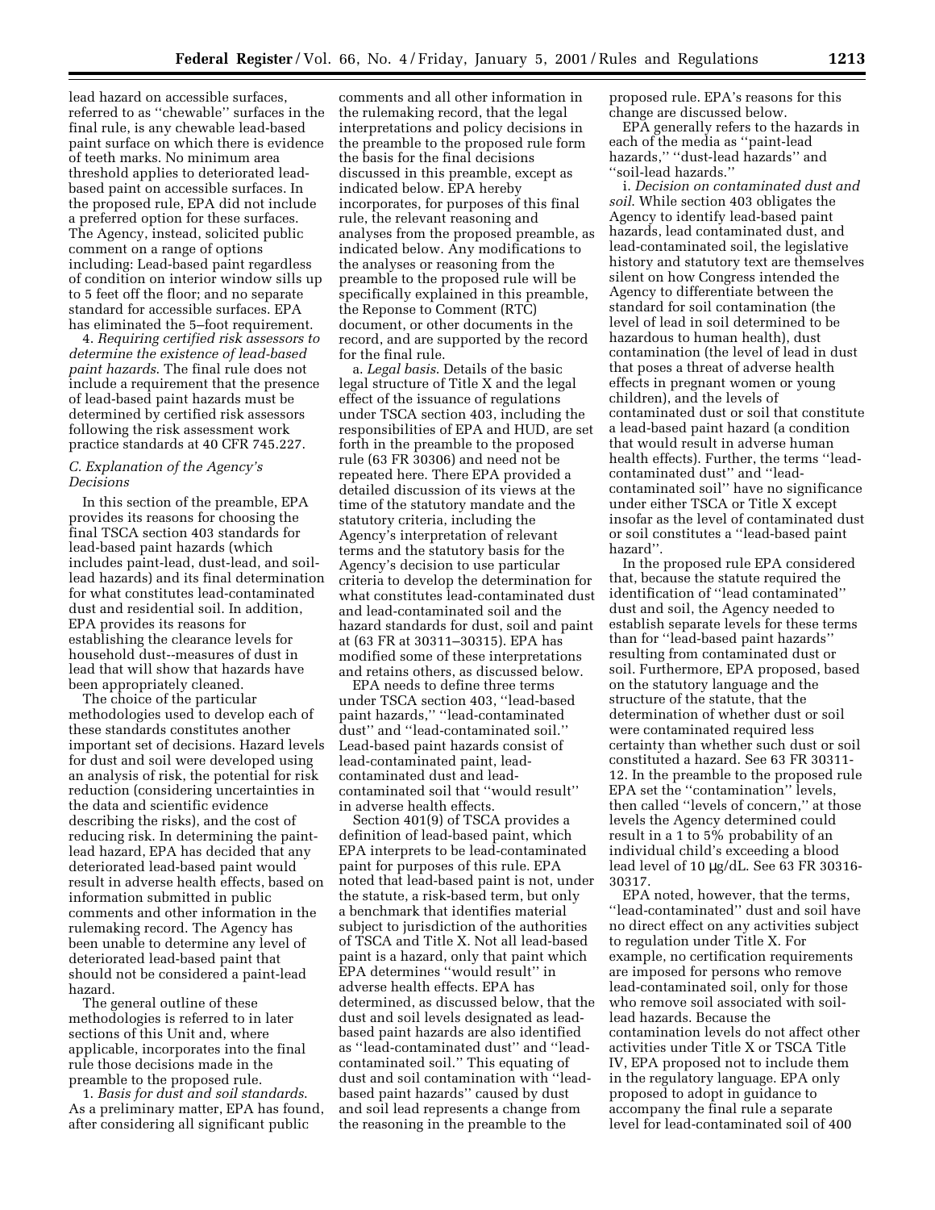lead hazard on accessible surfaces, referred to as ''chewable'' surfaces in the final rule, is any chewable lead-based paint surface on which there is evidence of teeth marks. No minimum area threshold applies to deteriorated lead-based paint on accessible surfaces. In the proposed rule, EPA did not include a preferred option for these surfaces. The Agency, instead, solicited public comment on a range of options including: Lead-based paint regardless of condition on interior window sills up to 5 feet off the floor; and no separate standard for accessible surfaces. EPA has eliminated the 5–foot requirement.

4. *Requiring certified risk assessors to determine the existence of lead-based paint hazards*. The final rule does not include a requirement that the presence of lead-based paint hazards must be determined by certified risk assessors following the risk assessment work practice standards at 40 CFR 745.227.

### C. Explanation of the Agency's Decisions

In this section of the preamble, EPA provides its reasons for choosing the final TSCA section 403 standards for lead-based paint hazards (which includes paint-lead, dust-lead, and soil-lead hazards) and its final determination for what constitutes lead-contaminated dust and residential soil. In addition, EPA provides its reasons for establishing the clearance levels for household dust--measures of dust in lead that will show that hazards have been appropriately cleaned.

The choice of the particular methodologies used to develop each of these standards constitutes another important set of decisions. Hazard levels for dust and soil were developed using an analysis of risk, the potential for risk reduction (considering uncertainties in the data and scientific evidence describing the risks), and the cost of reducing risk. In determining the paint-lead hazard, EPA has decided that any deteriorated lead-based paint would result in adverse health effects, based on information submitted in public comments and other information in the rulemaking record. The Agency has been unable to determine any level of deteriorated lead-based paint that should not be considered a paint-lead hazard.

The general outline of these methodologies is referred to in later sections of this Unit and, where applicable, incorporates into the final rule those decisions made in the preamble to the proposed rule.

1. *Basis for dust and soil standards*. As a preliminary matter, EPA has found, after considering all significant public comments and all other information in the rulemaking record, that the legal interpretations and policy decisions in the preamble to the proposed rule form the basis for the final decisions discussed in this preamble, except as indicated below. EPA hereby incorporates, for purposes of this final rule, the relevant reasoning and analyses from the proposed preamble, as indicated below. Any modifications to the analyses or reasoning from the preamble to the proposed rule will be specifically explained in this preamble, the Reponse to Comment (RTC) document, or other documents in the record, and are supported by the record for the final rule.

a. *Legal basis*. Details of the basic legal structure of Title X and the legal effect of the issuance of regulations under TSCA section 403, including the responsibilities of EPA and HUD, are set forth in the preamble to the proposed rule (63 FR 30306) and need not be repeated here. There EPA provided a detailed discussion of its views at the time of the statutory mandate and the statutory criteria, including the Agency's interpretation of relevant terms and the statutory basis for the Agency's decision to use particular criteria to develop the determination for what constitutes lead-contaminated dust and lead-contaminated soil and the hazard standards for dust, soil and paint at (63 FR at 30311–30315). EPA has modified some of these interpretations and retains others, as discussed below.

EPA needs to define three terms under TSCA section 403, ''lead-based paint hazards,'' ''lead-contaminated dust'' and ''lead-contaminated soil.'' Lead-based paint hazards consist of lead-contaminated paint, lead-contaminated dust and lead-contaminated soil that ''would result'' in adverse health effects.

Section 401(9) of TSCA provides a definition of lead-based paint, which EPA interprets to be lead-contaminated paint for purposes of this rule. EPA noted that lead-based paint is not, under the statute, a risk-based term, but only a benchmark that identifies material subject to jurisdiction of the authorities of TSCA and Title X. Not all lead-based paint is a hazard, only that paint which EPA determines ''would result'' in adverse health effects. EPA has determined, as discussed below, that the dust and soil levels designated as lead-based paint hazards are also identified as ''lead-contaminated dust'' and ''lead-contaminated soil.'' This equating of dust and soil contamination with ''lead-based paint hazards'' caused by dust and soil lead represents a change from the reasoning in the preamble to the proposed rule. EPA's reasons for this change are discussed below.

EPA generally refers to the hazards in each of the media as ''paint-lead hazards,'' ''dust-lead hazards'' and ''soil-lead hazards.''

i. *Decision on contaminated dust and soil*. While section 403 obligates the Agency to identify lead-based paint hazards, lead contaminated dust, and lead-contaminated soil, the legislative history and statutory text are themselves silent on how Congress intended the Agency to differentiate between the standard for soil contamination (the level of lead in soil determined to be hazardous to human health), dust contamination (the level of lead in dust that poses a threat of adverse health effects in pregnant women or young children), and the levels of contaminated dust or soil that constitute a lead-based paint hazard (a condition that would result in adverse human health effects). Further, the terms ''lead-contaminated dust'' and ''lead-contaminated soil'' have no significance under either TSCA or Title X except insofar as the level of contaminated dust or soil constitutes a ''lead-based paint hazard''.

In the proposed rule EPA considered that, because the statute required the identification of ''lead contaminated'' dust and soil, the Agency needed to establish separate levels for these terms than for ''lead-based paint hazards'' resulting from contaminated dust or soil. Furthermore, EPA proposed, based on the statutory language and the structure of the statute, that the determination of whether dust or soil were contaminated required less certainty than whether such dust or soil constituted a hazard. See 63 FR 30311-12. In the preamble to the proposed rule EPA set the ''contamination'' levels, then called ''levels of concern,'' at those levels the Agency determined could result in a 1 to 5% probability of an individual child's exceeding a blood lead level of 10 μg/dL. See 63 FR 30316-30317.

EPA noted, however, that the terms, ''lead-contaminated'' dust and soil have no direct effect on any activities subject to regulation under Title X. For example, no certification requirements are imposed for persons who remove lead-contaminated soil, only for those who remove soil associated with soil-lead hazards. Because the contamination levels do not affect other activities under Title X or TSCA Title IV, EPA proposed not to include them in the regulatory language. EPA only proposed to adopt in guidance to accompany the final rule a separate level for lead-contaminated soil of 400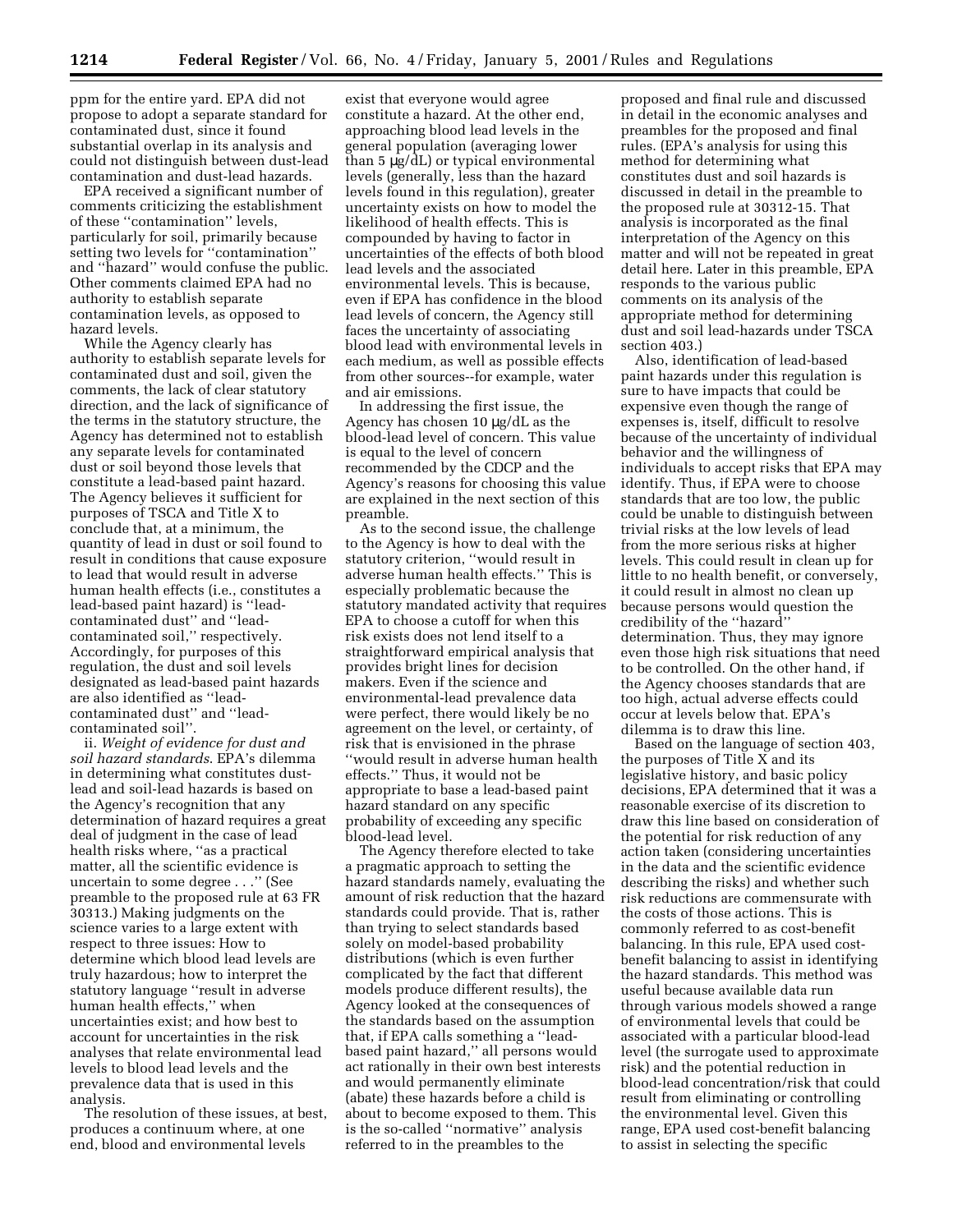ppm for the entire yard. EPA did not propose to adopt a separate standard for contaminated dust, since it found substantial overlap in its analysis and could not distinguish between dust-lead contamination and dust-lead hazards.

EPA received a significant number of comments criticizing the establishment of these ''contamination'' levels, particularly for soil, primarily because setting two levels for ''contamination'' and ''hazard'' would confuse the public. Other comments claimed EPA had no authority to establish separate contamination levels, as opposed to hazard levels.

While the Agency clearly has authority to establish separate levels for contaminated dust and soil, given the comments, the lack of clear statutory direction, and the lack of significance of the terms in the statutory structure, the Agency has determined not to establish any separate levels for contaminated dust or soil beyond those levels that constitute a lead-based paint hazard. The Agency believes it sufficient for purposes of TSCA and Title X to conclude that, at a minimum, the quantity of lead in dust or soil found to result in conditions that cause exposure to lead that would result in adverse human health effects (i.e., constitutes a lead-based paint hazard) is ''lead-contaminated dust'' and ''lead-contaminated soil,'' respectively. Accordingly, for purposes of this regulation, the dust and soil levels designated as lead-based paint hazards are also identified as ''lead-contaminated dust'' and ''lead-contaminated soil''.

ii. *Weight of evidence for dust and soil hazard standards*. EPA's dilemma in determining what constitutes dust-lead and soil-lead hazards is based on the Agency's recognition that any determination of hazard requires a great deal of judgment in the case of lead health risks where, ''as a practical matter, all the scientific evidence is uncertain to some degree . . .'' (See preamble to the proposed rule at 63 FR 30313.) Making judgments on the science varies to a large extent with respect to three issues: How to determine which blood lead levels are truly hazardous; how to interpret the statutory language ''result in adverse human health effects,'' when uncertainties exist; and how best to account for uncertainties in the risk analyses that relate environmental lead levels to blood lead levels and the prevalence data that is used in this analysis.

The resolution of these issues, at best, produces a continuum where, at one end, blood and environmental levels exist that everyone would agree constitute a hazard. At the other end, approaching blood lead levels in the general population (averaging lower than 5 μg/dL) or typical environmental levels (generally, less than the hazard levels found in this regulation), greater uncertainty exists on how to model the likelihood of health effects. This is compounded by having to factor in uncertainties of the effects of both blood lead levels and the associated environmental levels. This is because, even if EPA has confidence in the blood lead levels of concern, the Agency still faces the uncertainty of associating blood lead with environmental levels in each medium, as well as possible effects from other sources--for example, water and air emissions.

In addressing the first issue, the Agency has chosen 10 μg/dL as the blood-lead level of concern. This value is equal to the level of concern recommended by the CDCP and the Agency's reasons for choosing this value are explained in the next section of this preamble.

As to the second issue, the challenge to the Agency is how to deal with the statutory criterion, ''would result in adverse human health effects.'' This is especially problematic because the statutory mandated activity that requires EPA to choose a cutoff for when this risk exists does not lend itself to a straightforward empirical analysis that provides bright lines for decision makers. Even if the science and environmental-lead prevalence data were perfect, there would likely be no agreement on the level, or certainty, of risk that is envisioned in the phrase ''would result in adverse human health effects.'' Thus, it would not be appropriate to base a lead-based paint hazard standard on any specific probability of exceeding any specific blood-lead level.

The Agency therefore elected to take a pragmatic approach to setting the hazard standards namely, evaluating the amount of risk reduction that the hazard standards could provide. That is, rather than trying to select standards based solely on model-based probability distributions (which is even further complicated by the fact that different models produce different results), the Agency looked at the consequences of the standards based on the assumption that, if EPA calls something a ''lead-based paint hazard,'' all persons would act rationally in their own best interests and would permanently eliminate (abate) these hazards before a child is about to become exposed to them. This is the so-called ''normative'' analysis referred to in the preambles to the proposed and final rule and discussed in detail in the economic analyses and preambles for the proposed and final rules. (EPA's analysis for using this method for determining what constitutes dust and soil hazards is discussed in detail in the preamble to the proposed rule at 30312-15. That analysis is incorporated as the final interpretation of the Agency on this matter and will not be repeated in great detail here. Later in this preamble, EPA responds to the various public comments on its analysis of the appropriate method for determining dust and soil lead-hazards under TSCA section 403.)

Also, identification of lead-based paint hazards under this regulation is sure to have impacts that could be expensive even though the range of expenses is, itself, difficult to resolve because of the uncertainty of individual behavior and the willingness of individuals to accept risks that EPA may identify. Thus, if EPA were to choose standards that are too low, the public could be unable to distinguish between trivial risks at the low levels of lead from the more serious risks at higher levels. This could result in clean up for little to no health benefit, or conversely, it could result in almost no clean up because persons would question the credibility of the ''hazard'' determination. Thus, they may ignore even those high risk situations that need to be controlled. On the other hand, if the Agency chooses standards that are too high, actual adverse effects could occur at levels below that. EPA's dilemma is to draw this line.

Based on the language of section 403, the purposes of Title X and its legislative history, and basic policy decisions, EPA determined that it was a reasonable exercise of its discretion to draw this line based on consideration of the potential for risk reduction of any action taken (considering uncertainties in the data and the scientific evidence describing the risks) and whether such risk reductions are commensurate with the costs of those actions. This is commonly referred to as cost-benefit balancing. In this rule, EPA used cost-benefit balancing to assist in identifying the hazard standards. This method was useful because available data run through various models showed a range of environmental levels that could be associated with a particular blood-lead level (the surrogate used to approximate risk) and the potential reduction in blood-lead concentration/risk that could result from eliminating or controlling the environmental level. Given this range, EPA used cost-benefit balancing to assist in selecting the specific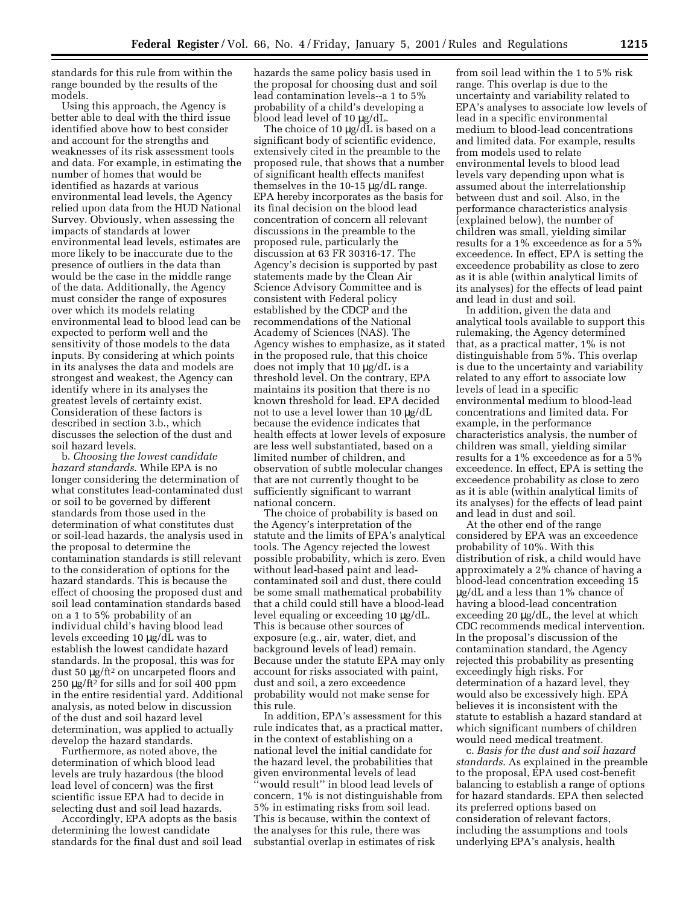standards for this rule from within the range bounded by the results of the models.

Using this approach, the Agency is better able to deal with the third issue identified above how to best consider and account for the strengths and weaknesses of its risk assessment tools and data. For example, in estimating the number of homes that would be identified as hazards at various environmental lead levels, the Agency relied upon data from the HUD National Survey. Obviously, when assessing the impacts of standards at lower environmental lead levels, estimates are more likely to be inaccurate due to the presence of outliers in the data than would be the case in the middle range of the data. Additionally, the Agency must consider the range of exposures over which its models relating environmental lead to blood lead can be expected to perform well and the sensitivity of those models to the data inputs. By considering at which points in its analyses the data and models are strongest and weakest, the Agency can identify where in its analyses the greatest levels of certainty exist. Consideration of these factors is described in section 3.b., which discusses the selection of the dust and soil hazard levels.

b. *Choosing the lowest candidate hazard standards.* While EPA is no longer considering the determination of what constitutes lead-contaminated dust or soil to be governed by different standards from those used in the determination of what constitutes dust or soil-lead hazards, the analysis used in the proposal to determine the contamination standards is still relevant to the consideration of options for the hazard standards. This is because the effect of choosing the proposed dust and soil lead contamination standards based on a 1 to 5% probability of an individual child's having blood lead levels exceeding 10 μg/dL was to establish the lowest candidate hazard standards. In the proposal, this was for dust 50 μg/ft$^2$ on uncarpeted floors and 250 μg/ft$^2$ for sills and for soil 400 ppm in the entire residential yard. Additional analysis, as noted below in discussion of the dust and soil hazard level determination, was applied to actually develop the hazard standards.

Furthermore, as noted above, the determination of which blood lead levels are truly hazardous (the blood lead level of concern) was the first scientific issue EPA had to decide in selecting dust and soil lead hazards.

Accordingly, EPA adopts as the basis determining the lowest candidate standards for the final dust and soil lead hazards the same policy basis used in the proposal for choosing dust and soil lead contamination levels--a 1 to 5% probability of a child's developing a blood lead level of 10 μg/dL.

The choice of 10 μg/dL is based on a significant body of scientific evidence, extensively cited in the preamble to the proposed rule, that shows that a number of significant health effects manifest themselves in the 10-15 μg/dL range. EPA hereby incorporates as the basis for its final decision on the blood lead concentration of concern all relevant discussions in the preamble to the proposed rule, particularly the discussion at 63 FR 30316-17. The Agency's decision is supported by past statements made by the Clean Air Science Advisory Committee and is consistent with Federal policy established by the CDCP and the recommendations of the National Academy of Sciences (NAS). The Agency wishes to emphasize, as it stated in the proposed rule, that this choice does not imply that 10 μg/dL is a threshold level. On the contrary, EPA maintains its position that there is no known threshold for lead. EPA decided not to use a level lower than 10 μg/dL because the evidence indicates that health effects at lower levels of exposure are less well substantiated, based on a limited number of children, and observation of subtle molecular changes that are not currently thought to be sufficiently significant to warrant national concern.

The choice of probability is based on the Agency's interpretation of the statute and the limits of EPA's analytical tools. The Agency rejected the lowest possible probability, which is zero. Even without lead-based paint and lead-contaminated soil and dust, there could be some small mathematical probability that a child could still have a blood-lead level equaling or exceeding 10 μg/dL. This is because other sources of exposure (e.g., air, water, diet, and background levels of lead) remain. Because under the statute EPA may only account for risks associated with paint, dust and soil, a zero exceedence probability would not make sense for this rule.

In addition, EPA's assessment for this rule indicates that, as a practical matter, in the context of establishing on a national level the initial candidate for the hazard level, the probabilities that given environmental levels of lead "would result" in blood lead levels of concern, 1% is not distinguishable from 5% in estimating risks from soil lead. This is because, within the context of the analyses for this rule, there was substantial overlap in estimates of risk from soil lead within the 1 to 5% risk range. This overlap is due to the uncertainty and variability related to EPA's analyses to associate low levels of lead in a specific environmental medium to blood-lead concentrations and limited data. For example, results from models used to relate environmental levels to blood lead levels vary depending upon what is assumed about the interrelationship between dust and soil. Also, in the performance characteristics analysis (explained below), the number of children was small, yielding similar results for a 1% exceedence as for a 5% exceedence. In effect, EPA is setting the exceedence probability as close to zero as it is able (within analytical limits of its analyses) for the effects of lead paint and lead in dust and soil.

In addition, given the data and analytical tools available to support this rulemaking, the Agency determined that, as a practical matter, 1% is not distinguishable from 5%. This overlap is due to the uncertainty and variability related to any effort to associate low levels of lead in a specific environmental medium to blood-lead concentrations and limited data. For example, in the performance characteristics analysis, the number of children was small, yielding similar results for a 1% exceedence as for a 5% exceedence. In effect, EPA is setting the exceedence probability as close to zero as it is able (within analytical limits of its analyses) for the effects of lead paint and lead in dust and soil.

At the other end of the range considered by EPA was an exceedence probability of 10%. With this distribution of risk, a child would have approximately a 2% chance of having a blood-lead concentration exceeding 15 μg/dL and a less than 1% chance of having a blood-lead concentration exceeding 20 μg/dL, the level at which CDC recommends medical intervention. In the proposal's discussion of the contamination standard, the Agency rejected this probability as presenting exceedingly high risks. For determination of a hazard level, they would also be excessively high. EPA believes it is inconsistent with the statute to establish a hazard standard at which significant numbers of children would need medical treatment.

c. *Basis for the dust and soil hazard standards.* As explained in the preamble to the proposal, EPA used cost-benefit balancing to establish a range of options for hazard standards. EPA then selected its preferred options based on consideration of relevant factors, including the assumptions and tools underlying EPA's analysis, health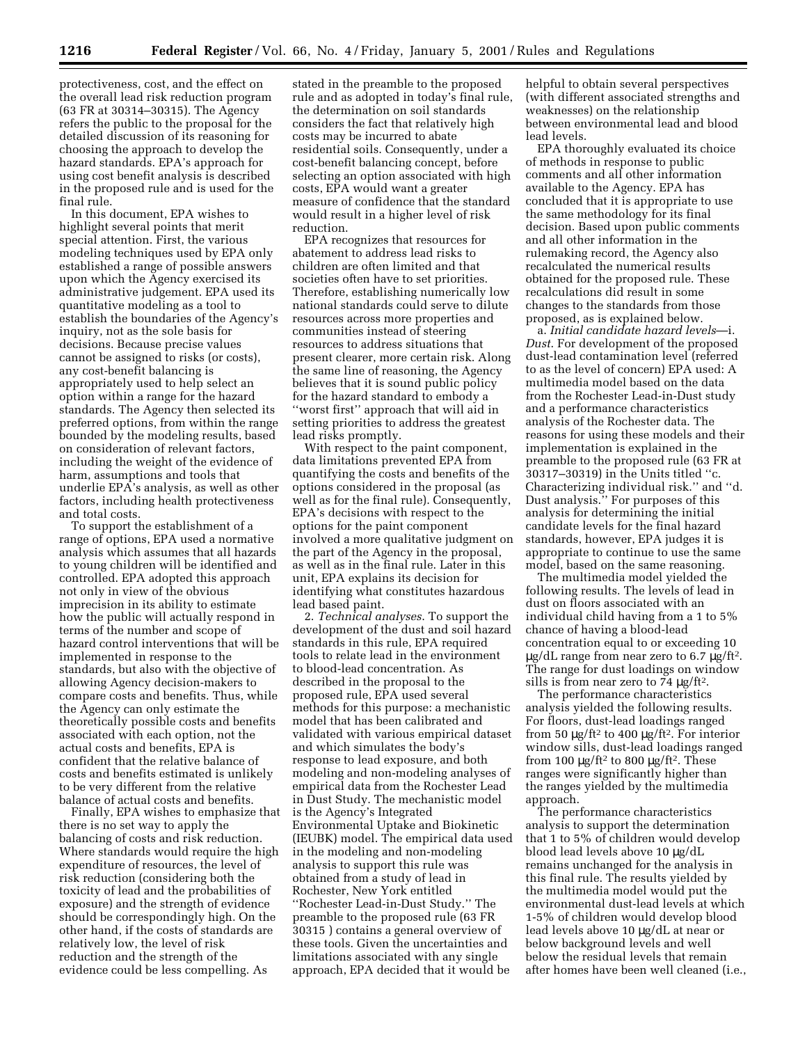protectiveness, cost, and the effect on the overall lead risk reduction program (63 FR at 30314–30315). The Agency refers the public to the proposal for the detailed discussion of its reasoning for choosing the approach to develop the hazard standards. EPA's approach for using cost benefit analysis is described in the proposed rule and is used for the final rule.

In this document, EPA wishes to highlight several points that merit special attention. First, the various modeling techniques used by EPA only established a range of possible answers upon which the Agency exercised its administrative judgement. EPA used its quantitative modeling as a tool to establish the boundaries of the Agency's inquiry, not as the sole basis for decisions. Because precise values cannot be assigned to risks (or costs), any cost-benefit balancing is appropriately used to help select an option within a range for the hazard standards. The Agency then selected its preferred options, from within the range bounded by the modeling results, based on consideration of relevant factors, including the weight of the evidence of harm, assumptions and tools that underlie EPA's analysis, as well as other factors, including health protectiveness and total costs.

To support the establishment of a range of options, EPA used a normative analysis which assumes that all hazards to young children will be identified and controlled. EPA adopted this approach not only in view of the obvious imprecision in its ability to estimate how the public will actually respond in terms of the number and scope of hazard control interventions that will be implemented in response to the standards, but also with the objective of allowing Agency decision-makers to compare costs and benefits. Thus, while the Agency can only estimate the theoretically possible costs and benefits associated with each option, not the actual costs and benefits, EPA is confident that the relative balance of costs and benefits estimated is unlikely to be very different from the relative balance of actual costs and benefits.

Finally, EPA wishes to emphasize that there is no set way to apply the balancing of costs and risk reduction. Where standards would require the high expenditure of resources, the level of risk reduction (considering both the toxicity of lead and the probabilities of exposure) and the strength of evidence should be correspondingly high. On the other hand, if the costs of standards are relatively low, the level of risk reduction and the strength of the evidence could be less compelling. As stated in the preamble to the proposed rule and as adopted in today's final rule, the determination on soil standards considers the fact that relatively high costs may be incurred to abate residential soils. Consequently, under a cost-benefit balancing concept, before selecting an option associated with high costs, EPA would want a greater measure of confidence that the standard would result in a higher level of risk reduction.

EPA recognizes that resources for abatement to address lead risks to children are often limited and that societies often have to set priorities. Therefore, establishing numerically low national standards could serve to dilute resources across more properties and communities instead of steering resources to address situations that present clearer, more certain risk. Along the same line of reasoning, the Agency believes that it is sound public policy for the hazard standard to embody a ''worst first'' approach that will aid in setting priorities to address the greatest lead risks promptly.

With respect to the paint component, data limitations prevented EPA from quantifying the costs and benefits of the options considered in the proposal (as well as for the final rule). Consequently, EPA's decisions with respect to the options for the paint component involved a more qualitative judgment on the part of the Agency in the proposal, as well as in the final rule. Later in this unit, EPA explains its decision for identifying what constitutes hazardous lead based paint.

2. *Technical analyses*. To support the development of the dust and soil hazard standards in this rule, EPA required tools to relate lead in the environment to blood-lead concentration. As described in the proposal to the proposed rule, EPA used several methods for this purpose: a mechanistic model that has been calibrated and validated with various empirical dataset and which simulates the body's response to lead exposure, and both modeling and non-modeling analyses of empirical data from the Rochester Lead in Dust Study. The mechanistic model is the Agency's Integrated Environmental Uptake and Biokinetic (IEUBK) model. The empirical data used in the modeling and non-modeling analysis to support this rule was obtained from a study of lead in Rochester, New York entitled ''Rochester Lead-in-Dust Study.'' The preamble to the proposed rule (63 FR 30315 ) contains a general overview of these tools. Given the uncertainties and limitations associated with any single approach, EPA decided that it would be helpful to obtain several perspectives (with different associated strengths and weaknesses) on the relationship between environmental lead and blood lead levels.

EPA thoroughly evaluated its choice of methods in response to public comments and all other information available to the Agency. EPA has concluded that it is appropriate to use the same methodology for its final decision. Based upon public comments and all other information in the rulemaking record, the Agency also recalculated the numerical results obtained for the proposed rule. These recalculations did result in some changes to the standards from those proposed, as is explained below.

a. *Initial candidate hazard levels*—i. *Dust*. For development of the proposed dust-lead contamination level (referred to as the level of concern) EPA used: A multimedia model based on the data from the Rochester Lead-in-Dust study and a performance characteristics analysis of the Rochester data. The reasons for using these models and their implementation is explained in the preamble to the proposed rule (63 FR at 30317–30319) in the Units titled ''c. Characterizing individual risk.'' and ''d. Dust analysis.'' For purposes of this analysis for determining the initial candidate levels for the final hazard standards, however, EPA judges it is appropriate to continue to use the same model, based on the same reasoning.

The multimedia model yielded the following results. The levels of lead in dust on floors associated with an individual child having from a 1 to 5% chance of having a blood-lead concentration equal to or exceeding 10 μg/dL range from near zero to 6.7 μg/$ft^2$. The range for dust loadings on window sills is from near zero to 74 μg/$ft^2$.

The performance characteristics analysis yielded the following results. For floors, dust-lead loadings ranged from 50 μg/$ft^2$ to 400 μg/$ft^2$. For interior window sills, dust-lead loadings ranged from 100 μg/$ft^2$ to 800 μg/$ft^2$. These ranges were significantly higher than the ranges yielded by the multimedia approach.

The performance characteristics analysis to support the determination that 1 to 5% of children would develop blood lead levels above 10 μg/dL remains unchanged for the analysis in this final rule. The results yielded by the multimedia model would put the environmental dust-lead levels at which 1-5% of children would develop blood lead levels above 10 μg/dL at near or below background levels and well below the residual levels that remain after homes have been well cleaned (i.e.,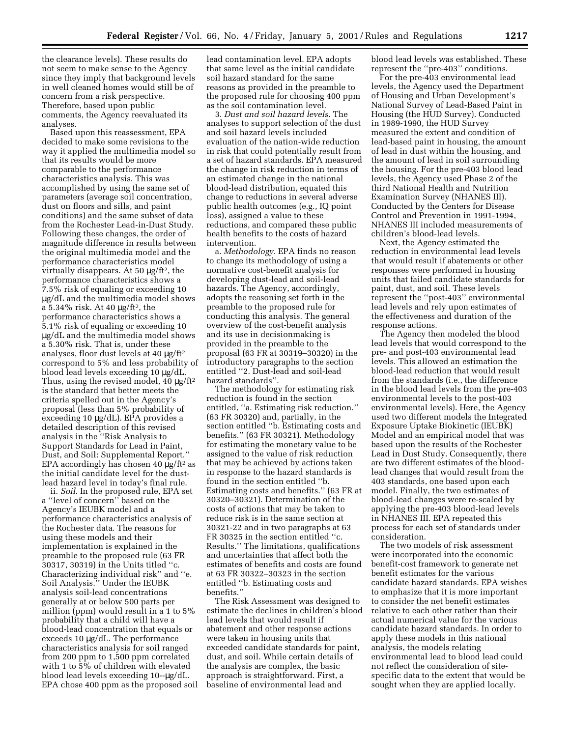the clearance levels). These results do not seem to make sense to the Agency since they imply that background levels in well cleaned homes would still be of concern from a risk perspective. Therefore, based upon public comments, the Agency reevaluated its analyses.

Based upon this reassessment, EPA decided to make some revisions to the way it applied the multimedia model so that its results would be more comparable to the performance characteristics analysis. This was accomplished by using the same set of parameters (average soil concentration, dust on floors and sills, and paint conditions) and the same subset of data from the Rochester Lead-in-Dust Study. Following these changes, the order of magnitude difference in results between the original multimedia model and the performance characteristics model virtually disappears. At 50 μg/ft$^2$, the performance characteristics shows a 7.5% risk of equaling or exceeding 10 μg/dL and the multimedia model shows a 5.34% risk. At 40 μg/ft$^2$, the performance characteristics shows a 5.1% risk of equaling or exceeding 10 μg/dL and the multimedia model shows a 5.30% risk. That is, under these analyses, floor dust levels at 40 μg/ft$^2$ correspond to 5% and less probability of blood lead levels exceeding 10 μg/dL. Thus, using the revised model, 40 μg/ft$^2$ is the standard that better meets the criteria spelled out in the Agency's proposal (less than 5% probability of exceeding 10 μg/dL). EPA provides a detailed description of this revised analysis in the ''Risk Analysis to Support Standards for Lead in Paint, Dust, and Soil: Supplemental Report.'' EPA accordingly has chosen 40 μg/ft$^2$ as the initial candidate level for the dust-lead hazard level in today's final rule.

ii. *Soil*. In the proposed rule, EPA set a ''level of concern'' based on the Agency's IEUBK model and a performance characteristics analysis of the Rochester data. The reasons for using these models and their implementation is explained in the preamble to the proposed rule (63 FR 30317, 30319) in the Units titled ''c. Characterizing individual risk'' and ''e. Soil Analysis.'' Under the IEUBK analysis soil-lead concentrations generally at or below 500 parts per million (ppm) would result in a 1 to 5% probability that a child will have a blood-lead concentration that equals or exceeds 10 μg/dL. The performance characteristics analysis for soil ranged from 200 ppm to 1,500 ppm correlated with 1 to 5% of children with elevated blood lead levels exceeding 10--μg/dL. EPA chose 400 ppm as the proposed soil lead contamination level. EPA adopts that same level as the initial candidate soil hazard standard for the same reasons as provided in the preamble to the proposed rule for choosing 400 ppm as the soil contamination level.

3. *Dust and soil hazard levels*. The analyses to support selection of the dust and soil hazard levels included evaluation of the nation-wide reduction in risk that could potentially result from a set of hazard standards. EPA measured the change in risk reduction in terms of an estimated change in the national blood-lead distribution, equated this change to reductions in several adverse public health outcomes (e.g., IQ point loss), assigned a value to these reductions, and compared these public health benefits to the costs of hazard intervention.

a. *Methodology*. EPA finds no reason to change its methodology of using a normative cost-benefit analysis for developing dust-lead and soil-lead hazards. The Agency, accordingly, adopts the reasoning set forth in the preamble to the proposed rule for conducting this analysis. The general overview of the cost-benefit analysis and its use in decisionmaking is provided in the preamble to the proposal (63 FR at 30319–30320) in the introductory paragraphs to the section entitled ''2. Dust-lead and soil-lead hazard standards''.

The methodology for estimating risk reduction is found in the section entitled, ''a. Estimating risk reduction.'' (63 FR 30320) and, partially, in the section entitled ''b. Estimating costs and benefits.'' (63 FR 30321). Methodology for estimating the monetary value to be assigned to the value of risk reduction that may be achieved by actions taken in response to the hazard standards is found in the section entitled ''b. Estimating costs and benefits.'' (63 FR at 30320–30321). Determination of the costs of actions that may be taken to reduce risk is in the same section at 30321-22 and in two paragraphs at 63 FR 30325 in the section entitled ''c. Results.'' The limitations, qualifications and uncertainties that affect both the estimates of benefits and costs are found at 63 FR 30322–30323 in the section entitled ''b. Estimating costs and benefits.''

The Risk Assessment was designed to estimate the declines in children's blood lead levels that would result if abatement and other response actions were taken in housing units that exceeded candidate standards for paint, dust, and soil. While certain details of the analysis are complex, the basic approach is straightforward. First, a baseline of environmental lead and blood lead levels was established. These represent the ''pre-403'' conditions.

For the pre-403 environmental lead levels, the Agency used the Department of Housing and Urban Development's National Survey of Lead-Based Paint in Housing (the HUD Survey). Conducted in 1989-1990, the HUD Survey measured the extent and condition of lead-based paint in housing, the amount of lead in dust within the housing, and the amount of lead in soil surrounding the housing. For the pre-403 blood lead levels, the Agency used Phase 2 of the third National Health and Nutrition Examination Survey (NHANES III). Conducted by the Centers for Disease Control and Prevention in 1991-1994, NHANES III included measurements of children's blood-lead levels.

Next, the Agency estimated the reduction in environmental lead levels that would result if abatements or other responses were performed in housing units that failed candidate standards for paint, dust, and soil. These levels represent the ''post-403'' environmental lead levels and rely upon estimates of the effectiveness and duration of the response actions.

The Agency then modeled the blood lead levels that would correspond to the pre- and post-403 environmental lead levels. This allowed an estimation the blood-lead reduction that would result from the standards (i.e., the difference in the blood lead levels from the pre-403 environmental levels to the post-403 environmental levels). Here, the Agency used two different models the Integrated Exposure Uptake Biokinetic (IEUBK) Model and an empirical model that was based upon the results of the Rochester Lead in Dust Study. Consequently, there are two different estimates of the blood-lead changes that would result from the 403 standards, one based upon each model. Finally, the two estimates of blood-lead changes were re-scaled by applying the pre-403 blood-lead levels in NHANES III. EPA repeated this process for each set of standards under consideration.

The two models of risk assessment were incorporated into the economic benefit-cost framework to generate net benefit estimates for the various candidate hazard standards. EPA wishes to emphasize that it is more important to consider the net benefit estimates relative to each other rather than their actual numerical value for the various candidate hazard standards. In order to apply these models in this national analysis, the models relating environmental lead to blood lead could not reflect the consideration of site-specific data to the extent that would be sought when they are applied locally.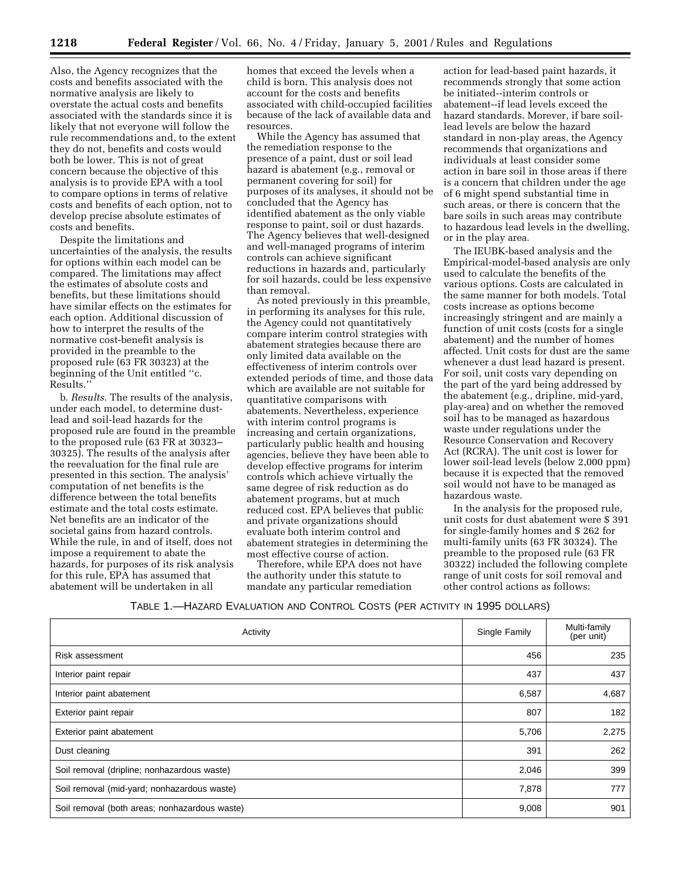Also, the Agency recognizes that the costs and benefits associated with the normative analysis are likely to overstate the actual costs and benefits associated with the standards since it is likely that not everyone will follow the rule recommendations and, to the extent they do not, benefits and costs would both be lower. This is not of great concern because the objective of this analysis is to provide EPA with a tool to compare options in terms of relative costs and benefits of each option, not to develop precise absolute estimates of costs and benefits.

Despite the limitations and uncertainties of the analysis, the results for options within each model can be compared. The limitations may affect the estimates of absolute costs and benefits, but these limitations should have similar effects on the estimates for each option. Additional discussion of how to interpret the results of the normative cost-benefit analysis is provided in the preamble to the proposed rule (63 FR 30323) at the beginning of the Unit entitled ''c. Results.''

b. *Results*. The results of the analysis, under each model, to determine dust-lead and soil-lead hazards for the proposed rule are found in the preamble to the proposed rule (63 FR at 30323–30325). The results of the analysis after the reevaluation for the final rule are presented in this section. The analysis' computation of net benefits is the difference between the total benefits estimate and the total costs estimate. Net benefits are an indicator of the societal gains from hazard controls. While the rule, in and of itself, does not impose a requirement to abate the hazards, for purposes of its risk analysis for this rule, EPA has assumed that abatement will be undertaken in all homes that exceed the levels when a child is born. This analysis does not account for the costs and benefits associated with child-occupied facilities because of the lack of available data and resources.

While the Agency has assumed that the remediation response to the presence of a paint, dust or soil lead hazard is abatement (e.g., removal or permanent covering for soil) for purposes of its analyses, it should not be concluded that the Agency has identified abatement as the only viable response to paint, soil or dust hazards. The Agency believes that well-designed and well-managed programs of interim controls can achieve significant reductions in hazards and, particularly for soil hazards, could be less expensive than removal.

As noted previously in this preamble, in performing its analyses for this rule, the Agency could not quantitatively compare interim control strategies with abatement strategies because there are only limited data available on the effectiveness of interim controls over extended periods of time, and those data which are available are not suitable for quantitative comparisons with abatements. Nevertheless, experience with interim control programs is increasing and certain organizations, particularly public health and housing agencies, believe they have been able to develop effective programs for interim controls which achieve virtually the same degree of risk reduction as do abatement programs, but at much reduced cost. EPA believes that public and private organizations should evaluate both interim control and abatement strategies in determining the most effective course of action.

Therefore, while EPA does not have the authority under this statute to mandate any particular remediation action for lead-based paint hazards, it recommends strongly that some action be initiated--interim controls or abatement--if lead levels exceed the hazard standards. Morever, if bare soil-lead levels are below the hazard standard in non-play areas, the Agency recommends that organizations and individuals at least consider some action in bare soil in those areas if there is a concern that children under the age of 6 might spend substantial time in such areas, or there is concern that the bare soils in such areas may contribute to hazardous lead levels in the dwelling, or in the play area.

The IEUBK-based analysis and the Empirical-model-based analysis are only used to calculate the benefits of the various options. Costs are calculated in the same manner for both models. Total costs increase as options become increasingly stringent and are mainly a function of unit costs (costs for a single abatement) and the number of homes affected. Unit costs for dust are the same whenever a dust lead hazard is present. For soil, unit costs vary depending on the part of the yard being addressed by the abatement (e.g., dripline, mid-yard, play-area) and on whether the removed soil has to be managed as hazardous waste under regulations under the Resource Conservation and Recovery Act (RCRA). The unit cost is lower for lower soil-lead levels (below 2,000 ppm) because it is expected that the removed soil would not have to be managed as hazardous waste.

In the analysis for the proposed rule, unit costs for dust abatement were $ 391 for single-family homes and $ 262 for multi-family units (63 FR 30324). The preamble to the proposed rule (63 FR 30322) included the following complete range of unit costs for soil removal and other control actions as follows:

TABLE 1.—HAZARD EVALUATION AND CONTROL COSTS (PER ACTIVITY IN 1995 DOLLARS)

| Activity | Single Family | Multi-family (per unit) |
|---|---|---|
| Risk assessment | 456 | 235 |
| Interior paint repair | 437 | 437 |
| Interior paint abatement | 6,587 | 4,687 |
| Exterior paint repair | 807 | 182 |
| Exterior paint abatement | 5,706 | 2,275 |
| Dust cleaning | 391 | 262 |
| Soil removal (dripline; nonhazardous waste) | 2,046 | 399 |
| Soil removal (mid-yard; nonhazardous waste) | 7,878 | 777 |
| Soil removal (both areas; nonhazardous waste) | 9,008 | 901 |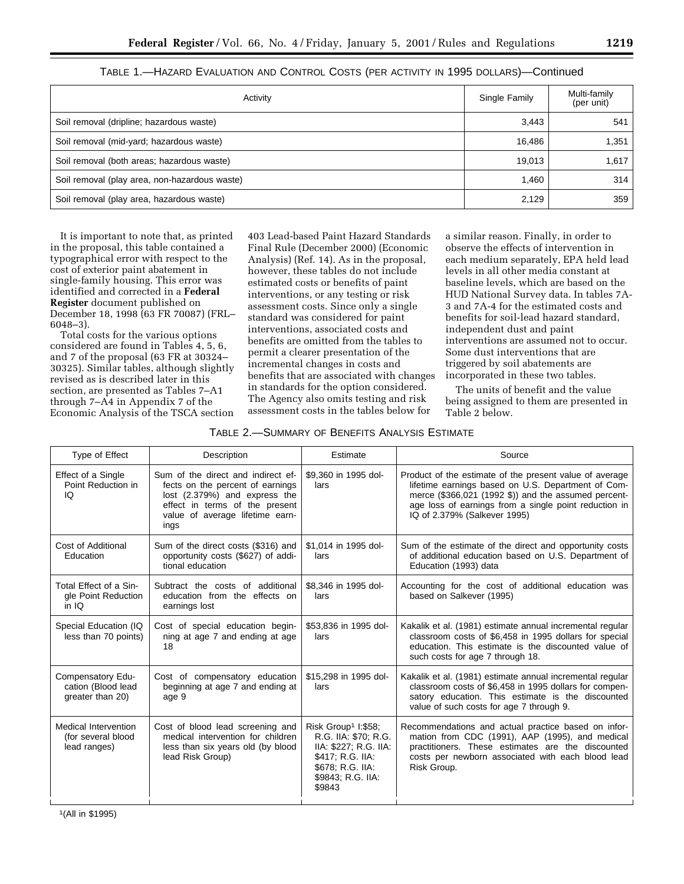TABLE 1.—HAZARD EVALUATION AND CONTROL COSTS (PER ACTIVITY IN 1995 DOLLARS)—Continued

| Activity | Single Family | Multi-family (per unit) |
|---|---|---|
| Soil removal (dripline; hazardous waste) | 3,443 | 541 |
| Soil removal (mid-yard; hazardous waste) | 16,486 | 1,351 |
| Soil removal (both areas; hazardous waste) | 19,013 | 1,617 |
| Soil removal (play area, non-hazardous waste) | 1,460 | 314 |
| Soil removal (play area, hazardous waste) | 2,129 | 359 |

It is important to note that, as printed in the proposal, this table contained a typographical error with respect to the cost of exterior paint abatement in single-family housing. This error was identified and corrected in a **Federal Register** document published on December 18, 1998 (63 FR 70087) (FRL–6048–3).

Total costs for the various options considered are found in Tables 4, 5, 6, and 7 of the proposal (63 FR at 30324–30325). Similar tables, although slightly revised as is described later in this section, are presented as Tables 7–A1 through 7–A4 in Appendix 7 of the Economic Analysis of the TSCA section 403 Lead-based Paint Hazard Standards Final Rule (December 2000) (Economic Analysis) (Ref. 14). As in the proposal, however, these tables do not include estimated costs or benefits of paint interventions, or any testing or risk assessment costs. Since only a single standard was considered for paint interventions, associated costs and benefits are omitted from the tables to permit a clearer presentation of the incremental changes in costs and benefits that are associated with changes in standards for the option considered. The Agency also omits testing and risk assessment costs in the tables below for a similar reason. Finally, in order to observe the effects of intervention in each medium separately, EPA held lead levels in all other media constant at baseline levels, which are based on the HUD National Survey data. In tables 7A-3 and 7A-4 for the estimated costs and benefits for soil-lead hazard standard, independent dust and paint interventions are assumed not to occur. Some dust interventions that are triggered by soil abatements are incorporated in these two tables.

The units of benefit and the value being assigned to them are presented in Table 2 below.

TABLE 2.—SUMMARY OF BENEFITS ANALYSIS ESTIMATE

| Type of Effect | Description | Estimate | Source |
|---|---|---|---|
| Effect of a Single Point Reduction in IQ | Sum of the direct and indirect effects on the percent of earnings lost (2.379%) and express the effect in terms of the present value of average lifetime earnings | $9,360 in 1995 dollars | Product of the estimate of the present value of average lifetime earnings based on U.S. Department of Commerce ($366,021 (1992 $)) and the assumed percentage loss of earnings from a single point reduction in IQ of 2.379% (Salkever 1995) |
| Cost of Additional Education | Sum of the direct costs ($316) and opportunity costs ($627) of additional education | $1,014 in 1995 dollars | Sum of the estimate of the direct and opportunity costs of additional education based on U.S. Department of Education (1993) data |
| Total Effect of a Single Point Reduction in IQ | Subtract the costs of additional education from the effects on earnings lost | $8,346 in 1995 dollars | Accounting for the cost of additional education was based on Salkever (1995) |
| Special Education (IQ less than 70 points) | Cost of special education beginning at age 7 and ending at age 18 | $53,836 in 1995 dollars | Kakalik et al. (1981) estimate annual incremental regular classroom costs of $6,458 in 1995 dollars for special education. This estimate is the discounted value of such costs for age 7 through 18. |
| Compensatory Education (Blood lead greater than 20) | Cost of compensatory education beginning at age 7 and ending at age 9 | $15,298 in 1995 dollars | Kakalik et al. (1981) estimate annual incremental regular classroom costs of $6,458 in 1995 dollars for compensatory education. This estimate is the discounted value of such costs for age 7 through 9. |
| Medical Intervention (for several blood lead ranges) | Cost of blood lead screening and medical intervention for children less than six years old (by blood lead Risk Group) | Risk Group[1] I:$58; R.G. IIA: $70; R.G. IIA: $227; R.G. IIA: $417; R.G. IIA: $678; R.G. IIA: $9843; R.G. IIA: $9843 | Recommendations and actual practice based on information from CDC (1991), AAP (1995), and medical practitioners. These estimates are the discounted costs per newborn associated with each blood lead Risk Group. |

[1](All in $1995)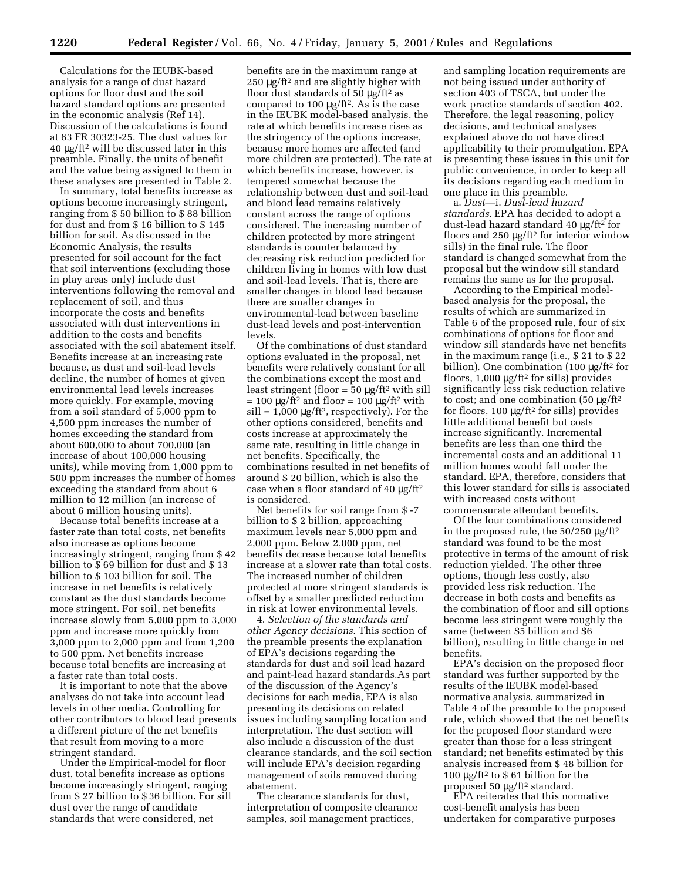Calculations for the IEUBK-based analysis for a range of dust hazard options for floor dust and the soil hazard standard options are presented in the economic analysis (Ref 14). Discussion of the calculations is found at 63 FR 30323-25. The dust values for 40 µg/ft² will be discussed later in this preamble. Finally, the units of benefit and the value being assigned to them in these analyses are presented in Table 2.

In summary, total benefits increase as options become increasingly stringent, ranging from $ 50 billion to $ 88 billion for dust and from $ 16 billion to $ 145 billion for soil. As discussed in the Economic Analysis, the results presented for soil account for the fact that soil interventions (excluding those in play areas only) include dust interventions following the removal and replacement of soil, and thus incorporate the costs and benefits associated with dust interventions in addition to the costs and benefits associated with the soil abatement itself. Benefits increase at an increasing rate because, as dust and soil-lead levels decline, the number of homes at given environmental lead levels increases more quickly. For example, moving from a soil standard of 5,000 ppm to 4,500 ppm increases the number of homes exceeding the standard from about 600,000 to about 700,000 (an increase of about 100,000 housing units), while moving from 1,000 ppm to 500 ppm increases the number of homes exceeding the standard from about 6 million to 12 million (an increase of about 6 million housing units).

Because total benefits increase at a faster rate than total costs, net benefits also increase as options become increasingly stringent, ranging from $ 42 billion to $ 69 billion for dust and $ 13 billion to $ 103 billion for soil. The increase in net benefits is relatively constant as the dust standards become more stringent. For soil, net benefits increase slowly from 5,000 ppm to 3,000 ppm and increase more quickly from 3,000 ppm to 2,000 ppm and from 1,200 to 500 ppm. Net benefits increase because total benefits are increasing at a faster rate than total costs.

It is important to note that the above analyses do not take into account lead levels in other media. Controlling for other contributors to blood lead presents a different picture of the net benefits that result from moving to a more stringent standard.

Under the Empirical-model for floor dust, total benefits increase as options become increasingly stringent, ranging from $ 27 billion to $ 36 billion. For sill dust over the range of candidate standards that were considered, net benefits are in the maximum range at 250 µg/ft² and are slightly higher with floor dust standards of 50 µg/ft² as compared to 100 µg/ft². As is the case in the IEUBK model-based analysis, the rate at which benefits increase rises as the stringency of the options increase, because more homes are affected (and more children are protected). The rate at which benefits increase, however, is tempered somewhat because the relationship between dust and soil-lead and blood lead remains relatively constant across the range of options considered. The increasing number of children protected by more stringent standards is counter balanced by decreasing risk reduction predicted for children living in homes with low dust and soil-lead levels. That is, there are smaller changes in blood lead because there are smaller changes in environmental-lead between baseline dust-lead levels and post-intervention levels.

Of the combinations of dust standard options evaluated in the proposal, net benefits were relatively constant for all the combinations except the most and least stringent (floor = 50 µg/ft² with sill = 100 µg/ft² and floor = 100 µg/ft² with sill = 1,000 µg/ft², respectively). For the other options considered, benefits and costs increase at approximately the same rate, resulting in little change in net benefits. Specifically, the combinations resulted in net benefits of around $ 20 billion, which is also the case when a floor standard of 40 µg/ft² is considered.

Net benefits for soil range from $ -7 billion to $ 2 billion, approaching maximum levels near 5,000 ppm and 2,000 ppm. Below 2,000 ppm, net benefits decrease because total benefits increase at a slower rate than total costs. The increased number of children protected at more stringent standards is offset by a smaller predicted reduction in risk at lower environmental levels.

4. *Selection of the standards and other Agency decisions*. This section of the preamble presents the explanation of EPA's decisions regarding the standards for dust and soil lead hazard and paint-lead hazard standards.As part of the discussion of the Agency's decisions for each media, EPA is also presenting its decisions on related issues including sampling location and interpretation. The dust section will also include a discussion of the dust clearance standards, and the soil section will include EPA's decision regarding management of soils removed during abatement.

The clearance standards for dust, interpretation of composite clearance samples, soil management practices, and sampling location requirements are not being issued under authority of section 403 of TSCA, but under the work practice standards of section 402. Therefore, the legal reasoning, policy decisions, and technical analyses explained above do not have direct applicability to their promulgation. EPA is presenting these issues in this unit for public convenience, in order to keep all its decisions regarding each medium in one place in this preamble.

a. *Dust*—i. *Dust-lead hazard standards*. EPA has decided to adopt a dust-lead hazard standard 40 µg/ft² for floors and 250 µg/ft² for interior window sills) in the final rule. The floor standard is changed somewhat from the proposal but the window sill standard remains the same as for the proposal.

According to the Empirical model-based analysis for the proposal, the results of which are summarized in Table 6 of the proposed rule, four of six combinations of options for floor and window sill standards have net benefits in the maximum range (i.e., $ 21 to $ 22 billion). One combination (100 µg/ft² for floors, 1,000 µg/ft² for sills) provides significantly less risk reduction relative to cost; and one combination (50 µg/ft² for floors, 100 µg/ft² for sills) provides little additional benefit but costs increase significantly. Incremental benefits are less than one third the incremental costs and an additional 11 million homes would fall under the standard. EPA, therefore, considers that this lower standard for sills is associated with increased costs without commensurate attendant benefits.

Of the four combinations considered in the proposed rule, the 50/250 µg/ft² standard was found to be the most protective in terms of the amount of risk reduction yielded. The other three options, though less costly, also provided less risk reduction. The decrease in both costs and benefits as the combination of floor and sill options become less stringent were roughly the same (between $5 billion and $6 billion), resulting in little change in net benefits.

EPA's decision on the proposed floor standard was further supported by the results of the IEUBK model-based normative analysis, summarized in Table 4 of the preamble to the proposed rule, which showed that the net benefits for the proposed floor standard were greater than those for a less stringent standard; net benefits estimated by this analysis increased from $ 48 billion for 100 µg/ft² to $ 61 billion for the proposed 50 µg/ft² standard.

EPA reiterates that this normative cost-benefit analysis has been undertaken for comparative purposes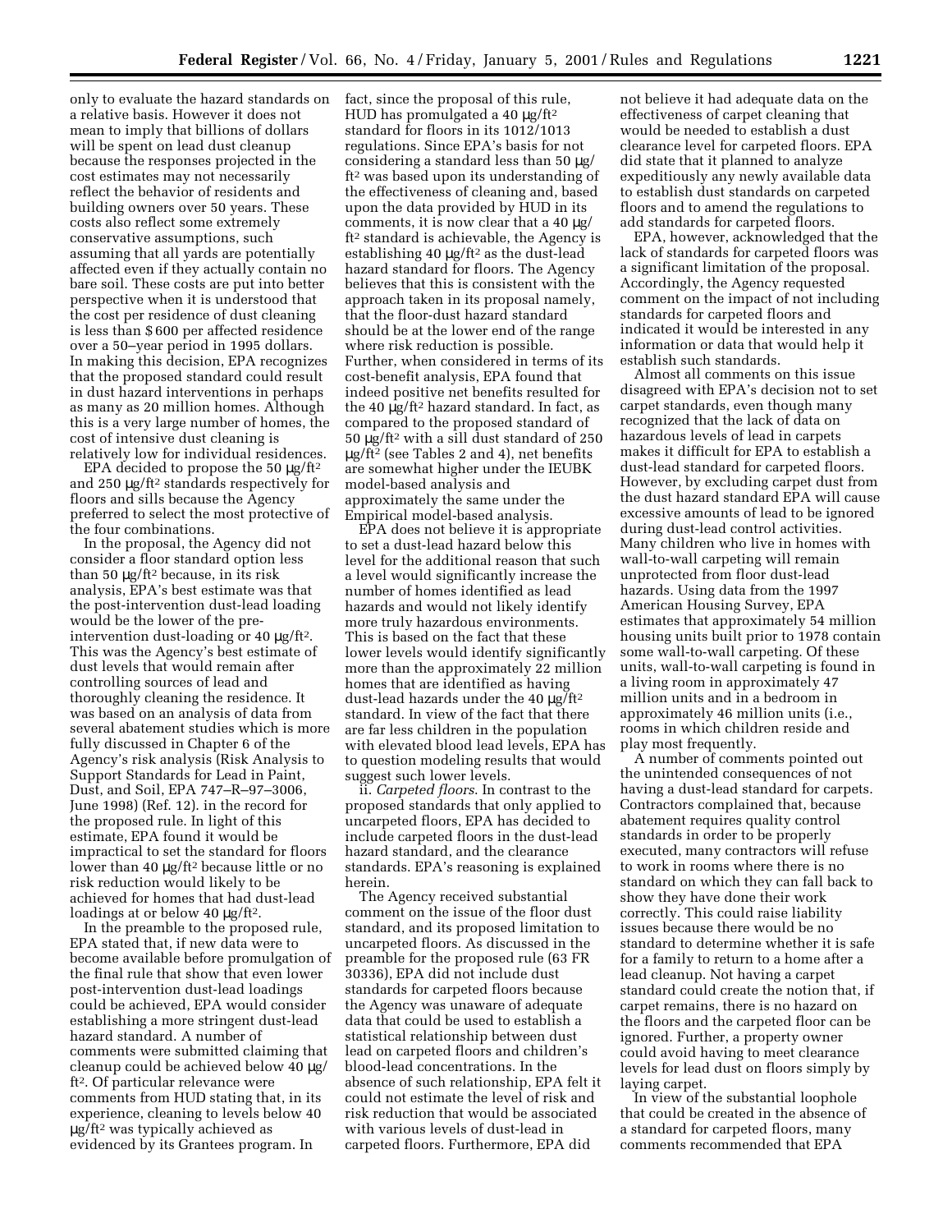only to evaluate the hazard standards on a relative basis. However it does not mean to imply that billions of dollars will be spent on lead dust cleanup because the responses projected in the cost estimates may not necessarily reflect the behavior of residents and building owners over 50 years. These costs also reflect some extremely conservative assumptions, such assuming that all yards are potentially affected even if they actually contain no bare soil. These costs are put into better perspective when it is understood that the cost per residence of dust cleaning is less than $600 per affected residence over a 50–year period in 1995 dollars. In making this decision, EPA recognizes that the proposed standard could result in dust hazard interventions in perhaps as many as 20 million homes. Although this is a very large number of homes, the cost of intensive dust cleaning is relatively low for individual residences.

EPA decided to propose the 50 μg/ft² and 250 μg/ft² standards respectively for floors and sills because the Agency preferred to select the most protective of the four combinations.

In the proposal, the Agency did not consider a floor standard option less than 50 μg/ft² because, in its risk analysis, EPA's best estimate was that the post-intervention dust-lead loading would be the lower of the pre-intervention dust-loading or 40 μg/ft². This was the Agency's best estimate of dust levels that would remain after controlling sources of lead and thoroughly cleaning the residence. It was based on an analysis of data from several abatement studies which is more fully discussed in Chapter 6 of the Agency's risk analysis (Risk Analysis to Support Standards for Lead in Paint, Dust, and Soil, EPA 747–R–97–3006, June 1998) (Ref. 12). in the record for the proposed rule. In light of this estimate, EPA found it would be impractical to set the standard for floors lower than 40 μg/ft² because little or no risk reduction would likely to be achieved for homes that had dust-lead loadings at or below 40 μg/ft².

In the preamble to the proposed rule, EPA stated that, if new data were to become available before promulgation of the final rule that show that even lower post-intervention dust-lead loadings could be achieved, EPA would consider establishing a more stringent dust-lead hazard standard. A number of comments were submitted claiming that cleanup could be achieved below 40 μg/ft². Of particular relevance were comments from HUD stating that, in its experience, cleaning to levels below 40 μg/ft² was typically achieved as evidenced by its Grantees program. In fact, since the proposal of this rule, HUD has promulgated a 40 μg/ft² standard for floors in its 1012/1013 regulations. Since EPA's basis for not considering a standard less than 50 μg/ft² was based upon its understanding of the effectiveness of cleaning and, based upon the data provided by HUD in its comments, it is now clear that a 40 μg/ft² standard is achievable, the Agency is establishing 40 μg/ft² as the dust-lead hazard standard for floors. The Agency believes that this is consistent with the approach taken in its proposal namely, that the floor-dust hazard standard should be at the lower end of the range where risk reduction is possible. Further, when considered in terms of its cost-benefit analysis, EPA found that indeed positive net benefits resulted for the 40 μg/ft² hazard standard. In fact, as compared to the proposed standard of 50 μg/ft² with a sill dust standard of 250 μg/ft² (see Tables 2 and 4), net benefits are somewhat higher under the IEUBK model-based analysis and approximately the same under the Empirical model-based analysis.

EPA does not believe it is appropriate to set a dust-lead hazard below this level for the additional reason that such a level would significantly increase the number of homes identified as lead hazards and would not likely identify more truly hazardous environments. This is based on the fact that these lower levels would identify significantly more than the approximately 22 million homes that are identified as having dust-lead hazards under the 40 μg/ft² standard. In view of the fact that there are far less children in the population with elevated blood lead levels, EPA has to question modeling results that would suggest such lower levels.

ii. *Carpeted floors*. In contrast to the proposed standards that only applied to uncarpeted floors, EPA has decided to include carpeted floors in the dust-lead hazard standard, and the clearance standards. EPA's reasoning is explained herein.

The Agency received substantial comment on the issue of the floor dust standard, and its proposed limitation to uncarpeted floors. As discussed in the preamble for the proposed rule (63 FR 30336), EPA did not include dust standards for carpeted floors because the Agency was unaware of adequate data that could be used to establish a statistical relationship between dust lead on carpeted floors and children's blood-lead concentrations. In the absence of such relationship, EPA felt it could not estimate the level of risk and risk reduction that would be associated with various levels of dust-lead in carpeted floors. Furthermore, EPA did not believe it had adequate data on the effectiveness of carpet cleaning that would be needed to establish a dust clearance level for carpeted floors. EPA did state that it planned to analyze expeditiously any newly available data to establish dust standards on carpeted floors and to amend the regulations to add standards for carpeted floors.

EPA, however, acknowledged that the lack of standards for carpeted floors was a significant limitation of the proposal. Accordingly, the Agency requested comment on the impact of not including standards for carpeted floors and indicated it would be interested in any information or data that would help it establish such standards.

Almost all comments on this issue disagreed with EPA's decision not to set carpet standards, even though many recognized that the lack of data on hazardous levels of lead in carpets makes it difficult for EPA to establish a dust-lead standard for carpeted floors. However, by excluding carpet dust from the dust hazard standard EPA will cause excessive amounts of lead to be ignored during dust-lead control activities. Many children who live in homes with wall-to-wall carpeting will remain unprotected from floor dust-lead hazards. Using data from the 1997 American Housing Survey, EPA estimates that approximately 54 million housing units built prior to 1978 contain some wall-to-wall carpeting. Of these units, wall-to-wall carpeting is found in a living room in approximately 47 million units and in a bedroom in approximately 46 million units (i.e., rooms in which children reside and play most frequently.

A number of comments pointed out the unintended consequences of not having a dust-lead standard for carpets. Contractors complained that, because abatement requires quality control standards in order to be properly executed, many contractors will refuse to work in rooms where there is no standard on which they can fall back to show they have done their work correctly. This could raise liability issues because there would be no standard to determine whether it is safe for a family to return to a home after a lead cleanup. Not having a carpet standard could create the notion that, if carpet remains, there is no hazard on the floors and the carpeted floor can be ignored. Further, a property owner could avoid having to meet clearance levels for lead dust on floors simply by laying carpet.

In view of the substantial loophole that could be created in the absence of a standard for carpeted floors, many comments recommended that EPA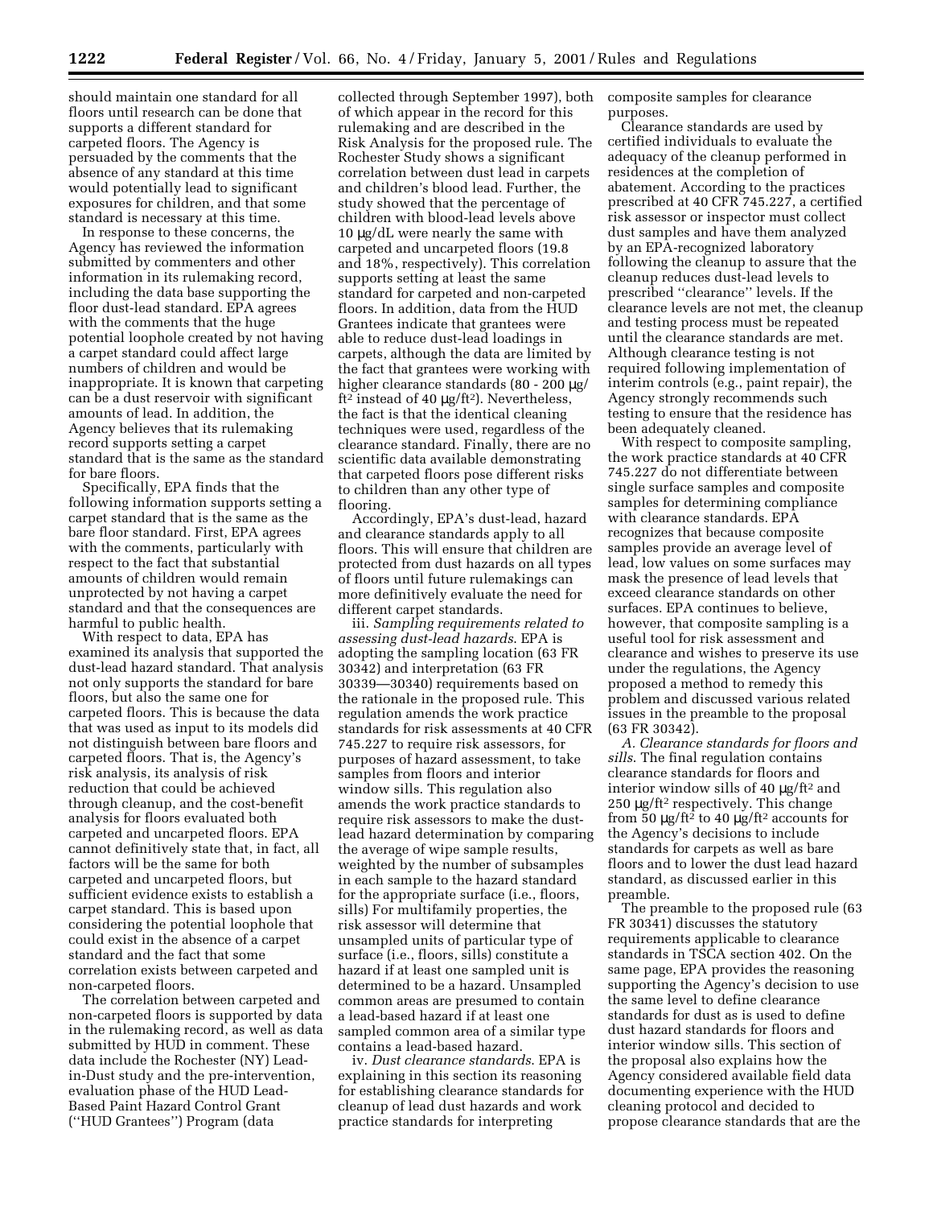should maintain one standard for all floors until research can be done that supports a different standard for carpeted floors. The Agency is persuaded by the comments that the absence of any standard at this time would potentially lead to significant exposures for children, and that some standard is necessary at this time.

In response to these concerns, the Agency has reviewed the information submitted by commenters and other information in its rulemaking record, including the data base supporting the floor dust-lead standard. EPA agrees with the comments that the huge potential loophole created by not having a carpet standard could affect large numbers of children and would be inappropriate. It is known that carpeting can be a dust reservoir with significant amounts of lead. In addition, the Agency believes that its rulemaking record supports setting a carpet standard that is the same as the standard for bare floors.

Specifically, EPA finds that the following information supports setting a carpet standard that is the same as the bare floor standard. First, EPA agrees with the comments, particularly with respect to the fact that substantial amounts of children would remain unprotected by not having a carpet standard and that the consequences are harmful to public health.

With respect to data, EPA has examined its analysis that supported the dust-lead hazard standard. That analysis not only supports the standard for bare floors, but also the same one for carpeted floors. This is because the data that was used as input to its models did not distinguish between bare floors and carpeted floors. That is, the Agency's risk analysis, its analysis of risk reduction that could be achieved through cleanup, and the cost-benefit analysis for floors evaluated both carpeted and uncarpeted floors. EPA cannot definitively state that, in fact, all factors will be the same for both carpeted and uncarpeted floors, but sufficient evidence exists to establish a carpet standard. This is based upon considering the potential loophole that could exist in the absence of a carpet standard and the fact that some correlation exists between carpeted and non-carpeted floors.

The correlation between carpeted and non-carpeted floors is supported by data in the rulemaking record, as well as data submitted by HUD in comment. These data include the Rochester (NY) Lead-in-Dust study and the pre-intervention, evaluation phase of the HUD Lead-Based Paint Hazard Control Grant (''HUD Grantees'') Program (data collected through September 1997), both of which appear in the record for this rulemaking and are described in the Risk Analysis for the proposed rule. The Rochester Study shows a significant correlation between dust lead in carpets and children's blood lead. Further, the study showed that the percentage of children with blood-lead levels above 10 μg/dL were nearly the same with carpeted and uncarpeted floors (19.8 and 18%, respectively). This correlation supports setting at least the same standard for carpeted and non-carpeted floors. In addition, data from the HUD Grantees indicate that grantees were able to reduce dust-lead loadings in carpets, although the data are limited by the fact that grantees were working with higher clearance standards (80 - 200 μg/ft$^2$ instead of 40 μg/ft$^2$). Nevertheless, the fact is that the identical cleaning techniques were used, regardless of the clearance standard. Finally, there are no scientific data available demonstrating that carpeted floors pose different risks to children than any other type of flooring.

Accordingly, EPA's dust-lead, hazard and clearance standards apply to all floors. This will ensure that children are protected from dust hazards on all types of floors until future rulemakings can more definitively evaluate the need for different carpet standards.

iii. *Sampling requirements related to assessing dust-lead hazards.* EPA is adopting the sampling location (63 FR 30342) and interpretation (63 FR 30339—30340) requirements based on the rationale in the proposed rule. This regulation amends the work practice standards for risk assessments at 40 CFR 745.227 to require risk assessors, for purposes of hazard assessment, to take samples from floors and interior window sills. This regulation also amends the work practice standards to require risk assessors to make the dust-lead hazard determination by comparing the average of wipe sample results, weighted by the number of subsamples in each sample to the hazard standard for the appropriate surface (i.e., floors, sills) For multifamily properties, the risk assessor will determine that unsampled units of particular type of surface (i.e., floors, sills) constitute a hazard if at least one sampled unit is determined to be a hazard. Unsampled common areas are presumed to contain a lead-based hazard if at least one sampled common area of a similar type contains a lead-based hazard.

iv. *Dust clearance standards.* EPA is explaining in this section its reasoning for establishing clearance standards for cleanup of lead dust hazards and work practice standards for interpreting composite samples for clearance purposes.

Clearance standards are used by certified individuals to evaluate the adequacy of the cleanup performed in residences at the completion of abatement. According to the practices prescribed at 40 CFR 745.227, a certified risk assessor or inspector must collect dust samples and have them analyzed by an EPA-recognized laboratory following the cleanup to assure that the cleanup reduces dust-lead levels to prescribed ''clearance'' levels. If the clearance levels are not met, the cleanup and testing process must be repeated until the clearance standards are met. Although clearance testing is not required following implementation of interim controls (e.g., paint repair), the Agency strongly recommends such testing to ensure that the residence has been adequately cleaned.

With respect to composite sampling, the work practice standards at 40 CFR 745.227 do not differentiate between single surface samples and composite samples for determining compliance with clearance standards. EPA recognizes that because composite samples provide an average level of lead, low values on some surfaces may mask the presence of lead levels that exceed clearance standards on other surfaces. EPA continues to believe, however, that composite sampling is a useful tool for risk assessment and clearance and wishes to preserve its use under the regulations, the Agency proposed a method to remedy this problem and discussed various related issues in the preamble to the proposal (63 FR 30342).

*A. Clearance standards for floors and sills.* The final regulation contains clearance standards for floors and interior window sills of 40 μg/ft$^2$ and 250 μg/ft$^2$ respectively. This change from 50 μg/ft$^2$ to 40 μg/ft$^2$ accounts for the Agency's decisions to include standards for carpets as well as bare floors and to lower the dust lead hazard standard, as discussed earlier in this preamble.

The preamble to the proposed rule (63 FR 30341) discusses the statutory requirements applicable to clearance standards in TSCA section 402. On the same page, EPA provides the reasoning supporting the Agency's decision to use the same level to define clearance standards for dust as is used to define dust hazard standards for floors and interior window sills. This section of the proposal also explains how the Agency considered available field data documenting experience with the HUD cleaning protocol and decided to propose clearance standards that are the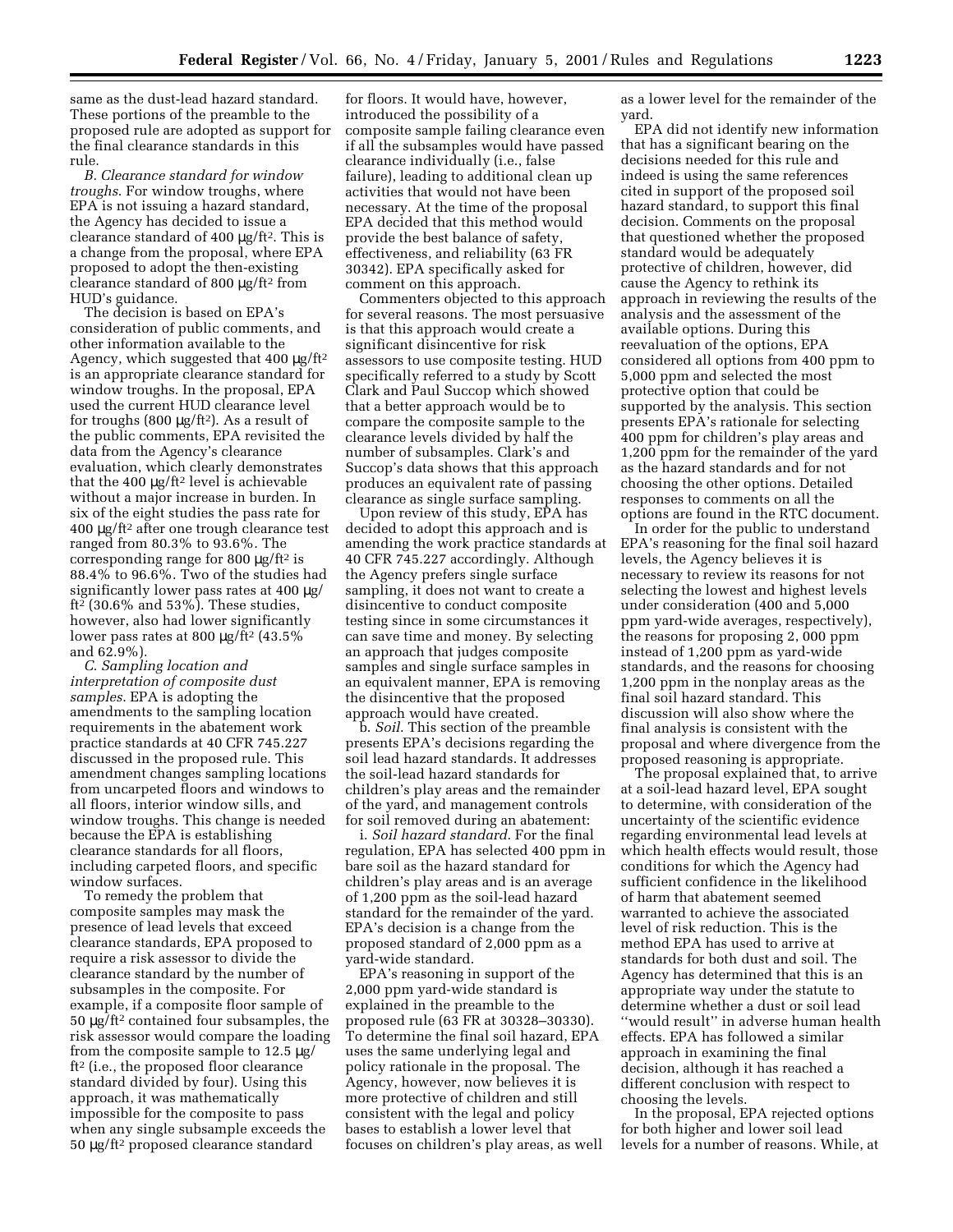same as the dust-lead hazard standard. These portions of the preamble to the proposed rule are adopted as support for the final clearance standards in this rule.

*B. Clearance standard for window troughs*. For window troughs, where EPA is not issuing a hazard standard, the Agency has decided to issue a clearance standard of 400 µg/ft². This is a change from the proposal, where EPA proposed to adopt the then-existing clearance standard of 800 µg/ft² from HUD's guidance.

The decision is based on EPA's consideration of public comments, and other information available to the Agency, which suggested that 400 µg/ft² is an appropriate clearance standard for window troughs. In the proposal, EPA used the current HUD clearance level for troughs (800 µg/ft²). As a result of the public comments, EPA revisited the data from the Agency's clearance evaluation, which clearly demonstrates that the 400 µg/ft² level is achievable without a major increase in burden. In six of the eight studies the pass rate for 400 µg/ft² after one trough clearance test ranged from 80.3% to 93.6%. The corresponding range for 800 µg/ft² is 88.4% to 96.6%. Two of the studies had significantly lower pass rates at 400 µg/ft² (30.6% and 53%). These studies, however, also had lower significantly lower pass rates at 800 µg/ft² (43.5% and 62.9%).

*C. Sampling location and interpretation of composite dust samples*. EPA is adopting the amendments to the sampling location requirements in the abatement work practice standards at 40 CFR 745.227 discussed in the proposed rule. This amendment changes sampling locations from uncarpeted floors and windows to all floors, interior window sills, and window troughs. This change is needed because the EPA is establishing clearance standards for all floors, including carpeted floors, and specific window surfaces.

To remedy the problem that composite samples may mask the presence of lead levels that exceed clearance standards, EPA proposed to require a risk assessor to divide the clearance standard by the number of subsamples in the composite. For example, if a composite floor sample of 50 µg/ft² contained four subsamples, the risk assessor would compare the loading from the composite sample to 12.5 µg/ft² (i.e., the proposed floor clearance standard divided by four). Using this approach, it was mathematically impossible for the composite to pass when any single subsample exceeds the 50 µg/ft² proposed clearance standard for floors. It would have, however, introduced the possibility of a composite sample failing clearance even if all the subsamples would have passed clearance individually (i.e., false failure), leading to additional clean up activities that would not have been necessary. At the time of the proposal EPA decided that this method would provide the best balance of safety, effectiveness, and reliability (63 FR 30342). EPA specifically asked for comment on this approach.

Commenters objected to this approach for several reasons. The most persuasive is that this approach would create a significant disincentive for risk assessors to use composite testing. HUD specifically referred to a study by Scott Clark and Paul Succop which showed that a better approach would be to compare the composite sample to the clearance levels divided by half the number of subsamples. Clark's and Succop's data shows that this approach produces an equivalent rate of passing clearance as single surface sampling.

Upon review of this study, EPA has decided to adopt this approach and is amending the work practice standards at 40 CFR 745.227 accordingly. Although the Agency prefers single surface sampling, it does not want to create a disincentive to conduct composite testing since in some circumstances it can save time and money. By selecting an approach that judges composite samples and single surface samples in an equivalent manner, EPA is removing the disincentive that the proposed approach would have created.

b. *Soil*. This section of the preamble presents EPA's decisions regarding the soil lead hazard standards. It addresses the soil-lead hazard standards for children's play areas and the remainder of the yard, and management controls for soil removed during an abatement:

i. *Soil hazard standard*. For the final regulation, EPA has selected 400 ppm in bare soil as the hazard standard for children's play areas and is an average of 1,200 ppm as the soil-lead hazard standard for the remainder of the yard. EPA's decision is a change from the proposed standard of 2,000 ppm as a yard-wide standard.

EPA's reasoning in support of the 2,000 ppm yard-wide standard is explained in the preamble to the proposed rule (63 FR at 30328–30330). To determine the final soil hazard, EPA uses the same underlying legal and policy rationale in the proposal. The Agency, however, now believes it is more protective of children and still consistent with the legal and policy bases to establish a lower level that focuses on children's play areas, as well as a lower level for the remainder of the yard.

EPA did not identify new information that has a significant bearing on the decisions needed for this rule and indeed is using the same references cited in support of the proposed soil hazard standard, to support this final decision. Comments on the proposal that questioned whether the proposed standard would be adequately protective of children, however, did cause the Agency to rethink its approach in reviewing the results of the analysis and the assessment of the available options. During this reevaluation of the options, EPA considered all options from 400 ppm to 5,000 ppm and selected the most protective option that could be supported by the analysis. This section presents EPA's rationale for selecting 400 ppm for children's play areas and 1,200 ppm for the remainder of the yard as the hazard standards and for not choosing the other options. Detailed responses to comments on all the options are found in the RTC document.

In order for the public to understand EPA's reasoning for the final soil hazard levels, the Agency believes it is necessary to review its reasons for not selecting the lowest and highest levels under consideration (400 and 5,000 ppm yard-wide averages, respectively), the reasons for proposing 2, 000 ppm instead of 1,200 ppm as yard-wide standards, and the reasons for choosing 1,200 ppm in the nonplay areas as the final soil hazard standard. This discussion will also show where the final analysis is consistent with the proposal and where divergence from the proposed reasoning is appropriate.

The proposal explained that, to arrive at a soil-lead hazard level, EPA sought to determine, with consideration of the uncertainty of the scientific evidence regarding environmental lead levels at which health effects would result, those conditions for which the Agency had sufficient confidence in the likelihood of harm that abatement seemed warranted to achieve the associated level of risk reduction. This is the method EPA has used to arrive at standards for both dust and soil. The Agency has determined that this is an appropriate way under the statute to determine whether a dust or soil lead ''would result'' in adverse human health effects. EPA has followed a similar approach in examining the final decision, although it has reached a different conclusion with respect to choosing the levels.

In the proposal, EPA rejected options for both higher and lower soil lead levels for a number of reasons. While, at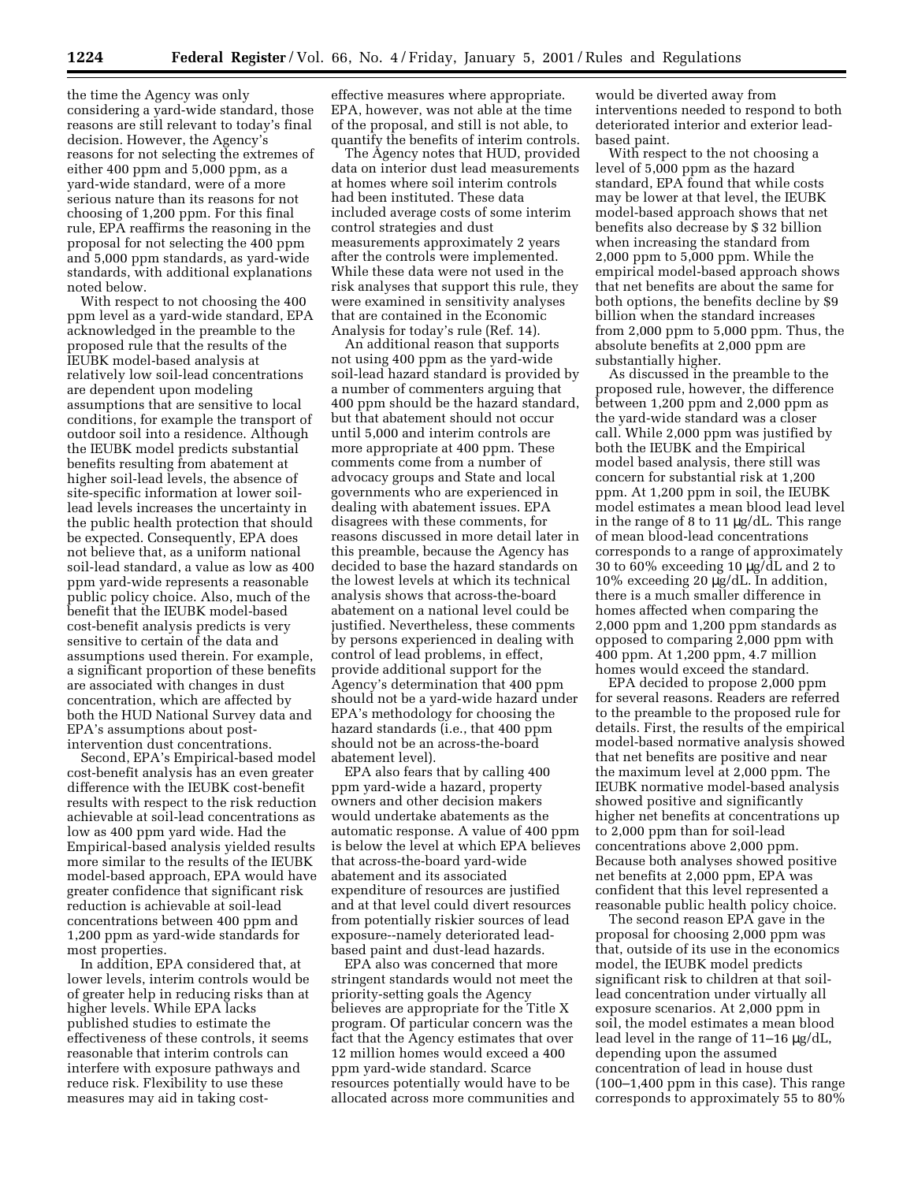the time the Agency was only considering a yard-wide standard, those reasons are still relevant to today's final decision. However, the Agency's reasons for not selecting the extremes of either 400 ppm and 5,000 ppm, as a yard-wide standard, were of a more serious nature than its reasons for not choosing of 1,200 ppm. For this final rule, EPA reaffirms the reasoning in the proposal for not selecting the 400 ppm and 5,000 ppm standards, as yard-wide standards, with additional explanations noted below.

With respect to not choosing the 400 ppm level as a yard-wide standard, EPA acknowledged in the preamble to the proposed rule that the results of the IEUBK model-based analysis at relatively low soil-lead concentrations are dependent upon modeling assumptions that are sensitive to local conditions, for example the transport of outdoor soil into a residence. Although the IEUBK model predicts substantial benefits resulting from abatement at higher soil-lead levels, the absence of site-specific information at lower soil-lead levels increases the uncertainty in the public health protection that should be expected. Consequently, EPA does not believe that, as a uniform national soil-lead standard, a value as low as 400 ppm yard-wide represents a reasonable public policy choice. Also, much of the benefit that the IEUBK model-based cost-benefit analysis predicts is very sensitive to certain of the data and assumptions used therein. For example, a significant proportion of these benefits are associated with changes in dust concentration, which are affected by both the HUD National Survey data and EPA's assumptions about post-intervention dust concentrations.

Second, EPA's Empirical-based model cost-benefit analysis has an even greater difference with the IEUBK cost-benefit results with respect to the risk reduction achievable at soil-lead concentrations as low as 400 ppm yard wide. Had the Empirical-based analysis yielded results more similar to the results of the IEUBK model-based approach, EPA would have greater confidence that significant risk reduction is achievable at soil-lead concentrations between 400 ppm and 1,200 ppm as yard-wide standards for most properties.

In addition, EPA considered that, at lower levels, interim controls would be of greater help in reducing risks than at higher levels. While EPA lacks published studies to estimate the effectiveness of these controls, it seems reasonable that interim controls can interfere with exposure pathways and reduce risk. Flexibility to use these measures may aid in taking cost-effective measures where appropriate. EPA, however, was not able at the time of the proposal, and still is not able, to quantify the benefits of interim controls.

The Agency notes that HUD, provided data on interior dust lead measurements at homes where soil interim controls had been instituted. These data included average costs of some interim control strategies and dust measurements approximately 2 years after the controls were implemented. While these data were not used in the risk analyses that support this rule, they were examined in sensitivity analyses that are contained in the Economic Analysis for today's rule (Ref. 14).

An additional reason that supports not using 400 ppm as the yard-wide soil-lead hazard standard is provided by a number of commenters arguing that 400 ppm should be the hazard standard, but that abatement should not occur until 5,000 and interim controls are more appropriate at 400 ppm. These comments come from a number of advocacy groups and State and local governments who are experienced in dealing with abatement issues. EPA disagrees with these comments, for reasons discussed in more detail later in this preamble, because the Agency has decided to base the hazard standards on the lowest levels at which its technical analysis shows that across-the-board abatement on a national level could be justified. Nevertheless, these comments by persons experienced in dealing with control of lead problems, in effect, provide additional support for the Agency's determination that 400 ppm should not be a yard-wide hazard under EPA's methodology for choosing the hazard standards (i.e., that 400 ppm should not be an across-the-board abatement level).

EPA also fears that by calling 400 ppm yard-wide a hazard, property owners and other decision makers would undertake abatements as the automatic response. A value of 400 ppm is below the level at which EPA believes that across-the-board yard-wide abatement and its associated expenditure of resources are justified and at that level could divert resources from potentially riskier sources of lead exposure--namely deteriorated lead-based paint and dust-lead hazards.

EPA also was concerned that more stringent standards would not meet the priority-setting goals the Agency believes are appropriate for the Title X program. Of particular concern was the fact that the Agency estimates that over 12 million homes would exceed a 400 ppm yard-wide standard. Scarce resources potentially would have to be allocated across more communities and would be diverted away from interventions needed to respond to both deteriorated interior and exterior lead-based paint.

With respect to the not choosing a level of 5,000 ppm as the hazard standard, EPA found that while costs may be lower at that level, the IEUBK model-based approach shows that net benefits also decrease by $ 32 billion when increasing the standard from 2,000 ppm to 5,000 ppm. While the empirical model-based approach shows that net benefits are about the same for both options, the benefits decline by $9 billion when the standard increases from 2,000 ppm to 5,000 ppm. Thus, the absolute benefits at 2,000 ppm are substantially higher.

As discussed in the preamble to the proposed rule, however, the difference between 1,200 ppm and 2,000 ppm as the yard-wide standard was a closer call. While 2,000 ppm was justified by both the IEUBK and the Empirical model based analysis, there still was concern for substantial risk at 1,200 ppm. At 1,200 ppm in soil, the IEUBK model estimates a mean blood lead level in the range of 8 to 11 μg/dL. This range of mean blood-lead concentrations corresponds to a range of approximately 30 to 60% exceeding 10 μg/dL and 2 to 10% exceeding 20 μg/dL. In addition, there is a much smaller difference in homes affected when comparing the 2,000 ppm and 1,200 ppm standards as opposed to comparing 2,000 ppm with 400 ppm. At 1,200 ppm, 4.7 million homes would exceed the standard.

EPA decided to propose 2,000 ppm for several reasons. Readers are referred to the preamble to the proposed rule for details. First, the results of the empirical model-based normative analysis showed that net benefits are positive and near the maximum level at 2,000 ppm. The IEUBK normative model-based analysis showed positive and significantly higher net benefits at concentrations up to 2,000 ppm than for soil-lead concentrations above 2,000 ppm. Because both analyses showed positive net benefits at 2,000 ppm, EPA was confident that this level represented a reasonable public health policy choice.

The second reason EPA gave in the proposal for choosing 2,000 ppm was that, outside of its use in the economics model, the IEUBK model predicts significant risk to children at that soil-lead concentration under virtually all exposure scenarios. At 2,000 ppm in soil, the model estimates a mean blood lead level in the range of 11–16 μg/dL, depending upon the assumed concentration of lead in house dust (100–1,400 ppm in this case). This range corresponds to approximately 55 to 80%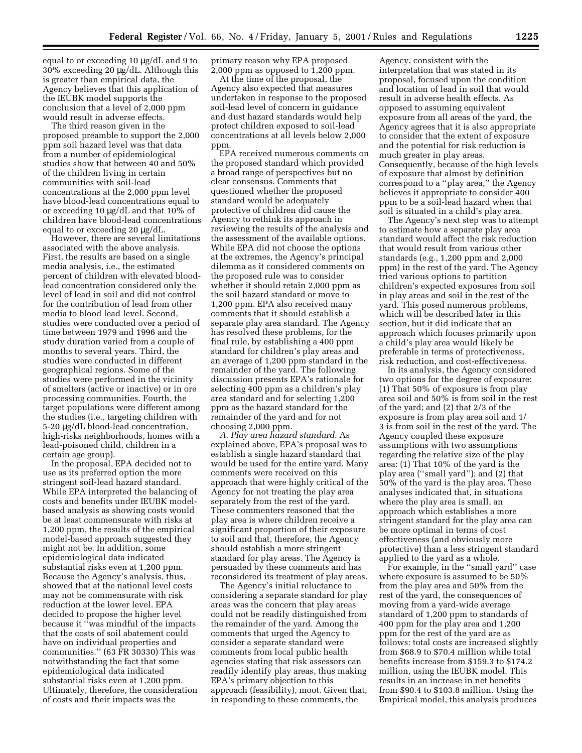equal to or exceeding 10 μg/dL and 9 to 30% exceeding 20 μg/dL. Although this is greater than empirical data, the Agency believes that this application of the IEUBK model supports the conclusion that a level of 2,000 ppm would result in adverse effects.

The third reason given in the proposed preamble to support the 2,000 ppm soil hazard level was that data from a number of epidemiological studies show that between 40 and 50% of the children living in certain communities with soil-lead concentrations at the 2,000 ppm level have blood-lead concentrations equal to or exceeding 10 μg/dL and that 10% of children have blood-lead concentrations equal to or exceeding 20 μg/dL.

However, there are several limitations associated with the above analysis. First, the results are based on a single media analysis, i.e., the estimated percent of children with elevated blood-lead concentration considered only the level of lead in soil and did not control for the contribution of lead from other media to blood lead level. Second, studies were conducted over a period of time between 1979 and 1996 and the study duration varied from a couple of months to several years. Third, the studies were conducted in different geographical regions. Some of the studies were performed in the vicinity of smelters (active or inactive) or in ore processing communities. Fourth, the target populations were different among the studies (i.e., targeting children with 5-20 μg/dL blood-lead concentration, high-risks neighborhoods, homes with a lead-poisoned child, children in a certain age group).

In the proposal, EPA decided not to use as its preferred option the more stringent soil-lead hazard standard. While EPA interpreted the balancing of costs and benefits under IEUBK model-based analysis as showing costs would be at least commensurate with risks at 1,200 ppm, the results of the empirical model-based approach suggested they might not be. In addition, some epidemiological data indicated substantial risks even at 1,200 ppm. Because the Agency's analysis, thus, showed that at the national level costs may not be commensurate with risk reduction at the lower level. EPA decided to propose the higher level because it "was mindful of the impacts that the costs of soil abatement could have on individual properties and communities." (63 FR 30330) This was notwithstanding the fact that some epidemiological data indicated substantial risks even at 1,200 ppm. Ultimately, therefore, the consideration of costs and their impacts was the primary reason why EPA proposed 2,000 ppm as opposed to 1,200 ppm.

At the time of the proposal, the Agency also expected that measures undertaken in response to the proposed soil-lead level of concern in guidance and dust hazard standards would help protect children exposed to soil-lead concentrations at all levels below 2,000 ppm.

EPA received numerous comments on the proposed standard which provided a broad range of perspectives but no clear consensus. Comments that questioned whether the proposed standard would be adequately protective of children did cause the Agency to rethink its approach in reviewing the results of the analysis and the assessment of the available options. While EPA did not choose the options at the extremes, the Agency's principal dilemma as it considered comments on the proposed rule was to consider whether it should retain 2,000 ppm as the soil hazard standard or move to 1,200 ppm. EPA also received many comments that it should establish a separate play area standard. The Agency has resolved these problems, for the final rule, by establishing a 400 ppm standard for children's play areas and an average of 1,200 ppm standard in the remainder of the yard. The following discussion presents EPA's rationale for selecting 400 ppm as a children's play area standard and for selecting 1,200 ppm as the hazard standard for the remainder of the yard and for not choosing 2,000 ppm.

*A. Play area hazard standard.* As explained above, EPA's proposal was to establish a single hazard standard that would be used for the entire yard. Many comments were received on this approach that were highly critical of the Agency for not treating the play area separately from the rest of the yard. These commenters reasoned that the play area is where children receive a significant proportion of their exposure to soil and that, therefore, the Agency should establish a more stringent standard for play areas. The Agency is persuaded by these comments and has reconsidered its treatment of play areas.

The Agency's initial reluctance to considering a separate standard for play areas was the concern that play areas could not be readily distinguished from the remainder of the yard. Among the comments that urged the Agency to consider a separate standard were comments from local public health agencies stating that risk assessors can readily identify play areas, thus making EPA's primary objection to this approach (feasibility), moot. Given that, in responding to these comments, the Agency, consistent with the interpretation that was stated in its proposal, focused upon the condition and location of lead in soil that would result in adverse health effects. As opposed to assuming equivalent exposure from all areas of the yard, the Agency agrees that it is also appropriate to consider that the extent of exposure and the potential for risk reduction is much greater in play areas. Consequently, because of the high levels of exposure that almost by definition correspond to a "play area," the Agency believes it appropriate to consider 400 ppm to be a soil-lead hazard when that soil is situated in a child's play area.

The Agency's next step was to attempt to estimate how a separate play area standard would affect the risk reduction that would result from various other standards (e.g., 1,200 ppm and 2,000 ppm) in the rest of the yard. The Agency tried various options to partition children's expected exposures from soil in play areas and soil in the rest of the yard. This posed numerous problems, which will be described later in this section, but it did indicate that an approach which focuses primarily upon a child's play area would likely be preferable in terms of protectiveness, risk reduction, and cost-effectiveness.

In its analysis, the Agency considered two options for the degree of exposure: (1) That 50% of exposure is from play area soil and 50% is from soil in the rest of the yard; and (2) that 2/3 of the exposure is from play area soil and 1/3 is from soil in the rest of the yard. The Agency coupled these exposure assumptions with two assumptions regarding the relative size of the play area: (1) That 10% of the yard is the play area ("small yard"); and (2) that 50% of the yard is the play area. These analyses indicated that, in situations where the play area is small, an approach which establishes a more stringent standard for the play area can be more optimal in terms of cost effectiveness (and obviously more protective) than a less stringent standard applied to the yard as a whole.

For example, in the "small yard" case where exposure is assumed to be 50% from the play area and 50% from the rest of the yard, the consequences of moving from a yard-wide average standard of 1,200 ppm to standards of 400 ppm for the play area and 1,200 ppm for the rest of the yard are as follows: total costs are increased slightly from $68.9 to $70.4 million while total benefits increase from $159.3 to $174.2 million, using the IEUBK model. This results in an increase in net benefits from $90.4 to $103.8 million. Using the Empirical model, this analysis produces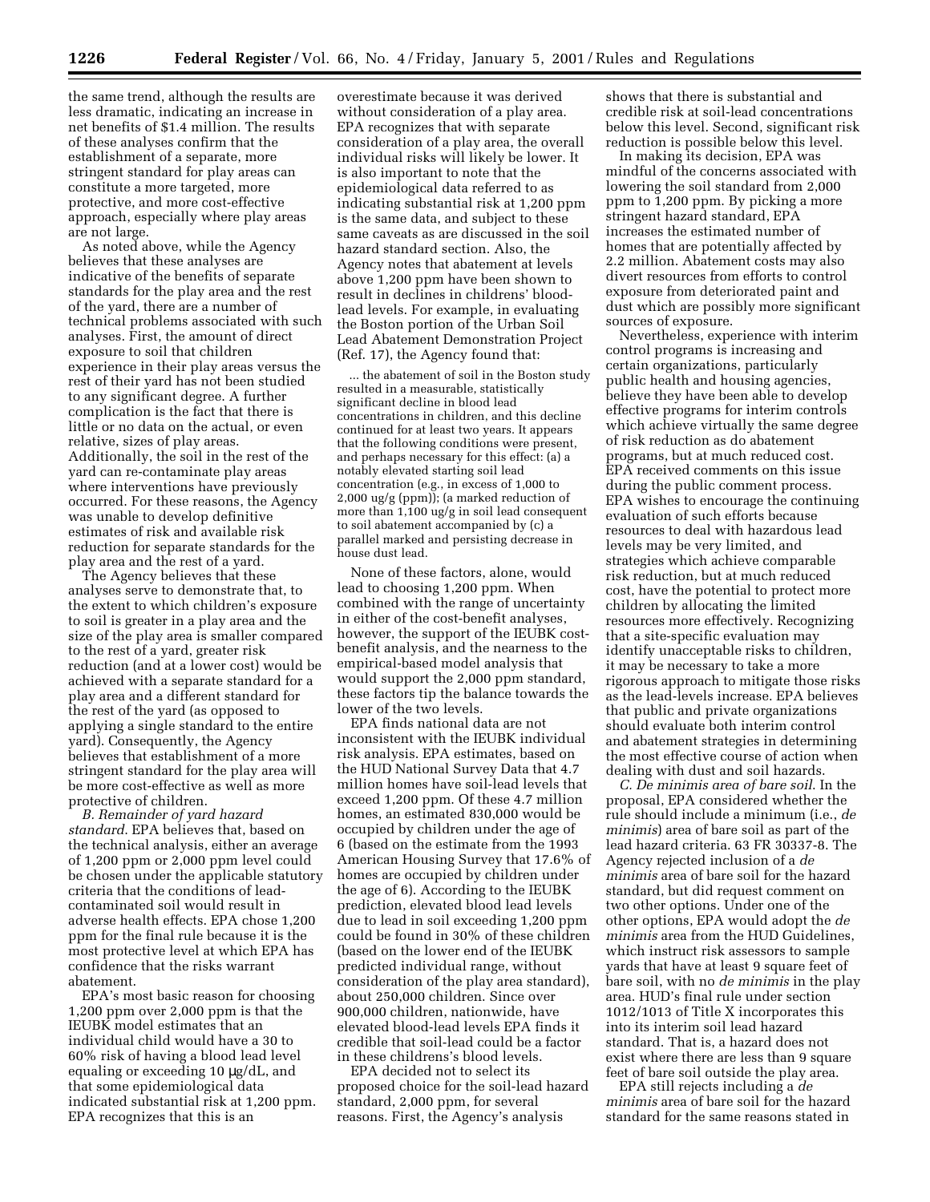the same trend, although the results are less dramatic, indicating an increase in net benefits of $1.4 million. The results of these analyses confirm that the establishment of a separate, more stringent standard for play areas can constitute a more targeted, more protective, and more cost-effective approach, especially where play areas are not large.

As noted above, while the Agency believes that these analyses are indicative of the benefits of separate standards for the play area and the rest of the yard, there are a number of technical problems associated with such analyses. First, the amount of direct exposure to soil that children experience in their play areas versus the rest of their yard has not been studied to any significant degree. A further complication is the fact that there is little or no data on the actual, or even relative, sizes of play areas. Additionally, the soil in the rest of the yard can re-contaminate play areas where interventions have previously occurred. For these reasons, the Agency was unable to develop definitive estimates of risk and available risk reduction for separate standards for the play area and the rest of a yard.

The Agency believes that these analyses serve to demonstrate that, to the extent to which children's exposure to soil is greater in a play area and the size of the play area is smaller compared to the rest of a yard, greater risk reduction (and at a lower cost) would be achieved with a separate standard for a play area and a different standard for the rest of the yard (as opposed to applying a single standard to the entire yard). Consequently, the Agency believes that establishment of a more stringent standard for the play area will be more cost-effective as well as more protective of children.

*B. Remainder of yard hazard standard*. EPA believes that, based on the technical analysis, either an average of 1,200 ppm or 2,000 ppm level could be chosen under the applicable statutory criteria that the conditions of lead-contaminated soil would result in adverse health effects. EPA chose 1,200 ppm for the final rule because it is the most protective level at which EPA has confidence that the risks warrant abatement.

EPA's most basic reason for choosing 1,200 ppm over 2,000 ppm is that the IEUBK model estimates that an individual child would have a 30 to 60% risk of having a blood lead level equaling or exceeding 10 μg/dL, and that some epidemiological data indicated substantial risk at 1,200 ppm. EPA recognizes that this is an overestimate because it was derived without consideration of a play area. EPA recognizes that with separate consideration of a play area, the overall individual risks will likely be lower. It is also important to note that the epidemiological data referred to as indicating substantial risk at 1,200 ppm is the same data, and subject to these same caveats as are discussed in the soil hazard standard section. Also, the Agency notes that abatement at levels above 1,200 ppm have been shown to result in declines in childrens' blood-lead levels. For example, in evaluating the Boston portion of the Urban Soil Lead Abatement Demonstration Project (Ref. 17), the Agency found that:

> ... the abatement of soil in the Boston study resulted in a measurable, statistically significant decline in blood lead concentrations in children, and this decline continued for at least two years. It appears that the following conditions were present, and perhaps necessary for this effect: (a) a notably elevated starting soil lead concentration (e.g., in excess of 1,000 to 2,000 ug/g (ppm)); (a marked reduction of more than 1,100 ug/g in soil lead consequent to soil abatement accompanied by (c) a parallel marked and persisting decrease in house dust lead.

None of these factors, alone, would lead to choosing 1,200 ppm. When combined with the range of uncertainty in either of the cost-benefit analyses, however, the support of the IEUBK cost-benefit analysis, and the nearness to the empirical-based model analysis that would support the 2,000 ppm standard, these factors tip the balance towards the lower of the two levels.

EPA finds national data are not inconsistent with the IEUBK individual risk analysis. EPA estimates, based on the HUD National Survey Data that 4.7 million homes have soil-lead levels that exceed 1,200 ppm. Of these 4.7 million homes, an estimated 830,000 would be occupied by children under the age of 6 (based on the estimate from the 1993 American Housing Survey that 17.6% of homes are occupied by children under the age of 6). According to the IEUBK prediction, elevated blood lead levels due to lead in soil exceeding 1,200 ppm could be found in 30% of these children (based on the lower end of the IEUBK predicted individual range, without consideration of the play area standard), about 250,000 children. Since over 900,000 children, nationwide, have elevated blood-lead levels EPA finds it credible that soil-lead could be a factor in these childrens's blood levels.

EPA decided not to select its proposed choice for the soil-lead hazard standard, 2,000 ppm, for several reasons. First, the Agency's analysis shows that there is substantial and credible risk at soil-lead concentrations below this level. Second, significant risk reduction is possible below this level.

In making its decision, EPA was mindful of the concerns associated with lowering the soil standard from 2,000 ppm to 1,200 ppm. By picking a more stringent hazard standard, EPA increases the estimated number of homes that are potentially affected by 2.2 million. Abatement costs may also divert resources from efforts to control exposure from deteriorated paint and dust which are possibly more significant sources of exposure.

Nevertheless, experience with interim control programs is increasing and certain organizations, particularly public health and housing agencies, believe they have been able to develop effective programs for interim controls which achieve virtually the same degree of risk reduction as do abatement programs, but at much reduced cost. EPA received comments on this issue during the public comment process. EPA wishes to encourage the continuing evaluation of such efforts because resources to deal with hazardous lead levels may be very limited, and strategies which achieve comparable risk reduction, but at much reduced cost, have the potential to protect more children by allocating the limited resources more effectively. Recognizing that a site-specific evaluation may identify unacceptable risks to children, it may be necessary to take a more rigorous approach to mitigate those risks as the lead-levels increase. EPA believes that public and private organizations should evaluate both interim control and abatement strategies in determining the most effective course of action when dealing with dust and soil hazards.

*C. De minimis area of bare soil*. In the proposal, EPA considered whether the rule should include a minimum (i.e., *de minimis*) area of bare soil as part of the lead hazard criteria. 63 FR 30337-8. The Agency rejected inclusion of a *de minimis* area of bare soil for the hazard standard, but did request comment on two other options. Under one of the other options, EPA would adopt the *de minimis* area from the HUD Guidelines, which instruct risk assessors to sample yards that have at least 9 square feet of bare soil, with no *de minimis* in the play area. HUD's final rule under section 1012/1013 of Title X incorporates this into its interim soil lead hazard standard. That is, a hazard does not exist where there are less than 9 square feet of bare soil outside the play area.

EPA still rejects including a *de minimis* area of bare soil for the hazard standard for the same reasons stated in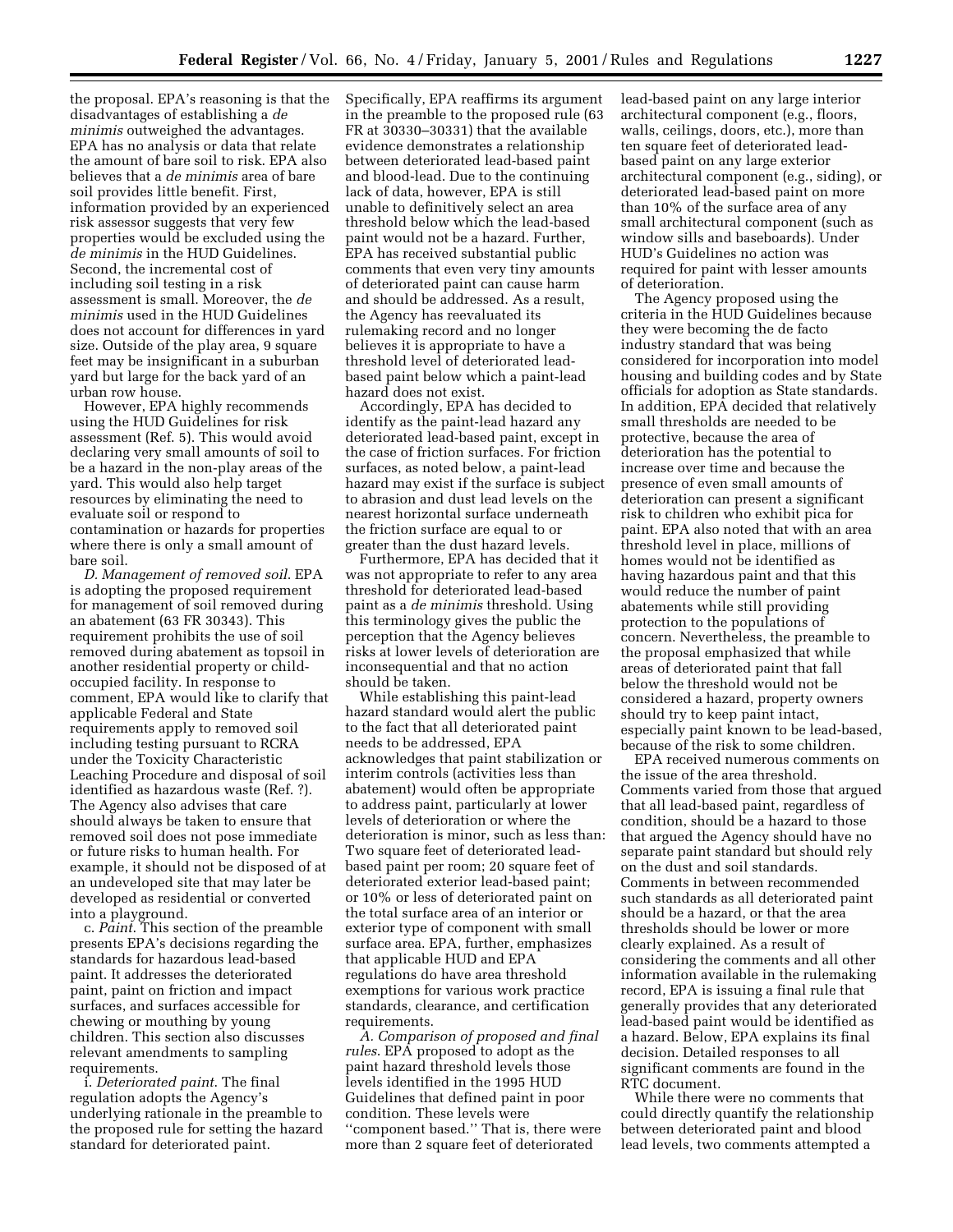the proposal. EPA's reasoning is that the disadvantages of establishing a *de minimis* outweighed the advantages. EPA has no analysis or data that relate the amount of bare soil to risk. EPA also believes that a *de minimis* area of bare soil provides little benefit. First, information provided by an experienced risk assessor suggests that very few properties would be excluded using the *de minimis* in the HUD Guidelines. Second, the incremental cost of including soil testing in a risk assessment is small. Moreover, the *de minimis* used in the HUD Guidelines does not account for differences in yard size. Outside of the play area, 9 square feet may be insignificant in a suburban yard but large for the back yard of an urban row house.

However, EPA highly recommends using the HUD Guidelines for risk assessment (Ref. 5). This would avoid declaring very small amounts of soil to be a hazard in the non-play areas of the yard. This would also help target resources by eliminating the need to evaluate soil or respond to contamination or hazards for properties where there is only a small amount of bare soil.

*D. Management of removed soil*. EPA is adopting the proposed requirement for management of soil removed during an abatement (63 FR 30343). This requirement prohibits the use of soil removed during abatement as topsoil in another residential property or child-occupied facility. In response to comment, EPA would like to clarify that applicable Federal and State requirements apply to removed soil including testing pursuant to RCRA under the Toxicity Characteristic Leaching Procedure and disposal of soil identified as hazardous waste (Ref. ?). The Agency also advises that care should always be taken to ensure that removed soil does not pose immediate or future risks to human health. For example, it should not be disposed of at an undeveloped site that may later be developed as residential or converted into a playground.

c. *Paint*. This section of the preamble presents EPA's decisions regarding the standards for hazardous lead-based paint. It addresses the deteriorated paint, paint on friction and impact surfaces, and surfaces accessible for chewing or mouthing by young children. This section also discusses relevant amendments to sampling requirements.

i. *Deteriorated paint*. The final regulation adopts the Agency's underlying rationale in the preamble to the proposed rule for setting the hazard standard for deteriorated paint. Specifically, EPA reaffirms its argument in the preamble to the proposed rule (63 FR at 30330–30331) that the available evidence demonstrates a relationship between deteriorated lead-based paint and blood-lead. Due to the continuing lack of data, however, EPA is still unable to definitively select an area threshold below which the lead-based paint would not be a hazard. Further, EPA has received substantial public comments that even very tiny amounts of deteriorated paint can cause harm and should be addressed. As a result, the Agency has reevaluated its rulemaking record and no longer believes it is appropriate to have a threshold level of deteriorated lead-based paint below which a paint-lead hazard does not exist.

Accordingly, EPA has decided to identify as the paint-lead hazard any deteriorated lead-based paint, except in the case of friction surfaces. For friction surfaces, as noted below, a paint-lead hazard may exist if the surface is subject to abrasion and dust lead levels on the nearest horizontal surface underneath the friction surface are equal to or greater than the dust hazard levels.

Furthermore, EPA has decided that it was not appropriate to refer to any area threshold for deteriorated lead-based paint as a *de minimis* threshold. Using this terminology gives the public the perception that the Agency believes risks at lower levels of deterioration are inconsequential and that no action should be taken.

While establishing this paint-lead hazard standard would alert the public to the fact that all deteriorated paint needs to be addressed, EPA acknowledges that paint stabilization or interim controls (activities less than abatement) would often be appropriate to address paint, particularly at lower levels of deterioration or where the deterioration is minor, such as less than: Two square feet of deteriorated lead-based paint per room; 20 square feet of deteriorated exterior lead-based paint; or 10% or less of deteriorated paint on the total surface area of an interior or exterior type of component with small surface area. EPA, further, emphasizes that applicable HUD and EPA regulations do have area threshold exemptions for various work practice standards, clearance, and certification requirements.

*A. Comparison of proposed and final rules*. EPA proposed to adopt as the paint hazard threshold levels those levels identified in the 1995 HUD Guidelines that defined paint in poor condition. These levels were ''component based.'' That is, there were more than 2 square feet of deteriorated lead-based paint on any large interior architectural component (e.g., floors, walls, ceilings, doors, etc.), more than ten square feet of deteriorated lead-based paint on any large exterior architectural component (e.g., siding), or deteriorated lead-based paint on more than 10% of the surface area of any small architectural component (such as window sills and baseboards). Under HUD's Guidelines no action was required for paint with lesser amounts of deterioration.

The Agency proposed using the criteria in the HUD Guidelines because they were becoming the de facto industry standard that was being considered for incorporation into model housing and building codes and by State officials for adoption as State standards. In addition, EPA decided that relatively small thresholds are needed to be protective, because the area of deterioration has the potential to increase over time and because the presence of even small amounts of deterioration can present a significant risk to children who exhibit pica for paint. EPA also noted that with an area threshold level in place, millions of homes would not be identified as having hazardous paint and that this would reduce the number of paint abatements while still providing protection to the populations of concern. Nevertheless, the preamble to the proposal emphasized that while areas of deteriorated paint that fall below the threshold would not be considered a hazard, property owners should try to keep paint intact, especially paint known to be lead-based, because of the risk to some children.

EPA received numerous comments on the issue of the area threshold. Comments varied from those that argued that all lead-based paint, regardless of condition, should be a hazard to those that argued the Agency should have no separate paint standard but should rely on the dust and soil standards. Comments in between recommended such standards as all deteriorated paint should be a hazard, or that the area thresholds should be lower or more clearly explained. As a result of considering the comments and all other information available in the rulemaking record, EPA is issuing a final rule that generally provides that any deteriorated lead-based paint would be identified as a hazard. Below, EPA explains its final decision. Detailed responses to all significant comments are found in the RTC document.

While there were no comments that could directly quantify the relationship between deteriorated paint and blood lead levels, two comments attempted a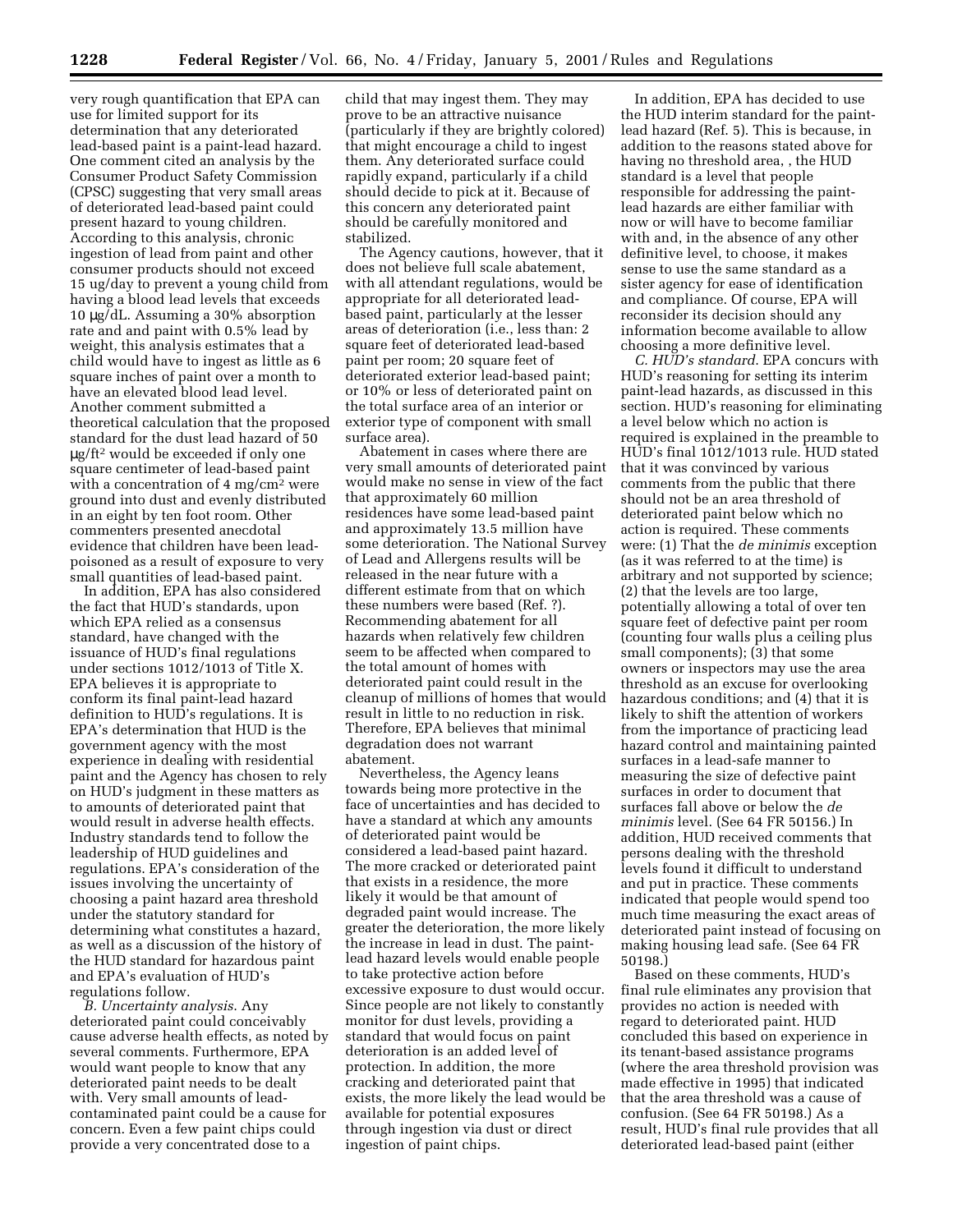very rough quantification that EPA can use for limited support for its determination that any deteriorated lead-based paint is a paint-lead hazard. One comment cited an analysis by the Consumer Product Safety Commission (CPSC) suggesting that very small areas of deteriorated lead-based paint could present hazard to young children. According to this analysis, chronic ingestion of lead from paint and other consumer products should not exceed 15 ug/day to prevent a young child from having a blood lead levels that exceeds 10 μg/dL. Assuming a 30% absorption rate and and paint with 0.5% lead by weight, this analysis estimates that a child would have to ingest as little as 6 square inches of paint over a month to have an elevated blood lead level. Another comment submitted a theoretical calculation that the proposed standard for the dust lead hazard of 50 $\mu g/ft^2$ would be exceeded if only one square centimeter of lead-based paint with a concentration of 4 $mg/cm^2$ were ground into dust and evenly distributed in an eight by ten foot room. Other commenters presented anecdotal evidence that children have been lead-poisoned as a result of exposure to very small quantities of lead-based paint.

In addition, EPA has also considered the fact that HUD's standards, upon which EPA relied as a consensus standard, have changed with the issuance of HUD's final regulations under sections 1012/1013 of Title X. EPA believes it is appropriate to conform its final paint-lead hazard definition to HUD's regulations. It is EPA's determination that HUD is the government agency with the most experience in dealing with residential paint and the Agency has chosen to rely on HUD's judgment in these matters as to amounts of deteriorated paint that would result in adverse health effects. Industry standards tend to follow the leadership of HUD guidelines and regulations. EPA's consideration of the issues involving the uncertainty of choosing a paint hazard area threshold under the statutory standard for determining what constitutes a hazard, as well as a discussion of the history of the HUD standard for hazardous paint and EPA's evaluation of HUD's regulations follow.

*B. Uncertainty analysis.* Any deteriorated paint could conceivably cause adverse health effects, as noted by several comments. Furthermore, EPA would want people to know that any deteriorated paint needs to be dealt with. Very small amounts of lead-contaminated paint could be a cause for concern. Even a few paint chips could provide a very concentrated dose to a child that may ingest them. They may prove to be an attractive nuisance (particularly if they are brightly colored) that might encourage a child to ingest them. Any deteriorated surface could rapidly expand, particularly if a child should decide to pick at it. Because of this concern any deteriorated paint should be carefully monitored and stabilized.

The Agency cautions, however, that it does not believe full scale abatement, with all attendant regulations, would be appropriate for all deteriorated lead-based paint, particularly at the lesser areas of deterioration (i.e., less than: 2 square feet of deteriorated lead-based paint per room; 20 square feet of deteriorated exterior lead-based paint; or 10% or less of deteriorated paint on the total surface area of an interior or exterior type of component with small surface area).

Abatement in cases where there are very small amounts of deteriorated paint would make no sense in view of the fact that approximately 60 million residences have some lead-based paint and approximately 13.5 million have some deterioration. The National Survey of Lead and Allergens results will be released in the near future with a different estimate from that on which these numbers were based (Ref. ?). Recommending abatement for all hazards when relatively few children seem to be affected when compared to the total amount of homes with deteriorated paint could result in the cleanup of millions of homes that would result in little to no reduction in risk. Therefore, EPA believes that minimal degradation does not warrant abatement.

Nevertheless, the Agency leans towards being more protective in the face of uncertainties and has decided to have a standard at which any amounts of deteriorated paint would be considered a lead-based paint hazard. The more cracked or deteriorated paint that exists in a residence, the more likely it would be that amount of degraded paint would increase. The greater the deterioration, the more likely the increase in lead in dust. The paint-lead hazard levels would enable people to take protective action before excessive exposure to dust would occur. Since people are not likely to constantly monitor for dust levels, providing a standard that would focus on paint deterioration is an added level of protection. In addition, the more cracking and deteriorated paint that exists, the more likely the lead would be available for potential exposures through ingestion via dust or direct ingestion of paint chips.

In addition, EPA has decided to use the HUD interim standard for the paint-lead hazard (Ref. 5). This is because, in addition to the reasons stated above for having no threshold area, , the HUD standard is a level that people responsible for addressing the paint-lead hazards are either familiar with now or will have to become familiar with and, in the absence of any other definitive level, to choose, it makes sense to use the same standard as a sister agency for ease of identification and compliance. Of course, EPA will reconsider its decision should any information become available to allow choosing a more definitive level.

*C. HUD's standard.* EPA concurs with HUD's reasoning for setting its interim paint-lead hazards, as discussed in this section. HUD's reasoning for eliminating a level below which no action is required is explained in the preamble to HUD's final 1012/1013 rule. HUD stated that it was convinced by various comments from the public that there should not be an area threshold of deteriorated paint below which no action is required. These comments were: (1) That the *de minimis* exception (as it was referred to at the time) is arbitrary and not supported by science; (2) that the levels are too large, potentially allowing a total of over ten square feet of defective paint per room (counting four walls plus a ceiling plus small components); (3) that some owners or inspectors may use the area threshold as an excuse for overlooking hazardous conditions; and (4) that it is likely to shift the attention of workers from the importance of practicing lead hazard control and maintaining painted surfaces in a lead-safe manner to measuring the size of defective paint surfaces in order to document that surfaces fall above or below the *de minimis* level. (See 64 FR 50156.) In addition, HUD received comments that persons dealing with the threshold levels found it difficult to understand and put in practice. These comments indicated that people would spend too much time measuring the exact areas of deteriorated paint instead of focusing on making housing lead safe. (See 64 FR 50198.)

Based on these comments, HUD's final rule eliminates any provision that provides no action is needed with regard to deteriorated paint. HUD concluded this based on experience in its tenant-based assistance programs (where the area threshold provision was made effective in 1995) that indicated that the area threshold was a cause of confusion. (See 64 FR 50198.) As a result, HUD's final rule provides that all deteriorated lead-based paint (either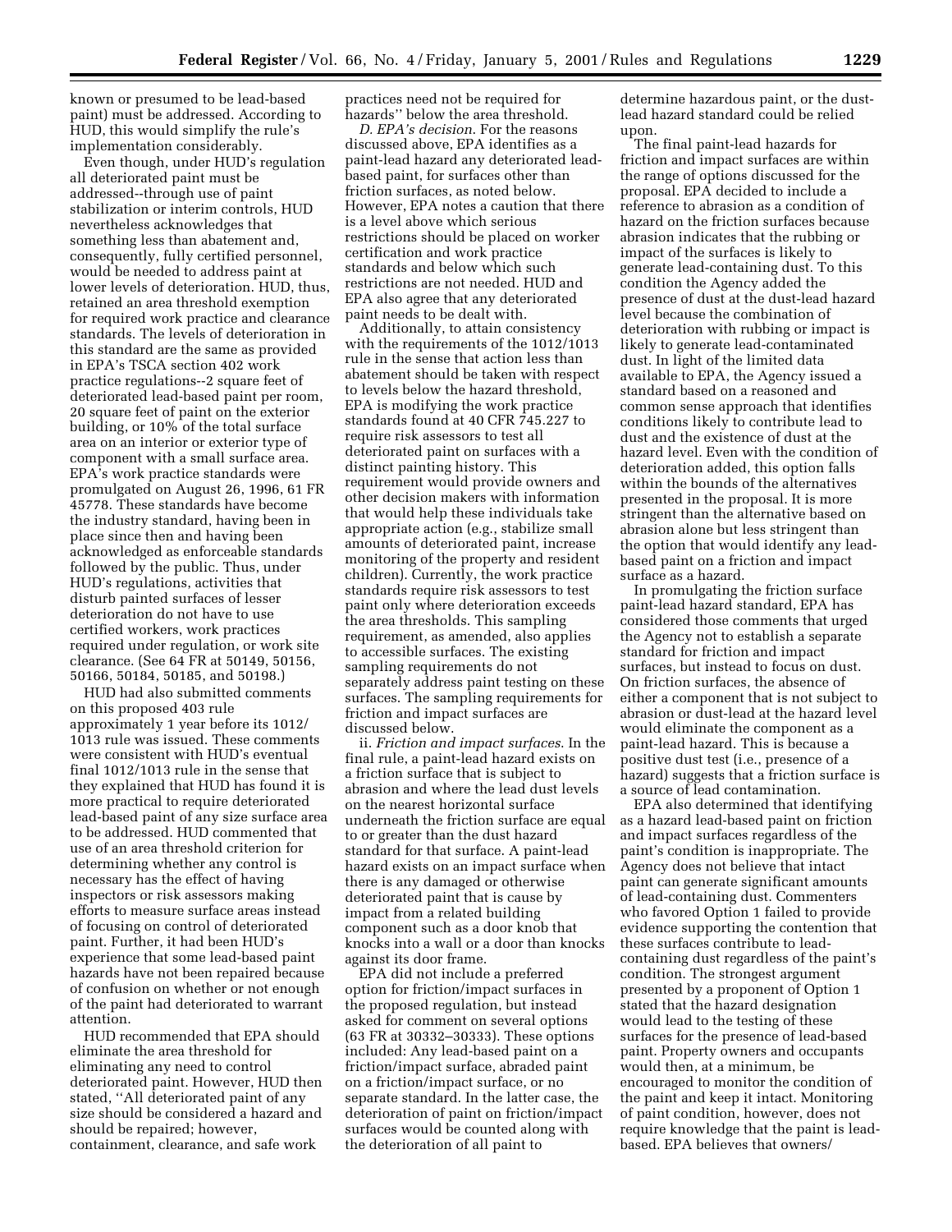known or presumed to be lead-based paint) must be addressed. According to HUD, this would simplify the rule's implementation considerably.

Even though, under HUD's regulation all deteriorated paint must be addressed--through use of paint stabilization or interim controls, HUD nevertheless acknowledges that something less than abatement and, consequently, fully certified personnel, would be needed to address paint at lower levels of deterioration. HUD, thus, retained an area threshold exemption for required work practice and clearance standards. The levels of deterioration in this standard are the same as provided in EPA's TSCA section 402 work practice regulations--2 square feet of deteriorated lead-based paint per room, 20 square feet of paint on the exterior building, or 10% of the total surface area on an interior or exterior type of component with a small surface area. EPA's work practice standards were promulgated on August 26, 1996, 61 FR 45778. These standards have become the industry standard, having been in place since then and having been acknowledged as enforceable standards followed by the public. Thus, under HUD's regulations, activities that disturb painted surfaces of lesser deterioration do not have to use certified workers, work practices required under regulation, or work site clearance. (See 64 FR at 50149, 50156, 50166, 50184, 50185, and 50198.)

HUD had also submitted comments on this proposed 403 rule approximately 1 year before its 1012/1013 rule was issued. These comments were consistent with HUD's eventual final 1012/1013 rule in the sense that they explained that HUD has found it is more practical to require deteriorated lead-based paint of any size surface area to be addressed. HUD commented that use of an area threshold criterion for determining whether any control is necessary has the effect of having inspectors or risk assessors making efforts to measure surface areas instead of focusing on control of deteriorated paint. Further, it had been HUD's experience that some lead-based paint hazards have not been repaired because of confusion on whether or not enough of the paint had deteriorated to warrant attention.

HUD recommended that EPA should eliminate the area threshold for eliminating any need to control deteriorated paint. However, HUD then stated, ''All deteriorated paint of any size should be considered a hazard and should be repaired; however, containment, clearance, and safe work practices need not be required for hazards'' below the area threshold.

*D. EPA's decision*. For the reasons discussed above, EPA identifies as a paint-lead hazard any deteriorated lead-based paint, for surfaces other than friction surfaces, as noted below. However, EPA notes a caution that there is a level above which serious restrictions should be placed on worker certification and work practice standards and below which such restrictions are not needed. HUD and EPA also agree that any deteriorated paint needs to be dealt with.

Additionally, to attain consistency with the requirements of the 1012/1013 rule in the sense that action less than abatement should be taken with respect to levels below the hazard threshold, EPA is modifying the work practice standards found at 40 CFR 745.227 to require risk assessors to test all deteriorated paint on surfaces with a distinct painting history. This requirement would provide owners and other decision makers with information that would help these individuals take appropriate action (e.g., stabilize small amounts of deteriorated paint, increase monitoring of the property and resident children). Currently, the work practice standards require risk assessors to test paint only where deterioration exceeds the area thresholds. This sampling requirement, as amended, also applies to accessible surfaces. The existing sampling requirements do not separately address paint testing on these surfaces. The sampling requirements for friction and impact surfaces are discussed below.

ii. *Friction and impact surfaces*. In the final rule, a paint-lead hazard exists on a friction surface that is subject to abrasion and where the lead dust levels on the nearest horizontal surface underneath the friction surface are equal to or greater than the dust hazard standard for that surface. A paint-lead hazard exists on an impact surface when there is any damaged or otherwise deteriorated paint that is cause by impact from a related building component such as a door knob that knocks into a wall or a door than knocks against its door frame.

EPA did not include a preferred option for friction/impact surfaces in the proposed regulation, but instead asked for comment on several options (63 FR at 30332–30333). These options included: Any lead-based paint on a friction/impact surface, abraded paint on a friction/impact surface, or no separate standard. In the latter case, the deterioration of paint on friction/impact surfaces would be counted along with the deterioration of all paint to determine hazardous paint, or the dust-lead hazard standard could be relied upon.

The final paint-lead hazards for friction and impact surfaces are within the range of options discussed for the proposal. EPA decided to include a reference to abrasion as a condition of hazard on the friction surfaces because abrasion indicates that the rubbing or impact of the surfaces is likely to generate lead-containing dust. To this condition the Agency added the presence of dust at the dust-lead hazard level because the combination of deterioration with rubbing or impact is likely to generate lead-contaminated dust. In light of the limited data available to EPA, the Agency issued a standard based on a reasoned and common sense approach that identifies conditions likely to contribute lead to dust and the existence of dust at the hazard level. Even with the condition of deterioration added, this option falls within the bounds of the alternatives presented in the proposal. It is more stringent than the alternative based on abrasion alone but less stringent than the option that would identify any lead-based paint on a friction and impact surface as a hazard.

In promulgating the friction surface paint-lead hazard standard, EPA has considered those comments that urged the Agency not to establish a separate standard for friction and impact surfaces, but instead to focus on dust. On friction surfaces, the absence of either a component that is not subject to abrasion or dust-lead at the hazard level would eliminate the component as a paint-lead hazard. This is because a positive dust test (i.e., presence of a hazard) suggests that a friction surface is a source of lead contamination.

EPA also determined that identifying as a hazard lead-based paint on friction and impact surfaces regardless of the paint's condition is inappropriate. The Agency does not believe that intact paint can generate significant amounts of lead-containing dust. Commenters who favored Option 1 failed to provide evidence supporting the contention that these surfaces contribute to lead-containing dust regardless of the paint's condition. The strongest argument presented by a proponent of Option 1 stated that the hazard designation would lead to the testing of these surfaces for the presence of lead-based paint. Property owners and occupants would then, at a minimum, be encouraged to monitor the condition of the paint and keep it intact. Monitoring of paint condition, however, does not require knowledge that the paint is lead-based. EPA believes that owners/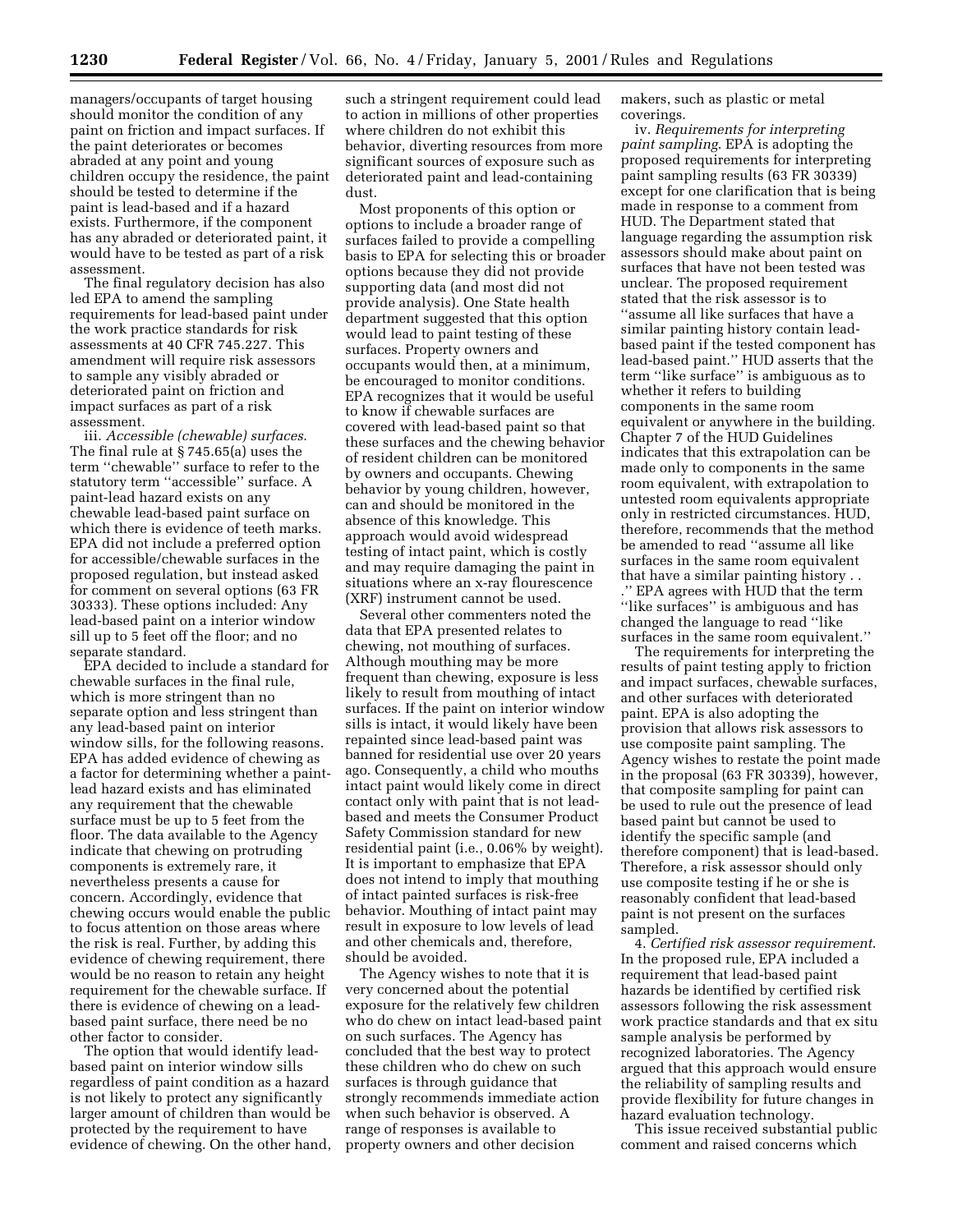managers/occupants of target housing should monitor the condition of any paint on friction and impact surfaces. If the paint deteriorates or becomes abraded at any point and young children occupy the residence, the paint should be tested to determine if the paint is lead-based and if a hazard exists. Furthermore, if the component has any abraded or deteriorated paint, it would have to be tested as part of a risk assessment.

The final regulatory decision has also led EPA to amend the sampling requirements for lead-based paint under the work practice standards for risk assessments at 40 CFR 745.227. This amendment will require risk assessors to sample any visibly abraded or deteriorated paint on friction and impact surfaces as part of a risk assessment.

iii. *Accessible (chewable) surfaces.* The final rule at § 745.65(a) uses the term ''chewable'' surface to refer to the statutory term ''accessible'' surface. A paint-lead hazard exists on any chewable lead-based paint surface on which there is evidence of teeth marks. EPA did not include a preferred option for accessible/chewable surfaces in the proposed regulation, but instead asked for comment on several options (63 FR 30333). These options included: Any lead-based paint on a interior window sill up to 5 feet off the floor; and no separate standard.

EPA decided to include a standard for chewable surfaces in the final rule, which is more stringent than no separate option and less stringent than any lead-based paint on interior window sills, for the following reasons. EPA has added evidence of chewing as a factor for determining whether a paint-lead hazard exists and has eliminated any requirement that the chewable surface must be up to 5 feet from the floor. The data available to the Agency indicate that chewing on protruding components is extremely rare, it nevertheless presents a cause for concern. Accordingly, evidence that chewing occurs would enable the public to focus attention on those areas where the risk is real. Further, by adding this evidence of chewing requirement, there would be no reason to retain any height requirement for the chewable surface. If there is evidence of chewing on a lead-based paint surface, there need be no other factor to consider.

The option that would identify lead-based paint on interior window sills regardless of paint condition as a hazard is not likely to protect any significantly larger amount of children than would be protected by the requirement to have evidence of chewing. On the other hand, such a stringent requirement could lead to action in millions of other properties where children do not exhibit this behavior, diverting resources from more significant sources of exposure such as deteriorated paint and lead-containing dust.

Most proponents of this option or options to include a broader range of surfaces failed to provide a compelling basis to EPA for selecting this or broader options because they did not provide supporting data (and most did not provide analysis). One State health department suggested that this option would lead to paint testing of these surfaces. Property owners and occupants would then, at a minimum, be encouraged to monitor conditions. EPA recognizes that it would be useful to know if chewable surfaces are covered with lead-based paint so that these surfaces and the chewing behavior of resident children can be monitored by owners and occupants. Chewing behavior by young children, however, can and should be monitored in the absence of this knowledge. This approach would avoid widespread testing of intact paint, which is costly and may require damaging the paint in situations where an x-ray flourescence (XRF) instrument cannot be used.

Several other commenters noted the data that EPA presented relates to chewing, not mouthing of surfaces. Although mouthing may be more frequent than chewing, exposure is less likely to result from mouthing of intact surfaces. If the paint on interior window sills is intact, it would likely have been repainted since lead-based paint was banned for residential use over 20 years ago. Consequently, a child who mouths intact paint would likely come in direct contact only with paint that is not lead-based and meets the Consumer Product Safety Commission standard for new residential paint (i.e., 0.06% by weight). It is important to emphasize that EPA does not intend to imply that mouthing of intact painted surfaces is risk-free behavior. Mouthing of intact paint may result in exposure to low levels of lead and other chemicals and, therefore, should be avoided.

The Agency wishes to note that it is very concerned about the potential exposure for the relatively few children who do chew on intact lead-based paint on such surfaces. The Agency has concluded that the best way to protect these children who do chew on such surfaces is through guidance that strongly recommends immediate action when such behavior is observed. A range of responses is available to property owners and other decision makers, such as plastic or metal coverings.

iv. *Requirements for interpreting paint sampling.* EPA is adopting the proposed requirements for interpreting paint sampling results (63 FR 30339) except for one clarification that is being made in response to a comment from HUD. The Department stated that language regarding the assumption risk assessors should make about paint on surfaces that have not been tested was unclear. The proposed requirement stated that the risk assessor is to ''assume all like surfaces that have a similar painting history contain lead-based paint if the tested component has lead-based paint.'' HUD asserts that the term ''like surface'' is ambiguous as to whether it refers to building components in the same room equivalent or anywhere in the building. Chapter 7 of the HUD Guidelines indicates that this extrapolation can be made only to components in the same room equivalent, with extrapolation to untested room equivalents appropriate only in restricted circumstances. HUD, therefore, recommends that the method be amended to read ''assume all like surfaces in the same room equivalent that have a similar painting history . . .'' EPA agrees with HUD that the term ''like surfaces'' is ambiguous and has changed the language to read ''like surfaces in the same room equivalent.''

The requirements for interpreting the results of paint testing apply to friction and impact surfaces, chewable surfaces, and other surfaces with deteriorated paint. EPA is also adopting the provision that allows risk assessors to use composite paint sampling. The Agency wishes to restate the point made in the proposal (63 FR 30339), however, that composite sampling for paint can be used to rule out the presence of lead based paint but cannot be used to identify the specific sample (and therefore component) that is lead-based. Therefore, a risk assessor should only use composite testing if he or she is reasonably confident that lead-based paint is not present on the surfaces sampled.

4. *Certified risk assessor requirement.* In the proposed rule, EPA included a requirement that lead-based paint hazards be identified by certified risk assessors following the risk assessment work practice standards and that ex situ sample analysis be performed by recognized laboratories. The Agency argued that this approach would ensure the reliability of sampling results and provide flexibility for future changes in hazard evaluation technology.

This issue received substantial public comment and raised concerns which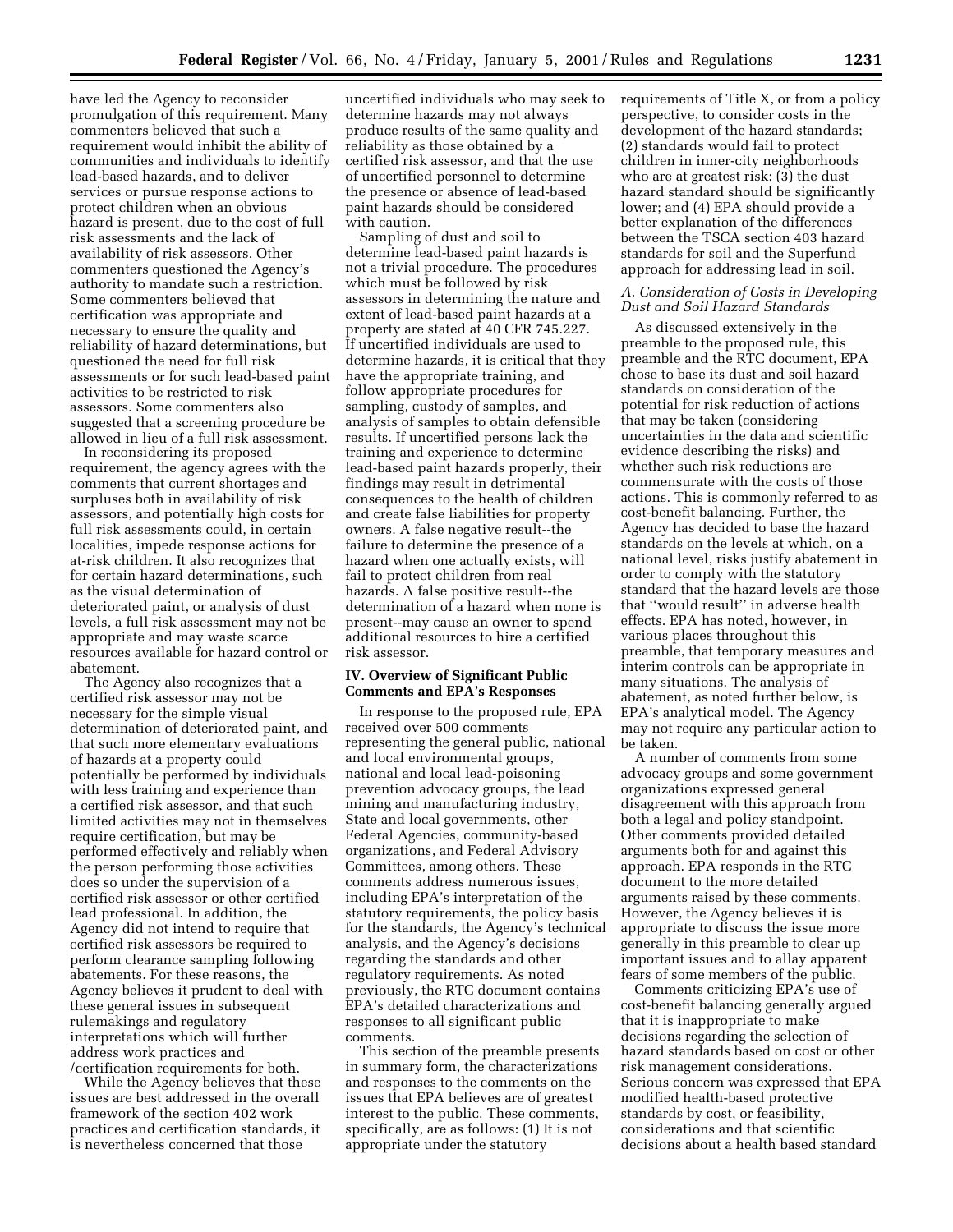have led the Agency to reconsider promulgation of this requirement. Many commenters believed that such a requirement would inhibit the ability of communities and individuals to identify lead-based hazards, and to deliver services or pursue response actions to protect children when an obvious hazard is present, due to the cost of full risk assessments and the lack of availability of risk assessors. Other commenters questioned the Agency's authority to mandate such a restriction. Some commenters believed that certification was appropriate and necessary to ensure the quality and reliability of hazard determinations, but questioned the need for full risk assessments or for such lead-based paint activities to be restricted to risk assessors. Some commenters also suggested that a screening procedure be allowed in lieu of a full risk assessment.

In reconsidering its proposed requirement, the agency agrees with the comments that current shortages and surpluses both in availability of risk assessors, and potentially high costs for full risk assessments could, in certain localities, impede response actions for at-risk children. It also recognizes that for certain hazard determinations, such as the visual determination of deteriorated paint, or analysis of dust levels, a full risk assessment may not be appropriate and may waste scarce resources available for hazard control or abatement.

The Agency also recognizes that a certified risk assessor may not be necessary for the simple visual determination of deteriorated paint, and that such more elementary evaluations of hazards at a property could potentially be performed by individuals with less training and experience than a certified risk assessor, and that such limited activities may not in themselves require certification, but may be performed effectively and reliably when the person performing those activities does so under the supervision of a certified risk assessor or other certified lead professional. In addition, the Agency did not intend to require that certified risk assessors be required to perform clearance sampling following abatements. For these reasons, the Agency believes it prudent to deal with these general issues in subsequent rulemakings and regulatory interpretations which will further address work practices and /certification requirements for both.

While the Agency believes that these issues are best addressed in the overall framework of the section 402 work practices and certification standards, it is nevertheless concerned that those uncertified individuals who may seek to determine hazards may not always produce results of the same quality and reliability as those obtained by a certified risk assessor, and that the use of uncertified personnel to determine the presence or absence of lead-based paint hazards should be considered with caution.

Sampling of dust and soil to determine lead-based paint hazards is not a trivial procedure. The procedures which must be followed by risk assessors in determining the nature and extent of lead-based paint hazards at a property are stated at 40 CFR 745.227. If uncertified individuals are used to determine hazards, it is critical that they have the appropriate training, and follow appropriate procedures for sampling, custody of samples, and analysis of samples to obtain defensible results. If uncertified persons lack the training and experience to determine lead-based paint hazards properly, their findings may result in detrimental consequences to the health of children and create false liabilities for property owners. A false negative result--the failure to determine the presence of a hazard when one actually exists, will fail to protect children from real hazards. A false positive result--the determination of a hazard when none is present--may cause an owner to spend additional resources to hire a certified risk assessor.

## IV. Overview of Significant Public Comments and EPA's Responses

In response to the proposed rule, EPA received over 500 comments representing the general public, national and local environmental groups, national and local lead-poisoning prevention advocacy groups, the lead mining and manufacturing industry, State and local governments, other Federal Agencies, community-based organizations, and Federal Advisory Committees, among others. These comments address numerous issues, including EPA's interpretation of the statutory requirements, the policy basis for the standards, the Agency's technical analysis, and the Agency's decisions regarding the standards and other regulatory requirements. As noted previously, the RTC document contains EPA's detailed characterizations and responses to all significant public comments.

This section of the preamble presents in summary form, the characterizations and responses to the comments on the issues that EPA believes are of greatest interest to the public. These comments, specifically, are as follows: (1) It is not appropriate under the statutory requirements of Title X, or from a policy perspective, to consider costs in the development of the hazard standards; (2) standards would fail to protect children in inner-city neighborhoods who are at greatest risk; (3) the dust hazard standard should be significantly lower; and (4) EPA should provide a better explanation of the differences between the TSCA section 403 hazard standards for soil and the Superfund approach for addressing lead in soil.

### *A. Consideration of Costs in Developing Dust and Soil Hazard Standards*

As discussed extensively in the preamble to the proposed rule, this preamble and the RTC document, EPA chose to base its dust and soil hazard standards on consideration of the potential for risk reduction of actions that may be taken (considering uncertainties in the data and scientific evidence describing the risks) and whether such risk reductions are commensurate with the costs of those actions. This is commonly referred to as cost-benefit balancing. Further, the Agency has decided to base the hazard standards on the levels at which, on a national level, risks justify abatement in order to comply with the statutory standard that the hazard levels are those that ''would result'' in adverse health effects. EPA has noted, however, in various places throughout this preamble, that temporary measures and interim controls can be appropriate in many situations. The analysis of abatement, as noted further below, is EPA's analytical model. The Agency may not require any particular action to be taken.

A number of comments from some advocacy groups and some government organizations expressed general disagreement with this approach from both a legal and policy standpoint. Other comments provided detailed arguments both for and against this approach. EPA responds in the RTC document to the more detailed arguments raised by these comments. However, the Agency believes it is appropriate to discuss the issue more generally in this preamble to clear up important issues and to allay apparent fears of some members of the public.

Comments criticizing EPA's use of cost-benefit balancing generally argued that it is inappropriate to make decisions regarding the selection of hazard standards based on cost or other risk management considerations. Serious concern was expressed that EPA modified health-based protective standards by cost, or feasibility, considerations and that scientific decisions about a health based standard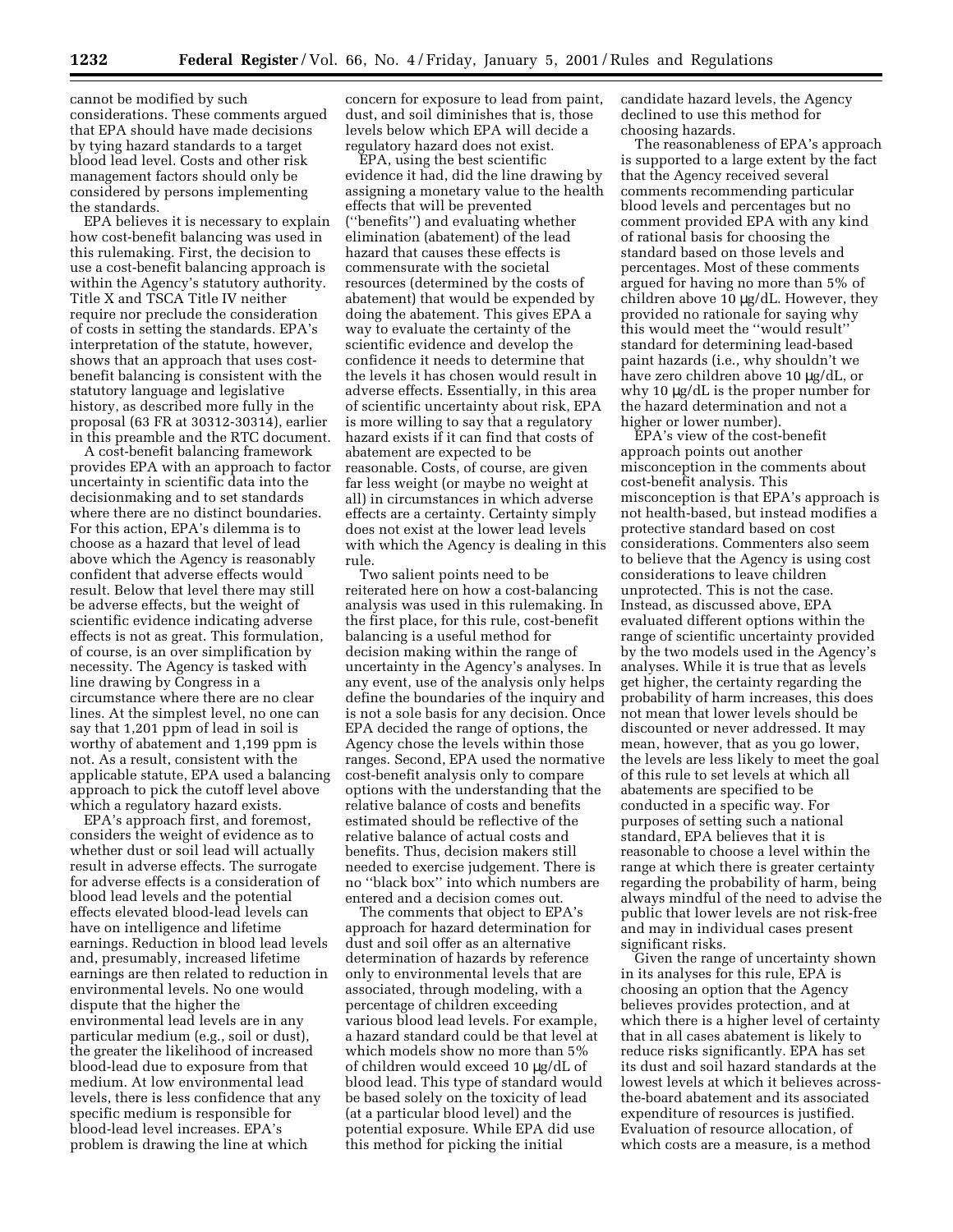cannot be modified by such considerations. These comments argued that EPA should have made decisions by tying hazard standards to a target blood lead level. Costs and other risk management factors should only be considered by persons implementing the standards.

EPA believes it is necessary to explain how cost-benefit balancing was used in this rulemaking. First, the decision to use a cost-benefit balancing approach is within the Agency's statutory authority. Title X and TSCA Title IV neither require nor preclude the consideration of costs in setting the standards. EPA's interpretation of the statute, however, shows that an approach that uses cost-benefit balancing is consistent with the statutory language and legislative history, as described more fully in the proposal (63 FR at 30312-30314), earlier in this preamble and the RTC document.

A cost-benefit balancing framework provides EPA with an approach to factor uncertainty in scientific data into the decisionmaking and to set standards where there are no distinct boundaries. For this action, EPA's dilemma is to choose as a hazard that level of lead above which the Agency is reasonably confident that adverse effects would result. Below that level there may still be adverse effects, but the weight of scientific evidence indicating adverse effects is not as great. This formulation, of course, is an over simplification by necessity. The Agency is tasked with line drawing by Congress in a circumstance where there are no clear lines. At the simplest level, no one can say that 1,201 ppm of lead in soil is worthy of abatement and 1,199 ppm is not. As a result, consistent with the applicable statute, EPA used a balancing approach to pick the cutoff level above which a regulatory hazard exists.

EPA's approach first, and foremost, considers the weight of evidence as to whether dust or soil lead will actually result in adverse effects. The surrogate for adverse effects is a consideration of blood lead levels and the potential effects elevated blood-lead levels can have on intelligence and lifetime earnings. Reduction in blood lead levels and, presumably, increased lifetime earnings are then related to reduction in environmental levels. No one would dispute that the higher the environmental lead levels are in any particular medium (e.g., soil or dust), the greater the likelihood of increased blood-lead due to exposure from that medium. At low environmental lead levels, there is less confidence that any specific medium is responsible for blood-lead level increases. EPA's problem is drawing the line at which concern for exposure to lead from paint, dust, and soil diminishes that is, those levels below which EPA will decide a regulatory hazard does not exist.

EPA, using the best scientific evidence it had, did the line drawing by assigning a monetary value to the health effects that will be prevented (''benefits'') and evaluating whether elimination (abatement) of the lead hazard that causes these effects is commensurate with the societal resources (determined by the costs of abatement) that would be expended by doing the abatement. This gives EPA a way to evaluate the certainty of the scientific evidence and develop the confidence it needs to determine that the levels it has chosen would result in adverse effects. Essentially, in this area of scientific uncertainty about risk, EPA is more willing to say that a regulatory hazard exists if it can find that costs of abatement are expected to be reasonable. Costs, of course, are given far less weight (or maybe no weight at all) in circumstances in which adverse effects are a certainty. Certainty simply does not exist at the lower lead levels with which the Agency is dealing in this rule.

Two salient points need to be reiterated here on how a cost-balancing analysis was used in this rulemaking. In the first place, for this rule, cost-benefit balancing is a useful method for decision making within the range of uncertainty in the Agency's analyses. In any event, use of the analysis only helps define the boundaries of the inquiry and is not a sole basis for any decision. Once EPA decided the range of options, the Agency chose the levels within those ranges. Second, EPA used the normative cost-benefit analysis only to compare options with the understanding that the relative balance of costs and benefits estimated should be reflective of the relative balance of actual costs and benefits. Thus, decision makers still needed to exercise judgement. There is no ''black box'' into which numbers are entered and a decision comes out.

The comments that object to EPA's approach for hazard determination for dust and soil offer as an alternative determination of hazards by reference only to environmental levels that are associated, through modeling, with a percentage of children exceeding various blood lead levels. For example, a hazard standard could be that level at which models show no more than 5% of children would exceed 10 µg/dL of blood lead. This type of standard would be based solely on the toxicity of lead (at a particular blood level) and the potential exposure. While EPA did use this method for picking the initial candidate hazard levels, the Agency declined to use this method for choosing hazards.

The reasonableness of EPA's approach is supported to a large extent by the fact that the Agency received several comments recommending particular blood levels and percentages but no comment provided EPA with any kind of rational basis for choosing the standard based on those levels and percentages. Most of these comments argued for having no more than 5% of children above 10 µg/dL. However, they provided no rationale for saying why this would meet the ''would result'' standard for determining lead-based paint hazards (i.e., why shouldn't we have zero children above 10 µg/dL, or why 10 µg/dL is the proper number for the hazard determination and not a higher or lower number).

EPA's view of the cost-benefit approach points out another misconception in the comments about cost-benefit analysis. This misconception is that EPA's approach is not health-based, but instead modifies a protective standard based on cost considerations. Commenters also seem to believe that the Agency is using cost considerations to leave children unprotected. This is not the case. Instead, as discussed above, EPA evaluated different options within the range of scientific uncertainty provided by the two models used in the Agency's analyses. While it is true that as levels get higher, the certainty regarding the probability of harm increases, this does not mean that lower levels should be discounted or never addressed. It may mean, however, that as you go lower, the levels are less likely to meet the goal of this rule to set levels at which all abatements are specified to be conducted in a specific way. For purposes of setting such a national standard, EPA believes that it is reasonable to choose a level within the range at which there is greater certainty regarding the probability of harm, being always mindful of the need to advise the public that lower levels are not risk-free and may in individual cases present significant risks.

Given the range of uncertainty shown in its analyses for this rule, EPA is choosing an option that the Agency believes provides protection, and at which there is a higher level of certainty that in all cases abatement is likely to reduce risks significantly. EPA has set its dust and soil hazard standards at the lowest levels at which it believes across-the-board abatement and its associated expenditure of resources is justified. Evaluation of resource allocation, of which costs are a measure, is a method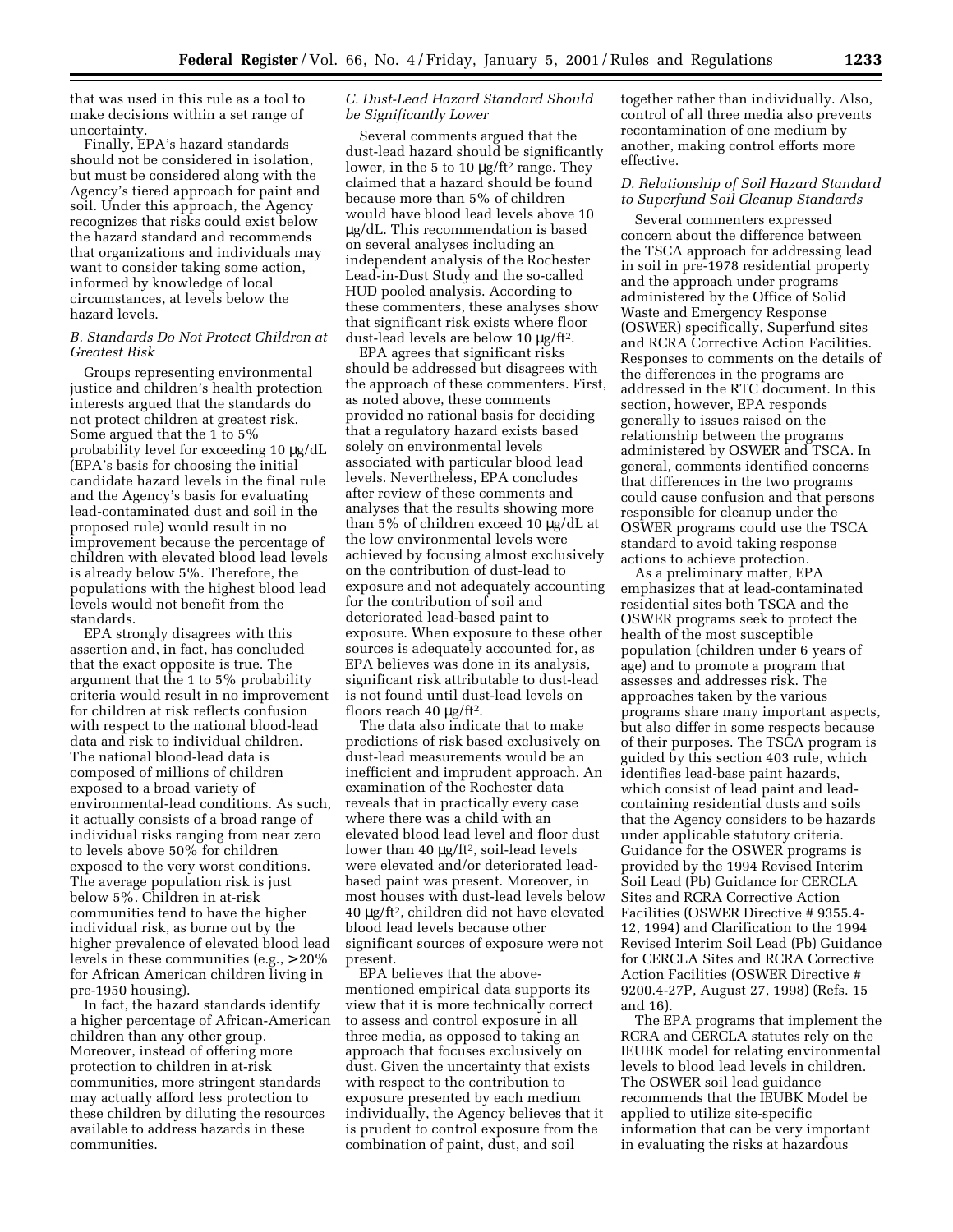that was used in this rule as a tool to make decisions within a set range of uncertainty.

Finally, EPA's hazard standards should not be considered in isolation, but must be considered along with the Agency's tiered approach for paint and soil. Under this approach, the Agency recognizes that risks could exist below the hazard standard and recommends that organizations and individuals may want to consider taking some action, informed by knowledge of local circumstances, at levels below the hazard levels.

### *B. Standards Do Not Protect Children at Greatest Risk*

Groups representing environmental justice and children's health protection interests argued that the standards do not protect children at greatest risk. Some argued that the 1 to 5% probability level for exceeding 10 μg/dL (EPA's basis for choosing the initial candidate hazard levels in the final rule and the Agency's basis for evaluating lead-contaminated dust and soil in the proposed rule) would result in no improvement because the percentage of children with elevated blood lead levels is already below 5%. Therefore, the populations with the highest blood lead levels would not benefit from the standards.

EPA strongly disagrees with this assertion and, in fact, has concluded that the exact opposite is true. The argument that the 1 to 5% probability criteria would result in no improvement for children at risk reflects confusion with respect to the national blood-lead data and risk to individual children. The national blood-lead data is composed of millions of children exposed to a broad variety of environmental-lead conditions. As such, it actually consists of a broad range of individual risks ranging from near zero to levels above 50% for children exposed to the very worst conditions. The average population risk is just below 5%. Children in at-risk communities tend to have the higher individual risk, as borne out by the higher prevalence of elevated blood lead levels in these communities (e.g., >20% for African American children living in pre-1950 housing).

In fact, the hazard standards identify a higher percentage of African-American children than any other group. Moreover, instead of offering more protection to children in at-risk communities, more stringent standards may actually afford less protection to these children by diluting the resources available to address hazards in these communities.

### *C. Dust-Lead Hazard Standard Should be Significantly Lower*

Several comments argued that the dust-lead hazard should be significantly lower, in the 5 to 10 μg/ft$^2$ range. They claimed that a hazard should be found because more than 5% of children would have blood lead levels above 10 μg/dL. This recommendation is based on several analyses including an independent analysis of the Rochester Lead-in-Dust Study and the so-called HUD pooled analysis. According to these commenters, these analyses show that significant risk exists where floor dust-lead levels are below 10 μg/ft$^2$.

EPA agrees that significant risks should be addressed but disagrees with the approach of these commenters. First, as noted above, these comments provided no rational basis for deciding that a regulatory hazard exists based solely on environmental levels associated with particular blood lead levels. Nevertheless, EPA concludes after review of these comments and analyses that the results showing more than 5% of children exceed 10 μg/dL at the low environmental levels were achieved by focusing almost exclusively on the contribution of dust-lead to exposure and not adequately accounting for the contribution of soil and deteriorated lead-based paint to exposure. When exposure to these other sources is adequately accounted for, as EPA believes was done in its analysis, significant risk attributable to dust-lead is not found until dust-lead levels on floors reach 40 μg/ft$^2$.

The data also indicate that to make predictions of risk based exclusively on dust-lead measurements would be an inefficient and imprudent approach. An examination of the Rochester data reveals that in practically every case where there was a child with an elevated blood lead level and floor dust lower than 40 μg/ft$^2$, soil-lead levels were elevated and/or deteriorated lead-based paint was present. Moreover, in most houses with dust-lead levels below 40 μg/ft$^2$, children did not have elevated blood lead levels because other significant sources of exposure were not present.

EPA believes that the above-mentioned empirical data supports its view that it is more technically correct to assess and control exposure in all three media, as opposed to taking an approach that focuses exclusively on dust. Given the uncertainty that exists with respect to the contribution to exposure presented by each medium individually, the Agency believes that it is prudent to control exposure from the combination of paint, dust, and soil together rather than individually. Also, control of all three media also prevents recontamination of one medium by another, making control efforts more effective.

### *D. Relationship of Soil Hazard Standard to Superfund Soil Cleanup Standards*

Several commenters expressed concern about the difference between the TSCA approach for addressing lead in soil in pre-1978 residential property and the approach under programs administered by the Office of Solid Waste and Emergency Response (OSWER) specifically, Superfund sites and RCRA Corrective Action Facilities. Responses to comments on the details of the differences in the programs are addressed in the RTC document. In this section, however, EPA responds generally to issues raised on the relationship between the programs administered by OSWER and TSCA. In general, comments identified concerns that differences in the two programs could cause confusion and that persons responsible for cleanup under the OSWER programs could use the TSCA standard to avoid taking response actions to achieve protection.

As a preliminary matter, EPA emphasizes that at lead-contaminated residential sites both TSCA and the OSWER programs seek to protect the health of the most susceptible population (children under 6 years of age) and to promote a program that assesses and addresses risk. The approaches taken by the various programs share many important aspects, but also differ in some respects because of their purposes. The TSCA program is guided by this section 403 rule, which identifies lead-base paint hazards, which consist of lead paint and lead-containing residential dusts and soils that the Agency considers to be hazards under applicable statutory criteria. Guidance for the OSWER programs is provided by the 1994 Revised Interim Soil Lead (Pb) Guidance for CERCLA Sites and RCRA Corrective Action Facilities (OSWER Directive # 9355.4-12, 1994) and Clarification to the 1994 Revised Interim Soil Lead (Pb) Guidance for CERCLA Sites and RCRA Corrective Action Facilities (OSWER Directive # 9200.4-27P, August 27, 1998) (Refs. 15 and 16).

The EPA programs that implement the RCRA and CERCLA statutes rely on the IEUBK model for relating environmental levels to blood lead levels in children. The OSWER soil lead guidance recommends that the IEUBK Model be applied to utilize site-specific information that can be very important in evaluating the risks at hazardous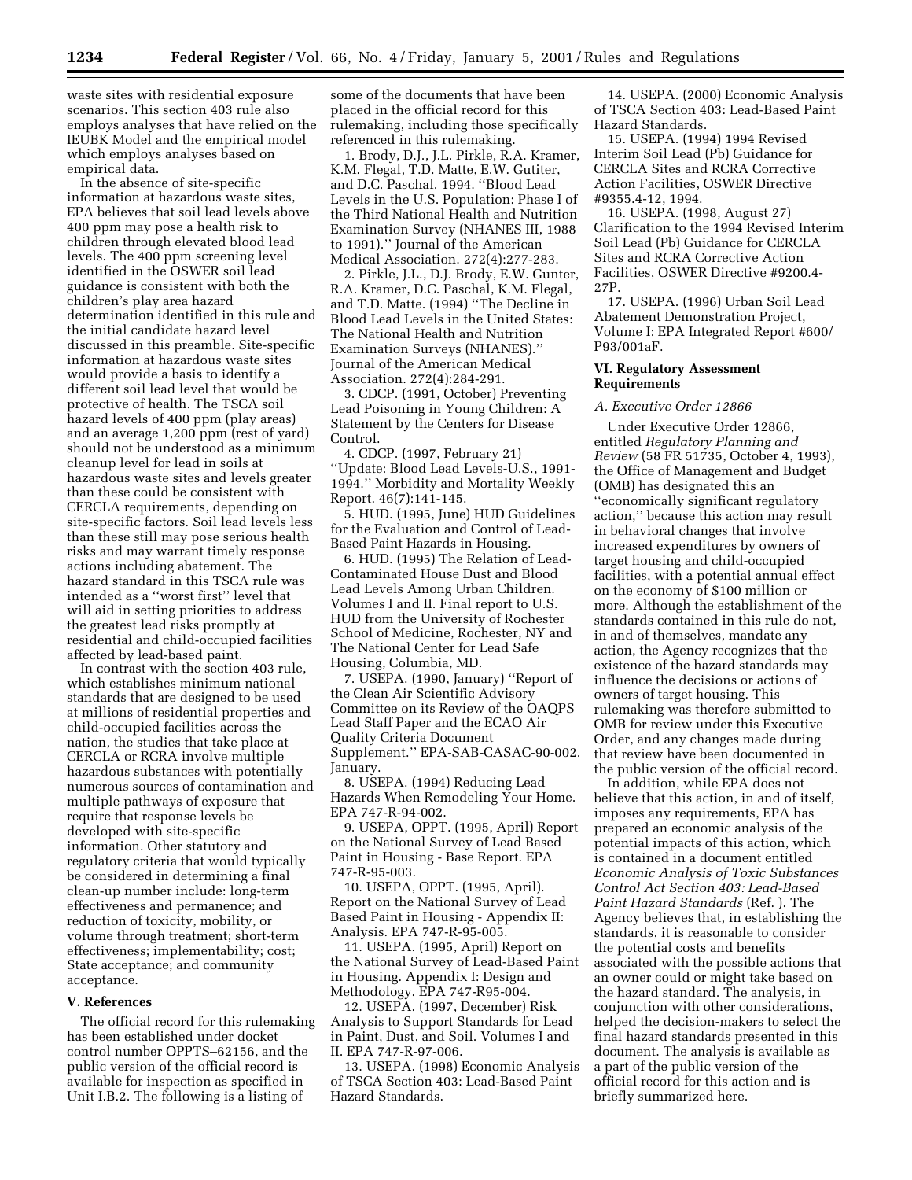waste sites with residential exposure scenarios. This section 403 rule also employs analyses that have relied on the IEUBK Model and the empirical model which employs analyses based on empirical data.

In the absence of site-specific information at hazardous waste sites, EPA believes that soil lead levels above 400 ppm may pose a health risk to children through elevated blood lead levels. The 400 ppm screening level identified in the OSWER soil lead guidance is consistent with both the children's play area hazard determination identified in this rule and the initial candidate hazard level discussed in this preamble. Site-specific information at hazardous waste sites would provide a basis to identify a different soil lead level that would be protective of health. The TSCA soil hazard levels of 400 ppm (play areas) and an average 1,200 ppm (rest of yard) should not be understood as a minimum cleanup level for lead in soils at hazardous waste sites and levels greater than these could be consistent with CERCLA requirements, depending on site-specific factors. Soil lead levels less than these still may pose serious health risks and may warrant timely response actions including abatement. The hazard standard in this TSCA rule was intended as a ''worst first'' level that will aid in setting priorities to address the greatest lead risks promptly at residential and child-occupied facilities affected by lead-based paint.

In contrast with the section 403 rule, which establishes minimum national standards that are designed to be used at millions of residential properties and child-occupied facilities across the nation, the studies that take place at CERCLA or RCRA involve multiple hazardous substances with potentially numerous sources of contamination and multiple pathways of exposure that require that response levels be developed with site-specific information. Other statutory and regulatory criteria that would typically be considered in determining a final clean-up number include: long-term effectiveness and permanence; and reduction of toxicity, mobility, or volume through treatment; short-term effectiveness; implementability; cost; State acceptance; and community acceptance.

## V. References

The official record for this rulemaking has been established under docket control number OPPTS–62156, and the public version of the official record is available for inspection as specified in Unit I.B.2. The following is a listing of some of the documents that have been placed in the official record for this rulemaking, including those specifically referenced in this rulemaking.

1. Brody, D.J., J.L. Pirkle, R.A. Kramer, K.M. Flegal, T.D. Matte, E.W. Gutiter, and D.C. Paschal. 1994. ''Blood Lead Levels in the U.S. Population: Phase I of the Third National Health and Nutrition Examination Survey (NHANES III, 1988 to 1991).'' Journal of the American Medical Association. 272(4):277-283.
2. Pirkle, J.L., D.J. Brody, E.W. Gunter, R.A. Kramer, D.C. Paschal, K.M. Flegal, and T.D. Matte. (1994) ''The Decline in Blood Lead Levels in the United States: The National Health and Nutrition Examination Surveys (NHANES).'' Journal of the American Medical Association. 272(4):284-291.
3. CDCP. (1991, October) Preventing Lead Poisoning in Young Children: A Statement by the Centers for Disease Control.
4. CDCP. (1997, February 21) ''Update: Blood Lead Levels-U.S., 1991-1994.'' Morbidity and Mortality Weekly Report. 46(7):141-145.
5. HUD. (1995, June) HUD Guidelines for the Evaluation and Control of Lead-Based Paint Hazards in Housing.
6. HUD. (1995) The Relation of Lead-Contaminated House Dust and Blood Lead Levels Among Urban Children. Volumes I and II. Final report to U.S. HUD from the University of Rochester School of Medicine, Rochester, NY and The National Center for Lead Safe Housing, Columbia, MD.
7. USEPA. (1990, January) ''Report of the Clean Air Scientific Advisory Committee on its Review of the OAQPS Lead Staff Paper and the ECAO Air Quality Criteria Document Supplement.'' EPA-SAB-CASAC-90-002. January.
8. USEPA. (1994) Reducing Lead Hazards When Remodeling Your Home. EPA 747-R-94-002.
9. USEPA, OPPT. (1995, April) Report on the National Survey of Lead Based Paint in Housing - Base Report. EPA 747-R-95-003.
10. USEPA, OPPT. (1995, April). Report on the National Survey of Lead Based Paint in Housing - Appendix II: Analysis. EPA 747-R-95-005.
11. USEPA. (1995, April) Report on the National Survey of Lead-Based Paint in Housing. Appendix I: Design and Methodology. EPA 747-R95-004.
12. USEPA. (1997, December) Risk Analysis to Support Standards for Lead in Paint, Dust, and Soil. Volumes I and II. EPA 747-R-97-006.
13. USEPA. (1998) Economic Analysis of TSCA Section 403: Lead-Based Paint Hazard Standards.
14. USEPA. (2000) Economic Analysis of TSCA Section 403: Lead-Based Paint Hazard Standards.
15. USEPA. (1994) 1994 Revised Interim Soil Lead (Pb) Guidance for CERCLA Sites and RCRA Corrective Action Facilities, OSWER Directive #9355.4-12, 1994.
16. USEPA. (1998, August 27) Clarification to the 1994 Revised Interim Soil Lead (Pb) Guidance for CERCLA Sites and RCRA Corrective Action Facilities, OSWER Directive #9200.4-27P.
17. USEPA. (1996) Urban Soil Lead Abatement Demonstration Project, Volume I: EPA Integrated Report #600/P93/001aF.

## VI. Regulatory Assessment Requirements

### A. Executive Order 12866

Under Executive Order 12866, entitled *Regulatory Planning and Review* (58 FR 51735, October 4, 1993), the Office of Management and Budget (OMB) has designated this an ''economically significant regulatory action,'' because this action may result in behavioral changes that involve increased expenditures by owners of target housing and child-occupied facilities, with a potential annual effect on the economy of $100 million or more. Although the establishment of the standards contained in this rule do not, in and of themselves, mandate any action, the Agency recognizes that the existence of the hazard standards may influence the decisions or actions of owners of target housing. This rulemaking was therefore submitted to OMB for review under this Executive Order, and any changes made during that review have been documented in the public version of the official record.

In addition, while EPA does not believe that this action, in and of itself, imposes any requirements, EPA has prepared an economic analysis of the potential impacts of this action, which is contained in a document entitled *Economic Analysis of Toxic Substances Control Act Section 403: Lead-Based Paint Hazard Standards* (Ref. ). The Agency believes that, in establishing the standards, it is reasonable to consider the potential costs and benefits associated with the possible actions that an owner could or might take based on the hazard standard. The analysis, in conjunction with other considerations, helped the decision-makers to select the final hazard standards presented in this document. The analysis is available as a part of the public version of the official record for this action and is briefly summarized here.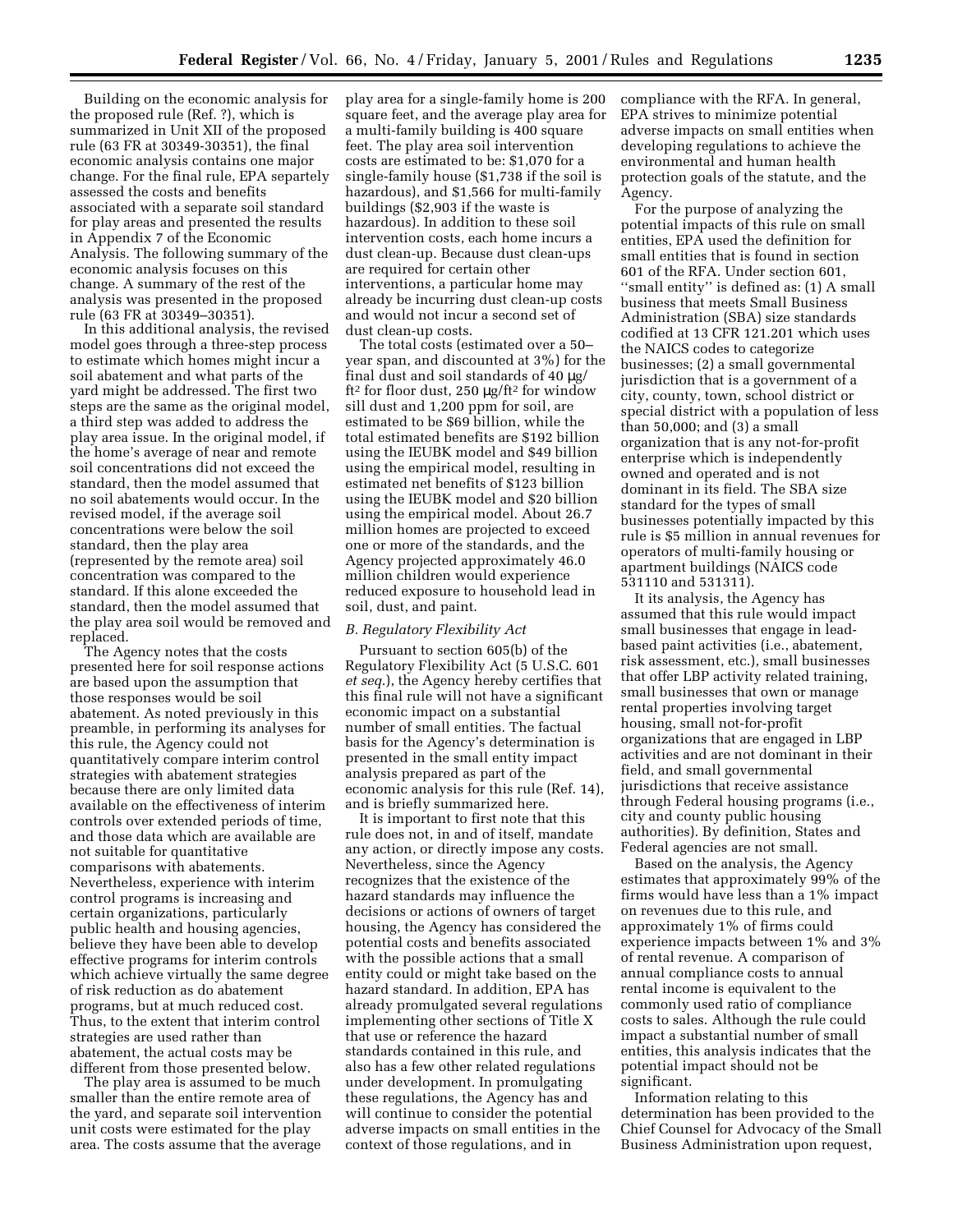Building on the economic analysis for the proposed rule (Ref. ?), which is summarized in Unit XII of the proposed rule (63 FR at 30349-30351), the final economic analysis contains one major change. For the final rule, EPA separtely assessed the costs and benefits associated with a separate soil standard for play areas and presented the results in Appendix 7 of the Economic Analysis. The following summary of the economic analysis focuses on this change. A summary of the rest of the analysis was presented in the proposed rule (63 FR at 30349–30351).

In this additional analysis, the revised model goes through a three-step process to estimate which homes might incur a soil abatement and what parts of the yard might be addressed. The first two steps are the same as the original model, a third step was added to address the play area issue. In the original model, if the home's average of near and remote soil concentrations did not exceed the standard, then the model assumed that no soil abatements would occur. In the revised model, if the average soil concentrations were below the soil standard, then the play area (represented by the remote area) soil concentration was compared to the standard. If this alone exceeded the standard, then the model assumed that the play area soil would be removed and replaced.

The Agency notes that the costs presented here for soil response actions are based upon the assumption that those responses would be soil abatement. As noted previously in this preamble, in performing its analyses for this rule, the Agency could not quantitatively compare interim control strategies with abatement strategies because there are only limited data available on the effectiveness of interim controls over extended periods of time, and those data which are available are not suitable for quantitative comparisons with abatements. Nevertheless, experience with interim control programs is increasing and certain organizations, particularly public health and housing agencies, believe they have been able to develop effective programs for interim controls which achieve virtually the same degree of risk reduction as do abatement programs, but at much reduced cost. Thus, to the extent that interim control strategies are used rather than abatement, the actual costs may be different from those presented below.

The play area is assumed to be much smaller than the entire remote area of the yard, and separate soil intervention unit costs were estimated for the play area. The costs assume that the average play area for a single-family home is 200 square feet, and the average play area for a multi-family building is 400 square feet. The play area soil intervention costs are estimated to be: $1,070 for a single-family house ($1,738 if the soil is hazardous), and $1,566 for multi-family buildings ($2,903 if the waste is hazardous). In addition to these soil intervention costs, each home incurs a dust clean-up. Because dust clean-ups are required for certain other interventions, a particular home may already be incurring dust clean-up costs and would not incur a second set of dust clean-up costs.

The total costs (estimated over a 50–year span, and discounted at 3%) for the final dust and soil standards of 40 μg/ft$^2$ for floor dust, 250 μg/ft$^2$ for window sill dust and 1,200 ppm for soil, are estimated to be $69 billion, while the total estimated benefits are $192 billion using the IEUBK model and $49 billion using the empirical model, resulting in estimated net benefits of $123 billion using the IEUBK model and $20 billion using the empirical model. About 26.7 million homes are projected to exceed one or more of the standards, and the Agency projected approximately 46.0 million children would experience reduced exposure to household lead in soil, dust, and paint.

### *B. Regulatory Flexibility Act*

Pursuant to section 605(b) of the Regulatory Flexibility Act (5 U.S.C. 601 *et seq.*), the Agency hereby certifies that this final rule will not have a significant economic impact on a substantial number of small entities. The factual basis for the Agency's determination is presented in the small entity impact analysis prepared as part of the economic analysis for this rule (Ref. 14), and is briefly summarized here.

It is important to first note that this rule does not, in and of itself, mandate any action, or directly impose any costs. Nevertheless, since the Agency recognizes that the existence of the hazard standards may influence the decisions or actions of owners of target housing, the Agency has considered the potential costs and benefits associated with the possible actions that a small entity could or might take based on the hazard standard. In addition, EPA has already promulgated several regulations implementing other sections of Title X that use or reference the hazard standards contained in this rule, and also has a few other related regulations under development. In promulgating these regulations, the Agency has and will continue to consider the potential adverse impacts on small entities in the context of those regulations, and in compliance with the RFA. In general, EPA strives to minimize potential adverse impacts on small entities when developing regulations to achieve the environmental and human health protection goals of the statute, and the Agency.

For the purpose of analyzing the potential impacts of this rule on small entities, EPA used the definition for small entities that is found in section 601 of the RFA. Under section 601, ''small entity'' is defined as: (1) A small business that meets Small Business Administration (SBA) size standards codified at 13 CFR 121.201 which uses the NAICS codes to categorize businesses; (2) a small governmental jurisdiction that is a government of a city, county, town, school district or special district with a population of less than 50,000; and (3) a small organization that is any not-for-profit enterprise which is independently owned and operated and is not dominant in its field. The SBA size standard for the types of small businesses potentially impacted by this rule is $5 million in annual revenues for operators of multi-family housing or apartment buildings (NAICS code 531110 and 531311).

It its analysis, the Agency has assumed that this rule would impact small businesses that engage in lead-based paint activities (i.e., abatement, risk assessment, etc.), small businesses that offer LBP activity related training, small businesses that own or manage rental properties involving target housing, small not-for-profit organizations that are engaged in LBP activities and are not dominant in their field, and small governmental jurisdictions that receive assistance through Federal housing programs (i.e., city and county public housing authorities). By definition, States and Federal agencies are not small.

Based on the analysis, the Agency estimates that approximately 99% of the firms would have less than a 1% impact on revenues due to this rule, and approximately 1% of firms could experience impacts between 1% and 3% of rental revenue. A comparison of annual compliance costs to annual rental income is equivalent to the commonly used ratio of compliance costs to sales. Although the rule could impact a substantial number of small entities, this analysis indicates that the potential impact should not be significant.

Information relating to this determination has been provided to the Chief Counsel for Advocacy of the Small Business Administration upon request,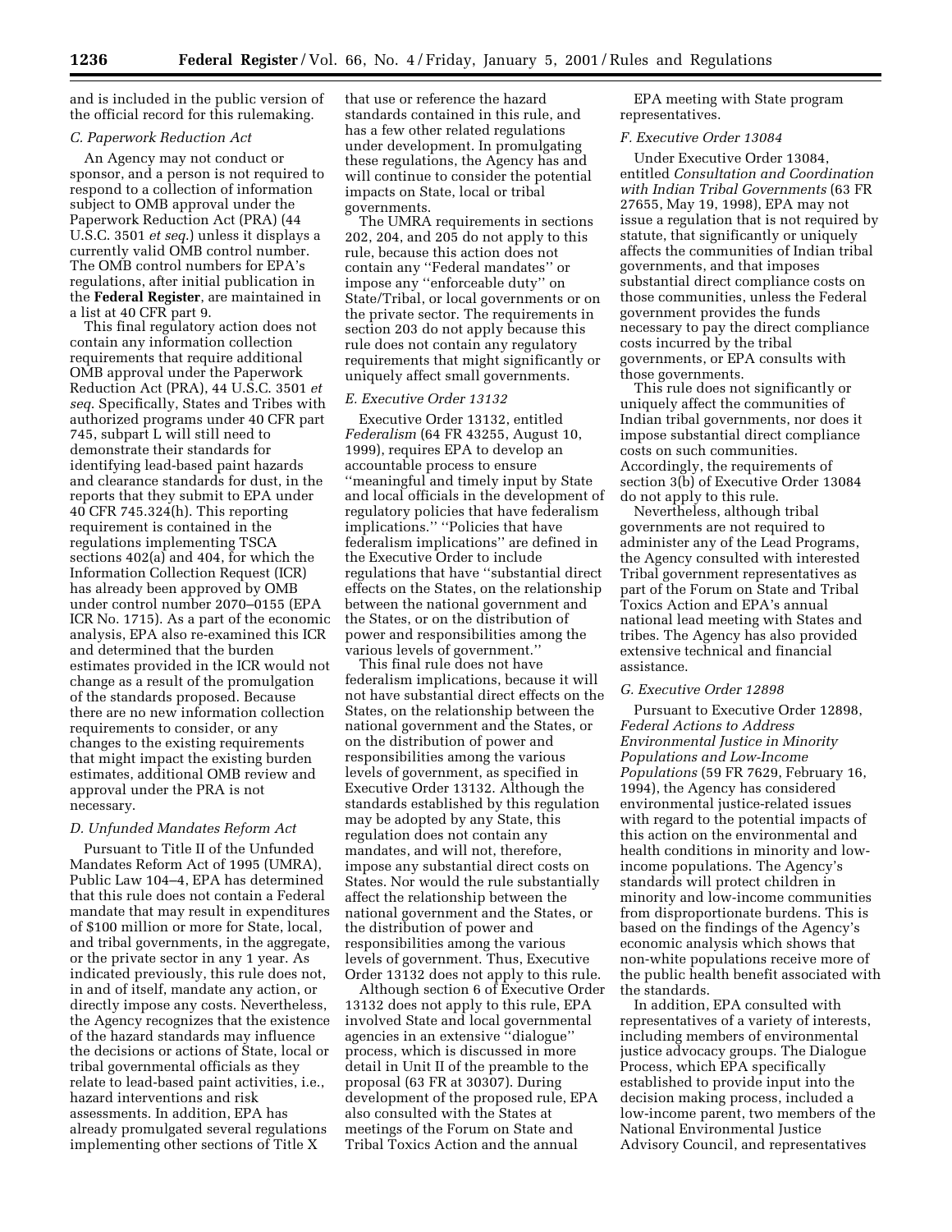and is included in the public version of the official record for this rulemaking.

### C. Paperwork Reduction Act

An Agency may not conduct or sponsor, and a person is not required to respond to a collection of information subject to OMB approval under the Paperwork Reduction Act (PRA) (44 U.S.C. 3501 *et seq.*) unless it displays a currently valid OMB control number. The OMB control numbers for EPA's regulations, after initial publication in the **Federal Register**, are maintained in a list at 40 CFR part 9.

This final regulatory action does not contain any information collection requirements that require additional OMB approval under the Paperwork Reduction Act (PRA), 44 U.S.C. 3501 *et seq.* Specifically, States and Tribes with authorized programs under 40 CFR part 745, subpart L will still need to demonstrate their standards for identifying lead-based paint hazards and clearance standards for dust, in the reports that they submit to EPA under 40 CFR 745.324(h). This reporting requirement is contained in the regulations implementing TSCA sections 402(a) and 404, for which the Information Collection Request (ICR) has already been approved by OMB under control number 2070–0155 (EPA ICR No. 1715). As a part of the economic analysis, EPA also re-examined this ICR and determined that the burden estimates provided in the ICR would not change as a result of the promulgation of the standards proposed. Because there are no new information collection requirements to consider, or any changes to the existing requirements that might impact the existing burden estimates, additional OMB review and approval under the PRA is not necessary.

### D. Unfunded Mandates Reform Act

Pursuant to Title II of the Unfunded Mandates Reform Act of 1995 (UMRA), Public Law 104–4, EPA has determined that this rule does not contain a Federal mandate that may result in expenditures of $100 million or more for State, local, and tribal governments, in the aggregate, or the private sector in any 1 year. As indicated previously, this rule does not, in and of itself, mandate any action, or directly impose any costs. Nevertheless, the Agency recognizes that the existence of the hazard standards may influence the decisions or actions of State, local or tribal governmental officials as they relate to lead-based paint activities, i.e., hazard interventions and risk assessments. In addition, EPA has already promulgated several regulations implementing other sections of Title X that use or reference the hazard standards contained in this rule, and has a few other related regulations under development. In promulgating these regulations, the Agency has and will continue to consider the potential impacts on State, local or tribal governments.

The UMRA requirements in sections 202, 204, and 205 do not apply to this rule, because this action does not contain any ''Federal mandates'' or impose any ''enforceable duty'' on State/Tribal, or local governments or on the private sector. The requirements in section 203 do not apply because this rule does not contain any regulatory requirements that might significantly or uniquely affect small governments.

### E. Executive Order 13132

Executive Order 13132, entitled *Federalism* (64 FR 43255, August 10, 1999), requires EPA to develop an accountable process to ensure ''meaningful and timely input by State and local officials in the development of regulatory policies that have federalism implications.'' ''Policies that have federalism implications'' are defined in the Executive Order to include regulations that have ''substantial direct effects on the States, on the relationship between the national government and the States, or on the distribution of power and responsibilities among the various levels of government.''

This final rule does not have federalism implications, because it will not have substantial direct effects on the States, on the relationship between the national government and the States, or on the distribution of power and responsibilities among the various levels of government, as specified in Executive Order 13132. Although the standards established by this regulation may be adopted by any State, this regulation does not contain any mandates, and will not, therefore, impose any substantial direct costs on States. Nor would the rule substantially affect the relationship between the national government and the States, or the distribution of power and responsibilities among the various levels of government. Thus, Executive Order 13132 does not apply to this rule.

Although section 6 of Executive Order 13132 does not apply to this rule, EPA involved State and local governmental agencies in an extensive ''dialogue'' process, which is discussed in more detail in Unit II of the preamble to the proposal (63 FR at 30307). During development of the proposed rule, EPA also consulted with the States at meetings of the Forum on State and Tribal Toxics Action and the annual EPA meeting with State program representatives.

### F. Executive Order 13084

Under Executive Order 13084, entitled *Consultation and Coordination with Indian Tribal Governments* (63 FR 27655, May 19, 1998), EPA may not issue a regulation that is not required by statute, that significantly or uniquely affects the communities of Indian tribal governments, and that imposes substantial direct compliance costs on those communities, unless the Federal government provides the funds necessary to pay the direct compliance costs incurred by the tribal governments, or EPA consults with those governments.

This rule does not significantly or uniquely affect the communities of Indian tribal governments, nor does it impose substantial direct compliance costs on such communities. Accordingly, the requirements of section 3(b) of Executive Order 13084 do not apply to this rule.

Nevertheless, although tribal governments are not required to administer any of the Lead Programs, the Agency consulted with interested Tribal government representatives as part of the Forum on State and Tribal Toxics Action and EPA's annual national lead meeting with States and tribes. The Agency has also provided extensive technical and financial assistance.

### G. Executive Order 12898

Pursuant to Executive Order 12898, *Federal Actions to Address Environmental Justice in Minority Populations and Low-Income Populations* (59 FR 7629, February 16, 1994), the Agency has considered environmental justice-related issues with regard to the potential impacts of this action on the environmental and health conditions in minority and low-income populations. The Agency's standards will protect children in minority and low-income communities from disproportionate burdens. This is based on the findings of the Agency's economic analysis which shows that non-white populations receive more of the public health benefit associated with the standards.

In addition, EPA consulted with representatives of a variety of interests, including members of environmental justice advocacy groups. The Dialogue Process, which EPA specifically established to provide input into the decision making process, included a low-income parent, two members of the National Environmental Justice Advisory Council, and representatives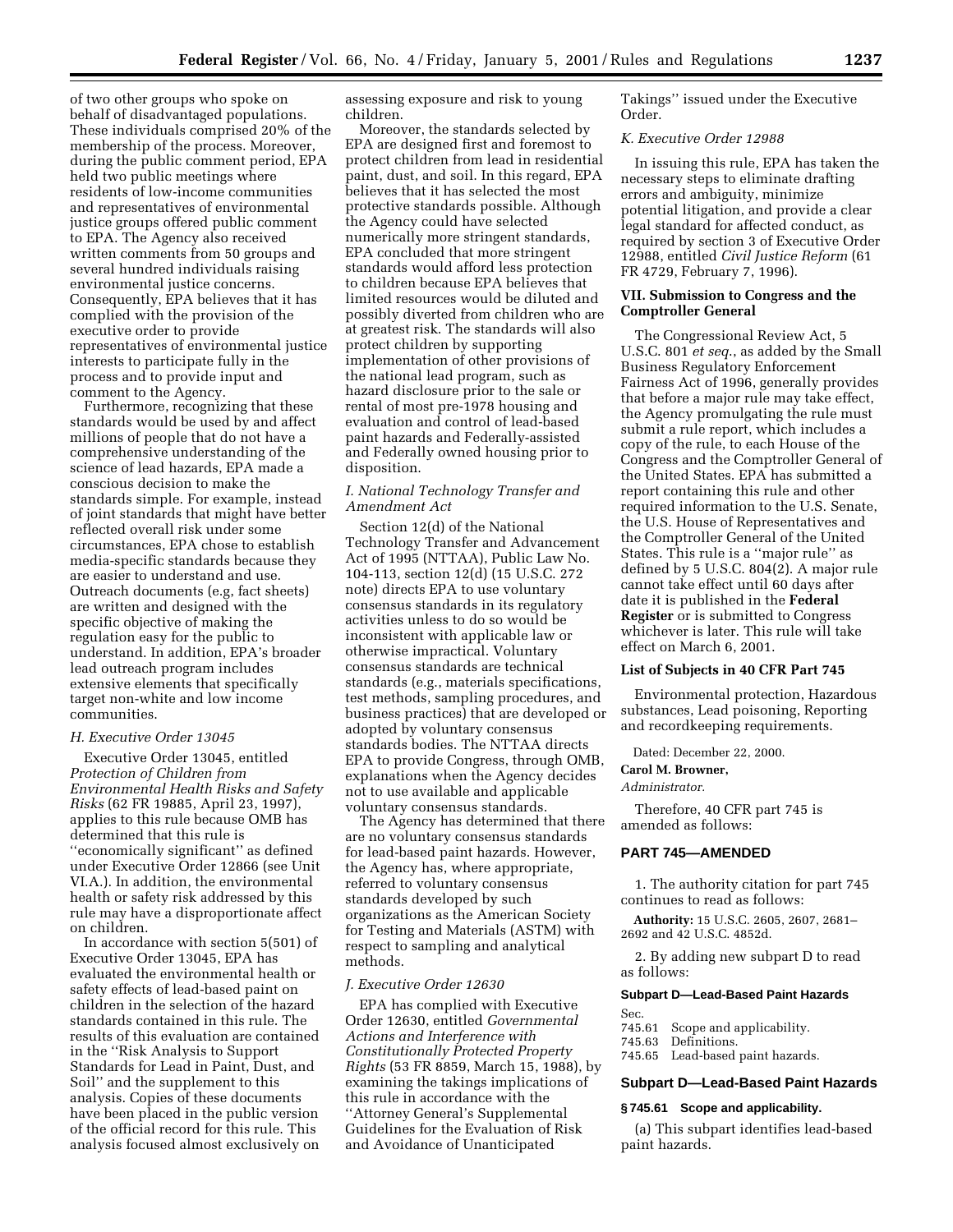of two other groups who spoke on behalf of disadvantaged populations. These individuals comprised 20% of the membership of the process. Moreover, during the public comment period, EPA held two public meetings where residents of low-income communities and representatives of environmental justice groups offered public comment to EPA. The Agency also received written comments from 50 groups and several hundred individuals raising environmental justice concerns. Consequently, EPA believes that it has complied with the provision of the executive order to provide representatives of environmental justice interests to participate fully in the process and to provide input and comment to the Agency.

Furthermore, recognizing that these standards would be used by and affect millions of people that do not have a comprehensive understanding of the science of lead hazards, EPA made a conscious decision to make the standards simple. For example, instead of joint standards that might have better reflected overall risk under some circumstances, EPA chose to establish media-specific standards because they are easier to understand and use. Outreach documents (e.g, fact sheets) are written and designed with the specific objective of making the regulation easy for the public to understand. In addition, EPA's broader lead outreach program includes extensive elements that specifically target non-white and low income communities.

### *H. Executive Order 13045*

Executive Order 13045, entitled *Protection of Children from Environmental Health Risks and Safety Risks* (62 FR 19885, April 23, 1997), applies to this rule because OMB has determined that this rule is ''economically significant'' as defined under Executive Order 12866 (see Unit VI.A.). In addition, the environmental health or safety risk addressed by this rule may have a disproportionate affect on children.

In accordance with section 5(501) of Executive Order 13045, EPA has evaluated the environmental health or safety effects of lead-based paint on children in the selection of the hazard standards contained in this rule. The results of this evaluation are contained in the ''Risk Analysis to Support Standards for Lead in Paint, Dust, and Soil'' and the supplement to this analysis. Copies of these documents have been placed in the public version of the official record for this rule. This analysis focused almost exclusively on assessing exposure and risk to young children.

Moreover, the standards selected by EPA are designed first and foremost to protect children from lead in residential paint, dust, and soil. In this regard, EPA believes that it has selected the most protective standards possible. Although the Agency could have selected numerically more stringent standards, EPA concluded that more stringent standards would afford less protection to children because EPA believes that limited resources would be diluted and possibly diverted from children who are at greatest risk. The standards will also protect children by supporting implementation of other provisions of the national lead program, such as hazard disclosure prior to the sale or rental of most pre-1978 housing and evaluation and control of lead-based paint hazards and Federally-assisted and Federally owned housing prior to disposition.

### *I. National Technology Transfer and Amendment Act*

Section 12(d) of the National Technology Transfer and Advancement Act of 1995 (NTTAA), Public Law No. 104-113, section 12(d) (15 U.S.C. 272 note) directs EPA to use voluntary consensus standards in its regulatory activities unless to do so would be inconsistent with applicable law or otherwise impractical. Voluntary consensus standards are technical standards (e.g., materials specifications, test methods, sampling procedures, and business practices) that are developed or adopted by voluntary consensus standards bodies. The NTTAA directs EPA to provide Congress, through OMB, explanations when the Agency decides not to use available and applicable voluntary consensus standards.

The Agency has determined that there are no voluntary consensus standards for lead-based paint hazards. However, the Agency has, where appropriate, referred to voluntary consensus standards developed by such organizations as the American Society for Testing and Materials (ASTM) with respect to sampling and analytical methods.

### *J. Executive Order 12630*

EPA has complied with Executive Order 12630, entitled *Governmental Actions and Interference with Constitutionally Protected Property Rights* (53 FR 8859, March 15, 1988), by examining the takings implications of this rule in accordance with the ''Attorney General's Supplemental Guidelines for the Evaluation of Risk and Avoidance of Unanticipated Takings'' issued under the Executive Order.

### *K. Executive Order 12988*

In issuing this rule, EPA has taken the necessary steps to eliminate drafting errors and ambiguity, minimize potential litigation, and provide a clear legal standard for affected conduct, as required by section 3 of Executive Order 12988, entitled *Civil Justice Reform* (61 FR 4729, February 7, 1996).

## VII. Submission to Congress and the Comptroller General

The Congressional Review Act, 5 U.S.C. 801 *et seq.*, as added by the Small Business Regulatory Enforcement Fairness Act of 1996, generally provides that before a major rule may take effect, the Agency promulgating the rule must submit a rule report, which includes a copy of the rule, to each House of the Congress and the Comptroller General of the United States. EPA has submitted a report containing this rule and other required information to the U.S. Senate, the U.S. House of Representatives and the Comptroller General of the United States. This rule is a ''major rule'' as defined by 5 U.S.C. 804(2). A major rule cannot take effect until 60 days after date it is published in the **Federal Register** or is submitted to Congress whichever is later. This rule will take effect on March 6, 2001.

## List of Subjects in 40 CFR Part 745

Environmental protection, Hazardous substances, Lead poisoning, Reporting and recordkeeping requirements.

Dated: December 22, 2000.

**Carol M. Browner,**

*Administrator.*

Therefore, 40 CFR part 745 is amended as follows:

## PART 745—AMENDED

1. The authority citation for part 745 continues to read as follows:

**Authority:** 15 U.S.C. 2605, 2607, 2681–2692 and 42 U.S.C. 4852d.

2. By adding new subpart D to read as follows:

**Subpart D—Lead-Based Paint Hazards**

Sec.
745.61 Scope and applicability.
745.63 Definitions.
745.65 Lead-based paint hazards.

## Subpart D—Lead-Based Paint Hazards

### § 745.61 Scope and applicability.

(a) This subpart identifies lead-based paint hazards.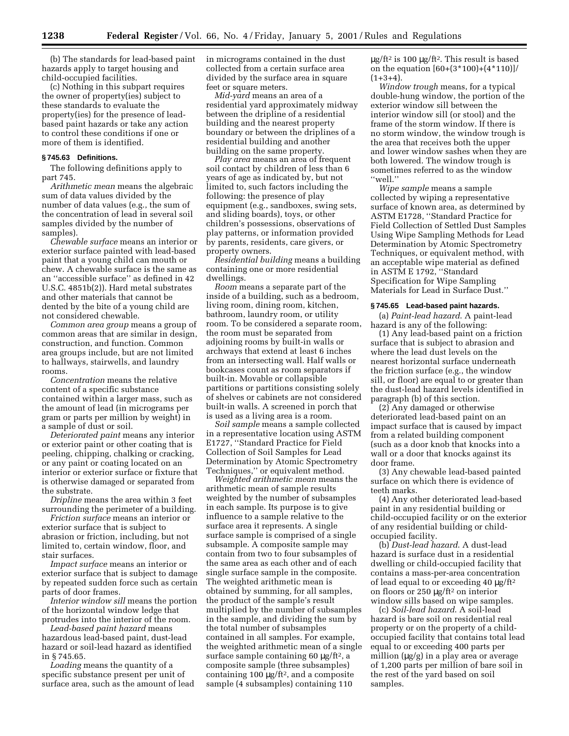(b) The standards for lead-based paint hazards apply to target housing and child-occupied facilities.

(c) Nothing in this subpart requires the owner of property(ies) subject to these standards to evaluate the property(ies) for the presence of lead-based paint hazards or take any action to control these conditions if one or more of them is identified.

### § 745.63 Definitions.

The following definitions apply to part 745.

*Arithmetic mean* means the algebraic sum of data values divided by the number of data values (e.g., the sum of the concentration of lead in several soil samples divided by the number of samples).

*Chewable surface* means an interior or exterior surface painted with lead-based paint that a young child can mouth or chew. A chewable surface is the same as an ''accessible surface'' as defined in 42 U.S.C. 4851b(2)). Hard metal substrates and other materials that cannot be dented by the bite of a young child are not considered chewable.

*Common area group* means a group of common areas that are similar in design, construction, and function. Common area groups include, but are not limited to hallways, stairwells, and laundry rooms.

*Concentration* means the relative content of a specific substance contained within a larger mass, such as the amount of lead (in micrograms per gram or parts per million by weight) in a sample of dust or soil.

*Deteriorated paint* means any interior or exterior paint or other coating that is peeling, chipping, chalking or cracking, or any paint or coating located on an interior or exterior surface or fixture that is otherwise damaged or separated from the substrate.

*Dripline* means the area within 3 feet surrounding the perimeter of a building.

*Friction surface* means an interior or exterior surface that is subject to abrasion or friction, including, but not limited to, certain window, floor, and stair surfaces.

*Impact surface* means an interior or exterior surface that is subject to damage by repeated sudden force such as certain parts of door frames.

*Interior window sill* means the portion of the horizontal window ledge that protrudes into the interior of the room.

*Lead-based paint hazard* means hazardous lead-based paint, dust-lead hazard or soil-lead hazard as identified in § 745.65.

*Loading* means the quantity of a specific substance present per unit of surface area, such as the amount of lead in micrograms contained in the dust collected from a certain surface area divided by the surface area in square feet or square meters.

*Mid-yard* means an area of a residential yard approximately midway between the dripline of a residential building and the nearest property boundary or between the driplines of a residential building and another building on the same property.

*Play area* means an area of frequent soil contact by children of less than 6 years of age as indicated by, but not limited to, such factors including the following: the presence of play equipment (e.g., sandboxes, swing sets, and sliding boards), toys, or other children's possessions, observations of play patterns, or information provided by parents, residents, care givers, or property owners.

*Residential building* means a building containing one or more residential dwellings.

*Room* means a separate part of the inside of a building, such as a bedroom, living room, dining room, kitchen, bathroom, laundry room, or utility room. To be considered a separate room, the room must be separated from adjoining rooms by built-in walls or archways that extend at least 6 inches from an intersecting wall. Half walls or bookcases count as room separators if built-in. Movable or collapsible partitions or partitions consisting solely of shelves or cabinets are not considered built-in walls. A screened in porch that is used as a living area is a room.

*Soil sample* means a sample collected in a representative location using ASTM E1727, ''Standard Practice for Field Collection of Soil Samples for Lead Determination by Atomic Spectrometry Techniques,'' or equivalent method.

*Weighted arithmetic mean* means the arithmetic mean of sample results weighted by the number of subsamples in each sample. Its purpose is to give influence to a sample relative to the surface area it represents. A single surface sample is comprised of a single subsample. A composite sample may contain from two to four subsamples of the same area as each other and of each single surface sample in the composite. The weighted arithmetic mean is obtained by summing, for all samples, the product of the sample's result multiplied by the number of subsamples in the sample, and dividing the sum by the total number of subsamples contained in all samples. For example, the weighted arithmetic mean of a single surface sample containing 60 μg/ft², a composite sample (three subsamples) containing 100 μg/ft², and a composite sample (4 subsamples) containing 110 μg/ft² is 100 μg/ft². This result is based on the equation [60+(3*100)+(4*110)]/(1+3+4).

*Window trough* means, for a typical double-hung window, the portion of the exterior window sill between the interior window sill (or stool) and the frame of the storm window. If there is no storm window, the window trough is the area that receives both the upper and lower window sashes when they are both lowered. The window trough is sometimes referred to as the window ''well.''

*Wipe sample* means a sample collected by wiping a representative surface of known area, as determined by ASTM E1728, ''Standard Practice for Field Collection of Settled Dust Samples Using Wipe Sampling Methods for Lead Determination by Atomic Spectrometry Techniques, or equivalent method, with an acceptable wipe material as defined in ASTM E 1792, ''Standard Specification for Wipe Sampling Materials for Lead in Surface Dust.''

### § 745.65 Lead-based paint hazards.

(a) *Paint-lead hazard*. A paint-lead hazard is any of the following:

(1) Any lead-based paint on a friction surface that is subject to abrasion and where the lead dust levels on the nearest horizontal surface underneath the friction surface (e.g., the window sill, or floor) are equal to or greater than the dust-lead hazard levels identified in paragraph (b) of this section.

(2) Any damaged or otherwise deteriorated lead-based paint on an impact surface that is caused by impact from a related building component (such as a door knob that knocks into a wall or a door that knocks against its door frame.

(3) Any chewable lead-based painted surface on which there is evidence of teeth marks.

(4) Any other deteriorated lead-based paint in any residential building or child-occupied facility or on the exterior of any residential building or child-occupied facility.

(b) *Dust-lead hazard*. A dust-lead hazard is surface dust in a residential dwelling or child-occupied facility that contains a mass-per-area concentration of lead equal to or exceeding 40 μg/ft² on floors or 250 μg/ft² on interior window sills based on wipe samples.

(c) *Soil-lead hazard*. A soil-lead hazard is bare soil on residential real property or on the property of a child-occupied facility that contains total lead equal to or exceeding 400 parts per million (μg/g) in a play area or average of 1,200 parts per million of bare soil in the rest of the yard based on soil samples.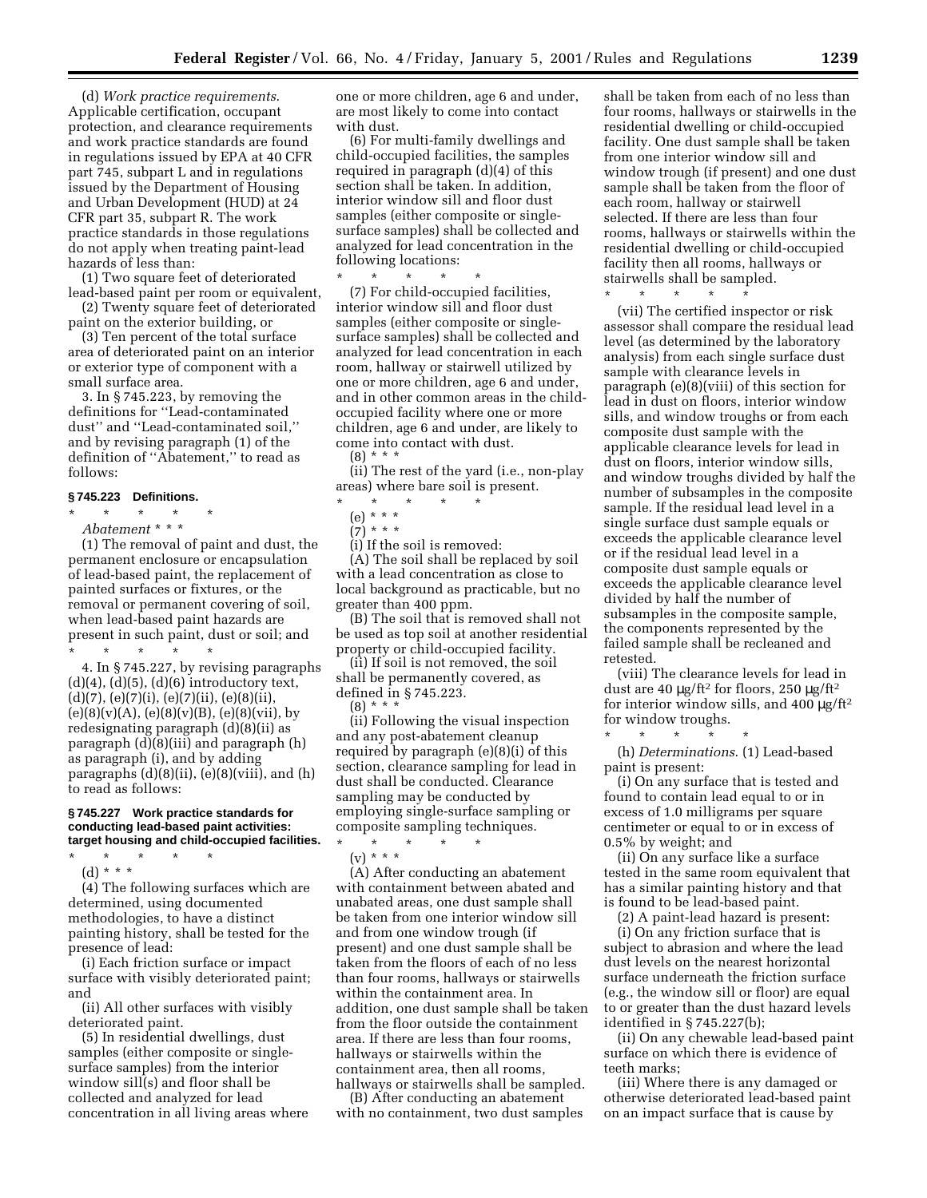(d) *Work practice requirements*. Applicable certification, occupant protection, and clearance requirements and work practice standards are found in regulations issued by EPA at 40 CFR part 745, subpart L and in regulations issued by the Department of Housing and Urban Development (HUD) at 24 CFR part 35, subpart R. The work practice standards in those regulations do not apply when treating paint-lead hazards of less than:

(1) Two square feet of deteriorated lead-based paint per room or equivalent,

(2) Twenty square feet of deteriorated paint on the exterior building, or

(3) Ten percent of the total surface area of deteriorated paint on an interior or exterior type of component with a small surface area.

3. In § 745.223, by removing the definitions for ''Lead-contaminated dust'' and ''Lead-contaminated soil,'' and by revising paragraph (1) of the definition of ''Abatement,'' to read as follows:

### § 745.223 Definitions.

\* \* \* \* \*

*Abatement* \* \* \*

(1) The removal of paint and dust, the permanent enclosure or encapsulation of lead-based paint, the replacement of painted surfaces or fixtures, or the removal or permanent covering of soil, when lead-based paint hazards are present in such paint, dust or soil; and

\* \* \* \* \*

4. In § 745.227, by revising paragraphs (d)(4), (d)(5), (d)(6) introductory text, (d)(7), (e)(7)(i), (e)(7)(ii), (e)(8)(ii), (e)(8)(v)(A), (e)(8)(v)(B), (e)(8)(vii), by redesignating paragraph (d)(8)(ii) as paragraph (d)(8)(iii) and paragraph (h) as paragraph (i), and by adding paragraphs (d)(8)(ii), (e)(8)(viii), and (h) to read as follows:

### § 745.227 Work practice standards for conducting lead-based paint activities: target housing and child-occupied facilities.

\* \* \* \* \*

(d) \* \* \*

(4) The following surfaces which are determined, using documented methodologies, to have a distinct painting history, shall be tested for the presence of lead:

(i) Each friction surface or impact surface with visibly deteriorated paint; and

(ii) All other surfaces with visibly deteriorated paint.

(5) In residential dwellings, dust samples (either composite or single-surface samples) from the interior window sill(s) and floor shall be collected and analyzed for lead concentration in all living areas where one or more children, age 6 and under, are most likely to come into contact with dust.

(6) For multi-family dwellings and child-occupied facilities, the samples required in paragraph (d)(4) of this section shall be taken. In addition, interior window sill and floor dust samples (either composite or single-surface samples) shall be collected and analyzed for lead concentration in the following locations:

\* \* \* \* \*

(7) For child-occupied facilities, interior window sill and floor dust samples (either composite or single-surface samples) shall be collected and analyzed for lead concentration in each room, hallway or stairwell utilized by one or more children, age 6 and under, and in other common areas in the child-occupied facility where one or more children, age 6 and under, are likely to come into contact with dust.

(8) \* \* \*

(ii) The rest of the yard (i.e., non-play areas) where bare soil is present.

\* \* \* \* \*

(e) \* \* \*

(7) \* \* \*

(i) If the soil is removed:

(A) The soil shall be replaced by soil with a lead concentration as close to local background as practicable, but no greater than 400 ppm.

(B) The soil that is removed shall not be used as top soil at another residential property or child-occupied facility.

(ii) If soil is not removed, the soil shall be permanently covered, as defined in § 745.223.

(8) \* \* \*

(ii) Following the visual inspection and any post-abatement cleanup required by paragraph (e)(8)(i) of this section, clearance sampling for lead in dust shall be conducted. Clearance sampling may be conducted by employing single-surface sampling or composite sampling techniques.

\* \* \* \* \*

(v) \* \* \*

(A) After conducting an abatement with containment between abated and unabated areas, one dust sample shall be taken from one interior window sill and from one window trough (if present) and one dust sample shall be taken from the floors of each of no less than four rooms, hallways or stairwells within the containment area. In addition, one dust sample shall be taken from the floor outside the containment area. If there are less than four rooms, hallways or stairwells within the containment area, then all rooms, hallways or stairwells shall be sampled.

(B) After conducting an abatement with no containment, two dust samples shall be taken from each of no less than four rooms, hallways or stairwells in the residential dwelling or child-occupied facility. One dust sample shall be taken from one interior window sill and window trough (if present) and one dust sample shall be taken from the floor of each room, hallway or stairwell selected. If there are less than four rooms, hallways or stairwells within the residential dwelling or child-occupied facility then all rooms, hallways or stairwells shall be sampled.

\* \* \* \* \*

(vii) The certified inspector or risk assessor shall compare the residual lead level (as determined by the laboratory analysis) from each single surface dust sample with clearance levels in paragraph (e)(8)(viii) of this section for lead in dust on floors, interior window sills, and window troughs or from each composite dust sample with the applicable clearance levels for lead in dust on floors, interior window sills, and window troughs divided by half the number of subsamples in the composite sample. If the residual lead level in a single surface dust sample equals or exceeds the applicable clearance level or if the residual lead level in a composite dust sample equals or exceeds the applicable clearance level divided by half the number of subsamples in the composite sample, the components represented by the failed sample shall be recleaned and retested.

(viii) The clearance levels for lead in dust are 40 $\mu g/ft^2$ for floors, 250 $\mu g/ft^2$ for interior window sills, and 400 $\mu g/ft^2$ for window troughs.

\* \* \* \* \*

(h) *Determinations*. (1) Lead-based paint is present:

(i) On any surface that is tested and found to contain lead equal to or in excess of 1.0 milligrams per square centimeter or equal to or in excess of 0.5% by weight; and

(ii) On any surface like a surface tested in the same room equivalent that has a similar painting history and that is found to be lead-based paint.

(2) A paint-lead hazard is present:

(i) On any friction surface that is subject to abrasion and where the lead dust levels on the nearest horizontal surface underneath the friction surface (e.g., the window sill or floor) are equal to or greater than the dust hazard levels identified in § 745.227(b);

(ii) On any chewable lead-based paint surface on which there is evidence of teeth marks;

(iii) Where there is any damaged or otherwise deteriorated lead-based paint on an impact surface that is cause by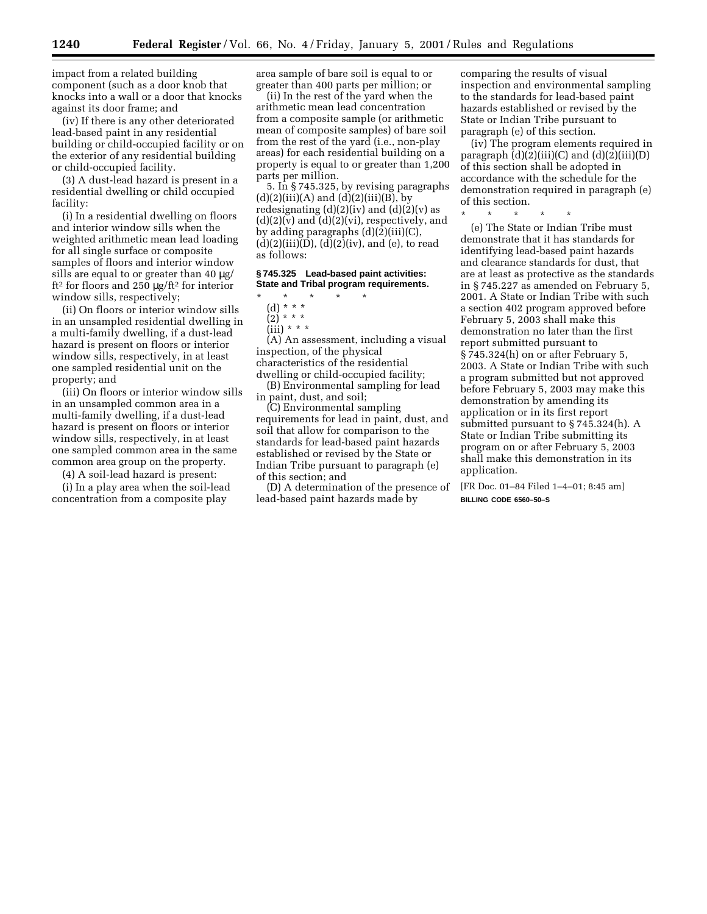impact from a related building component (such as a door knob that knocks into a wall or a door that knocks against its door frame; and

(iv) If there is any other deteriorated lead-based paint in any residential building or child-occupied facility or on the exterior of any residential building or child-occupied facility.

(3) A dust-lead hazard is present in a residential dwelling or child occupied facility:

(i) In a residential dwelling on floors and interior window sills when the weighted arithmetic mean lead loading for all single surface or composite samples of floors and interior window sills are equal to or greater than 40 $\mu g/ft^2$ for floors and 250 $\mu g/ft^2$ for interior window sills, respectively;

(ii) On floors or interior window sills in an unsampled residential dwelling in a multi-family dwelling, if a dust-lead hazard is present on floors or interior window sills, respectively, in at least one sampled residential unit on the property; and

(iii) On floors or interior window sills in an unsampled common area in a multi-family dwelling, if a dust-lead hazard is present on floors or interior window sills, respectively, in at least one sampled common area in the same common area group on the property.

(4) A soil-lead hazard is present:

(i) In a play area when the soil-lead concentration from a composite play area sample of bare soil is equal to or greater than 400 parts per million; or

(ii) In the rest of the yard when the arithmetic mean lead concentration from a composite sample (or arithmetic mean of composite samples) of bare soil from the rest of the yard (i.e., non-play areas) for each residential building on a property is equal to or greater than 1,200 parts per million.

5. In § 745.325, by revising paragraphs (d)(2)(iii)(A) and (d)(2)(iii)(B), by redesignating (d)(2)(iv) and (d)(2)(v) as (d)(2)(v) and (d)(2)(vi), respectively, and by adding paragraphs (d)(2)(iii)(C), (d)(2)(iii)(D), (d)(2)(iv), and (e), to read as follows:

**§ 745.325 Lead-based paint activities: State and Tribal program requirements.**

\* \* \* \* \*

(d) \* \* \*

(2) \* \* \*

(iii) \* \* \*

(A) An assessment, including a visual inspection, of the physical characteristics of the residential dwelling or child-occupied facility;

(B) Environmental sampling for lead in paint, dust, and soil;

(C) Environmental sampling requirements for lead in paint, dust, and soil that allow for comparison to the standards for lead-based paint hazards established or revised by the State or Indian Tribe pursuant to paragraph (e) of this section; and

(D) A determination of the presence of lead-based paint hazards made by comparing the results of visual inspection and environmental sampling to the standards for lead-based paint hazards established or revised by the State or Indian Tribe pursuant to paragraph (e) of this section.

(iv) The program elements required in paragraph (d)(2)(iii)(C) and (d)(2)(iii)(D) of this section shall be adopted in accordance with the schedule for the demonstration required in paragraph (e) of this section.

\* \* \* \* \*

(e) The State or Indian Tribe must demonstrate that it has standards for identifying lead-based paint hazards and clearance standards for dust, that are at least as protective as the standards in § 745.227 as amended on February 5, 2001. A State or Indian Tribe with such a section 402 program approved before February 5, 2003 shall make this demonstration no later than the first report submitted pursuant to § 745.324(h) on or after February 5, 2003. A State or Indian Tribe with such a program submitted but not approved before February 5, 2003 may make this demonstration by amending its application or in its first report submitted pursuant to § 745.324(h). A State or Indian Tribe submitting its program on or after February 5, 2003 shall make this demonstration in its application.

[FR Doc. 01–84 Filed 1–4–01; 8:45 am]

**BILLING CODE 6560–50–S**